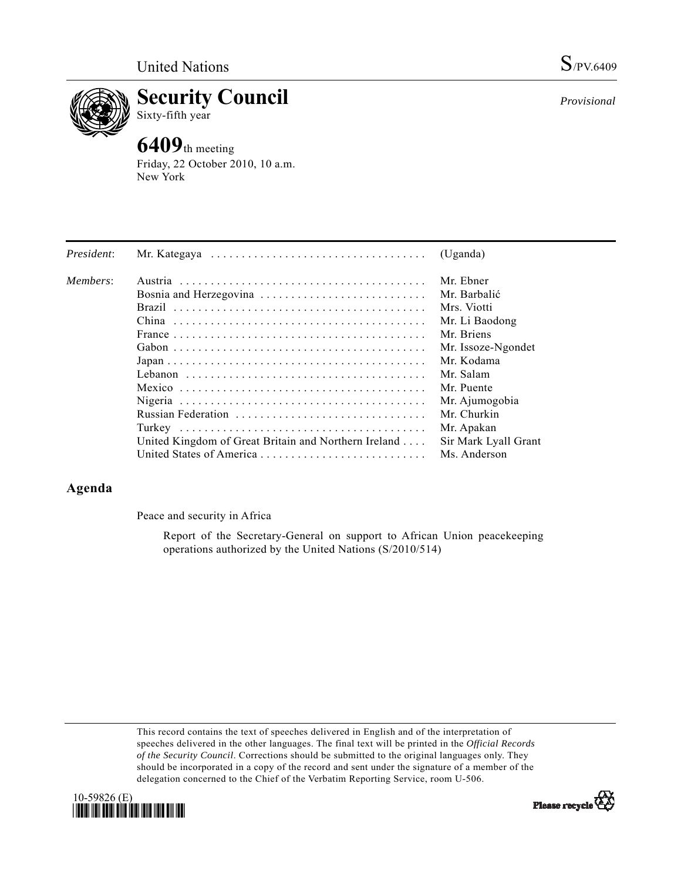United Nations S/PV.6409

# Security Council

Sixty-fifth year

*Provisional*

## 6409th meeting

Friday, 22 October 2010, 10 a.m.
New York

| | | |
|---|---|---|
| *President*: | Mr. Kategaya | (Uganda) |
| *Members*: | Austria | Mr. Ebner |
| | Bosnia and Herzegovina | Mr. Barbalić |
| | Brazil | Mrs. Viotti |
| | China | Mr. Li Baodong |
| | France | Mr. Briens |
| | Gabon | Mr. Issoze-Ngondet |
| | Japan | Mr. Kodama |
| | Lebanon | Mr. Salam |
| | Mexico | Mr. Puente |
| | Nigeria | Mr. Ajumogobia |
| | Russian Federation | Mr. Churkin |
| | Turkey | Mr. Apakan |
| | United Kingdom of Great Britain and Northern Ireland | Sir Mark Lyall Grant |
| | United States of America | Ms. Anderson |

## Agenda

Peace and security in Africa

Report of the Secretary-General on support to African Union peacekeeping operations authorized by the United Nations (S/2010/514)

This record contains the text of speeches delivered in English and of the interpretation of speeches delivered in the other languages. The final text will be printed in the *Official Records of the Security Council*. Corrections should be submitted to the original languages only. They should be incorporated in a copy of the record and sent under the signature of a member of the delegation concerned to the Chief of the Verbatim Reporting Service, room U-506.

10-59826 (E)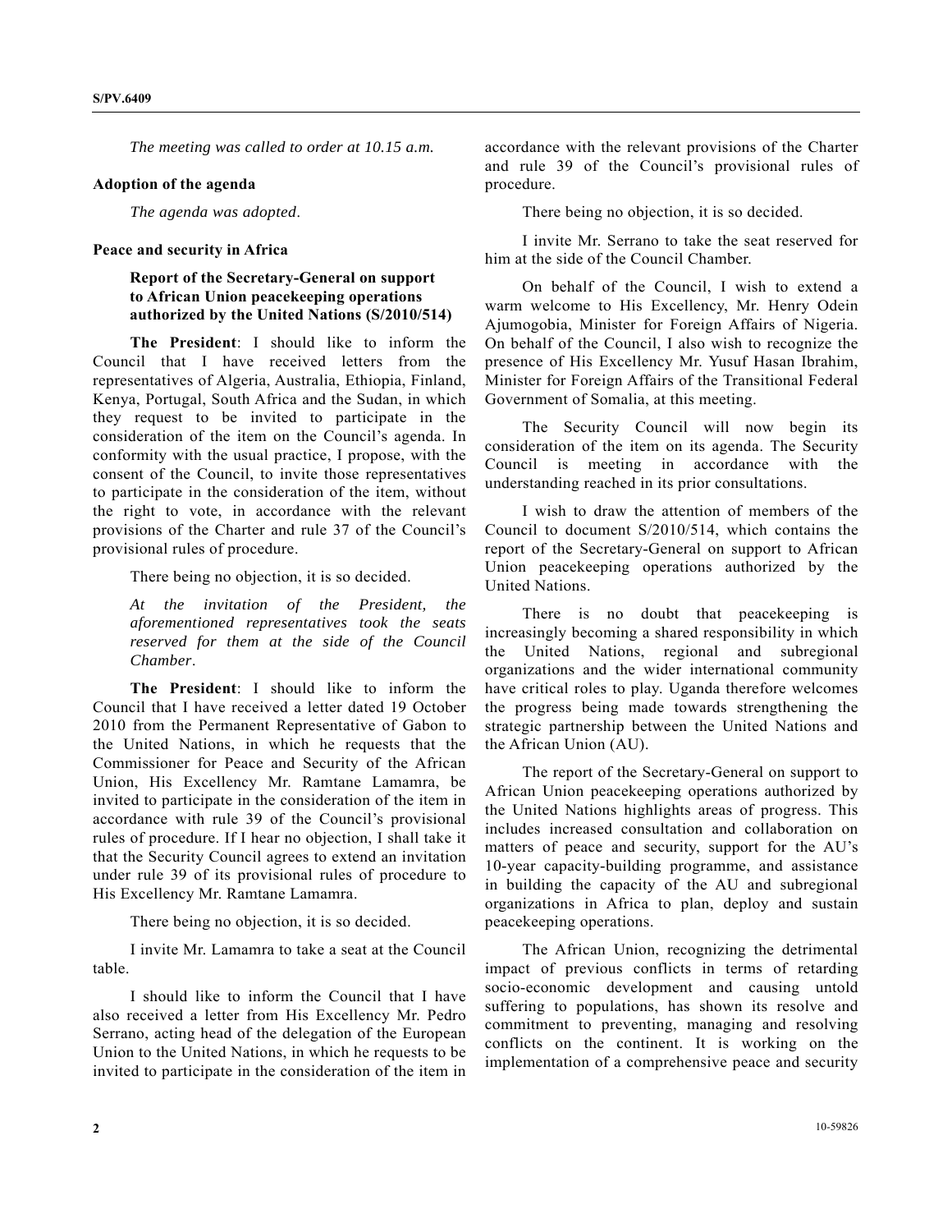*The meeting was called to order at 10.15 a.m.*

**Adoption of the agenda**

*The agenda was adopted*.

**Peace and security in Africa**

**Report of the Secretary-General on support to African Union peacekeeping operations authorized by the United Nations (S/2010/514)**

**The President**: I should like to inform the Council that I have received letters from the representatives of Algeria, Australia, Ethiopia, Finland, Kenya, Portugal, South Africa and the Sudan, in which they request to be invited to participate in the consideration of the item on the Council's agenda. In conformity with the usual practice, I propose, with the consent of the Council, to invite those representatives to participate in the consideration of the item, without the right to vote, in accordance with the relevant provisions of the Charter and rule 37 of the Council's provisional rules of procedure.

There being no objection, it is so decided.

*At the invitation of the President, the aforementioned representatives took the seats reserved for them at the side of the Council Chamber*.

**The President**: I should like to inform the Council that I have received a letter dated 19 October 2010 from the Permanent Representative of Gabon to the United Nations, in which he requests that the Commissioner for Peace and Security of the African Union, His Excellency Mr. Ramtane Lamamra, be invited to participate in the consideration of the item in accordance with rule 39 of the Council's provisional rules of procedure. If I hear no objection, I shall take it that the Security Council agrees to extend an invitation under rule 39 of its provisional rules of procedure to His Excellency Mr. Ramtane Lamamra.

There being no objection, it is so decided.

I invite Mr. Lamamra to take a seat at the Council table.

I should like to inform the Council that I have also received a letter from His Excellency Mr. Pedro Serrano, acting head of the delegation of the European Union to the United Nations, in which he requests to be invited to participate in the consideration of the item in accordance with the relevant provisions of the Charter and rule 39 of the Council's provisional rules of procedure.

There being no objection, it is so decided.

I invite Mr. Serrano to take the seat reserved for him at the side of the Council Chamber.

On behalf of the Council, I wish to extend a warm welcome to His Excellency, Mr. Henry Odein Ajumogobia, Minister for Foreign Affairs of Nigeria. On behalf of the Council, I also wish to recognize the presence of His Excellency Mr. Yusuf Hasan Ibrahim, Minister for Foreign Affairs of the Transitional Federal Government of Somalia, at this meeting.

The Security Council will now begin its consideration of the item on its agenda. The Security Council is meeting in accordance with the understanding reached in its prior consultations.

I wish to draw the attention of members of the Council to document S/2010/514, which contains the report of the Secretary-General on support to African Union peacekeeping operations authorized by the United Nations.

There is no doubt that peacekeeping is increasingly becoming a shared responsibility in which the United Nations, regional and subregional organizations and the wider international community have critical roles to play. Uganda therefore welcomes the progress being made towards strengthening the strategic partnership between the United Nations and the African Union (AU).

The report of the Secretary-General on support to African Union peacekeeping operations authorized by the United Nations highlights areas of progress. This includes increased consultation and collaboration on matters of peace and security, support for the AU's 10-year capacity-building programme, and assistance in building the capacity of the AU and subregional organizations in Africa to plan, deploy and sustain peacekeeping operations.

The African Union, recognizing the detrimental impact of previous conflicts in terms of retarding socio-economic development and causing untold suffering to populations, has shown its resolve and commitment to preventing, managing and resolving conflicts on the continent. It is working on the implementation of a comprehensive peace and security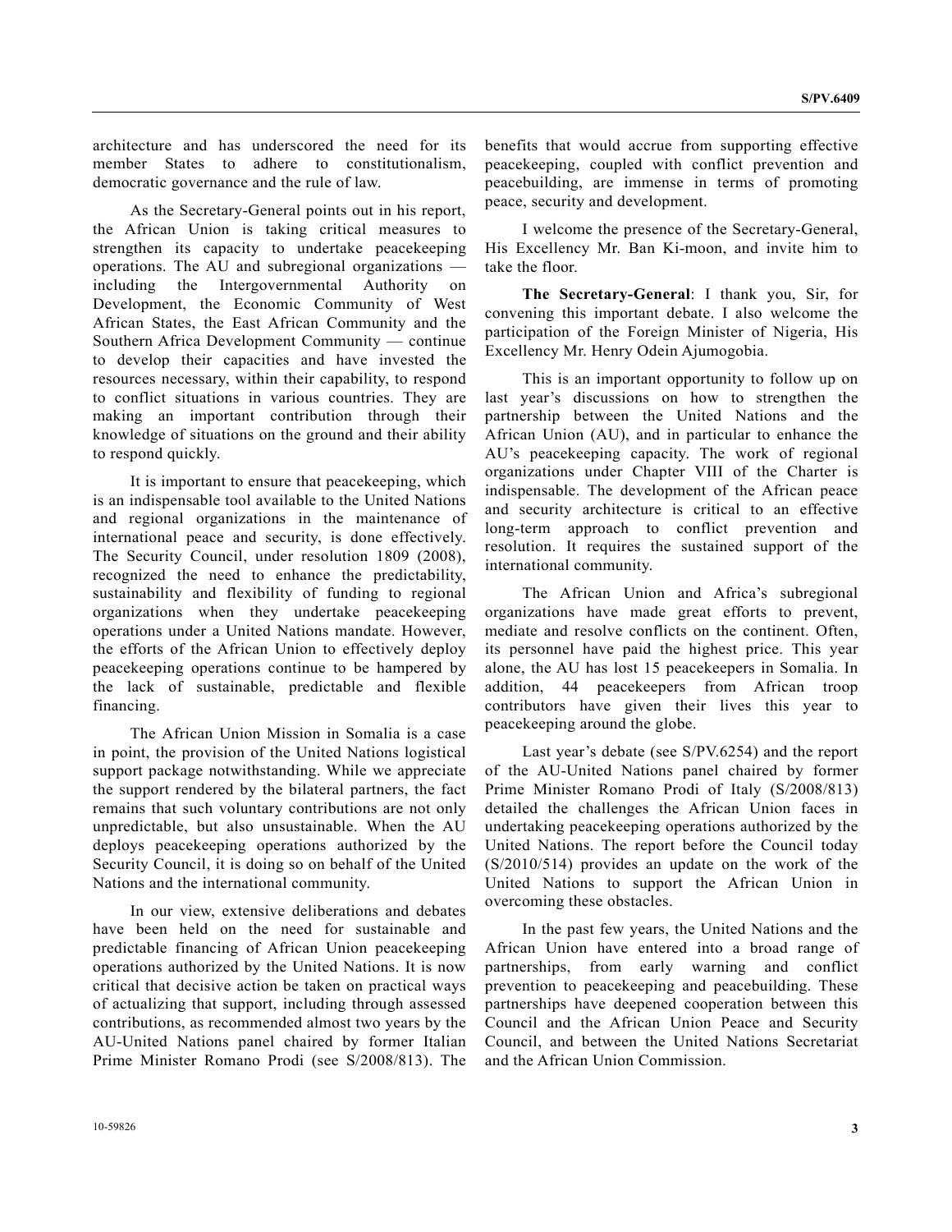architecture and has underscored the need for its member States to adhere to constitutionalism, democratic governance and the rule of law.

As the Secretary-General points out in his report, the African Union is taking critical measures to strengthen its capacity to undertake peacekeeping operations. The AU and subregional organizations — including the Intergovernmental Authority on Development, the Economic Community of West African States, the East African Community and the Southern Africa Development Community — continue to develop their capacities and have invested the resources necessary, within their capability, to respond to conflict situations in various countries. They are making an important contribution through their knowledge of situations on the ground and their ability to respond quickly.

It is important to ensure that peacekeeping, which is an indispensable tool available to the United Nations and regional organizations in the maintenance of international peace and security, is done effectively. The Security Council, under resolution 1809 (2008), recognized the need to enhance the predictability, sustainability and flexibility of funding to regional organizations when they undertake peacekeeping operations under a United Nations mandate. However, the efforts of the African Union to effectively deploy peacekeeping operations continue to be hampered by the lack of sustainable, predictable and flexible financing.

The African Union Mission in Somalia is a case in point, the provision of the United Nations logistical support package notwithstanding. While we appreciate the support rendered by the bilateral partners, the fact remains that such voluntary contributions are not only unpredictable, but also unsustainable. When the AU deploys peacekeeping operations authorized by the Security Council, it is doing so on behalf of the United Nations and the international community.

In our view, extensive deliberations and debates have been held on the need for sustainable and predictable financing of African Union peacekeeping operations authorized by the United Nations. It is now critical that decisive action be taken on practical ways of actualizing that support, including through assessed contributions, as recommended almost two years by the AU-United Nations panel chaired by former Italian Prime Minister Romano Prodi (see S/2008/813). The benefits that would accrue from supporting effective peacekeeping, coupled with conflict prevention and peacebuilding, are immense in terms of promoting peace, security and development.

I welcome the presence of the Secretary-General, His Excellency Mr. Ban Ki-moon, and invite him to take the floor.

**The Secretary-General**: I thank you, Sir, for convening this important debate. I also welcome the participation of the Foreign Minister of Nigeria, His Excellency Mr. Henry Odein Ajumogobia.

This is an important opportunity to follow up on last year's discussions on how to strengthen the partnership between the United Nations and the African Union (AU), and in particular to enhance the AU's peacekeeping capacity. The work of regional organizations under Chapter VIII of the Charter is indispensable. The development of the African peace and security architecture is critical to an effective long-term approach to conflict prevention and resolution. It requires the sustained support of the international community.

The African Union and Africa's subregional organizations have made great efforts to prevent, mediate and resolve conflicts on the continent. Often, its personnel have paid the highest price. This year alone, the AU has lost 15 peacekeepers in Somalia. In addition, 44 peacekeepers from African troop contributors have given their lives this year to peacekeeping around the globe.

Last year's debate (see S/PV.6254) and the report of the AU-United Nations panel chaired by former Prime Minister Romano Prodi of Italy (S/2008/813) detailed the challenges the African Union faces in undertaking peacekeeping operations authorized by the United Nations. The report before the Council today (S/2010/514) provides an update on the work of the United Nations to support the African Union in overcoming these obstacles.

In the past few years, the United Nations and the African Union have entered into a broad range of partnerships, from early warning and conflict prevention to peacekeeping and peacebuilding. These partnerships have deepened cooperation between this Council and the African Union Peace and Security Council, and between the United Nations Secretariat and the African Union Commission.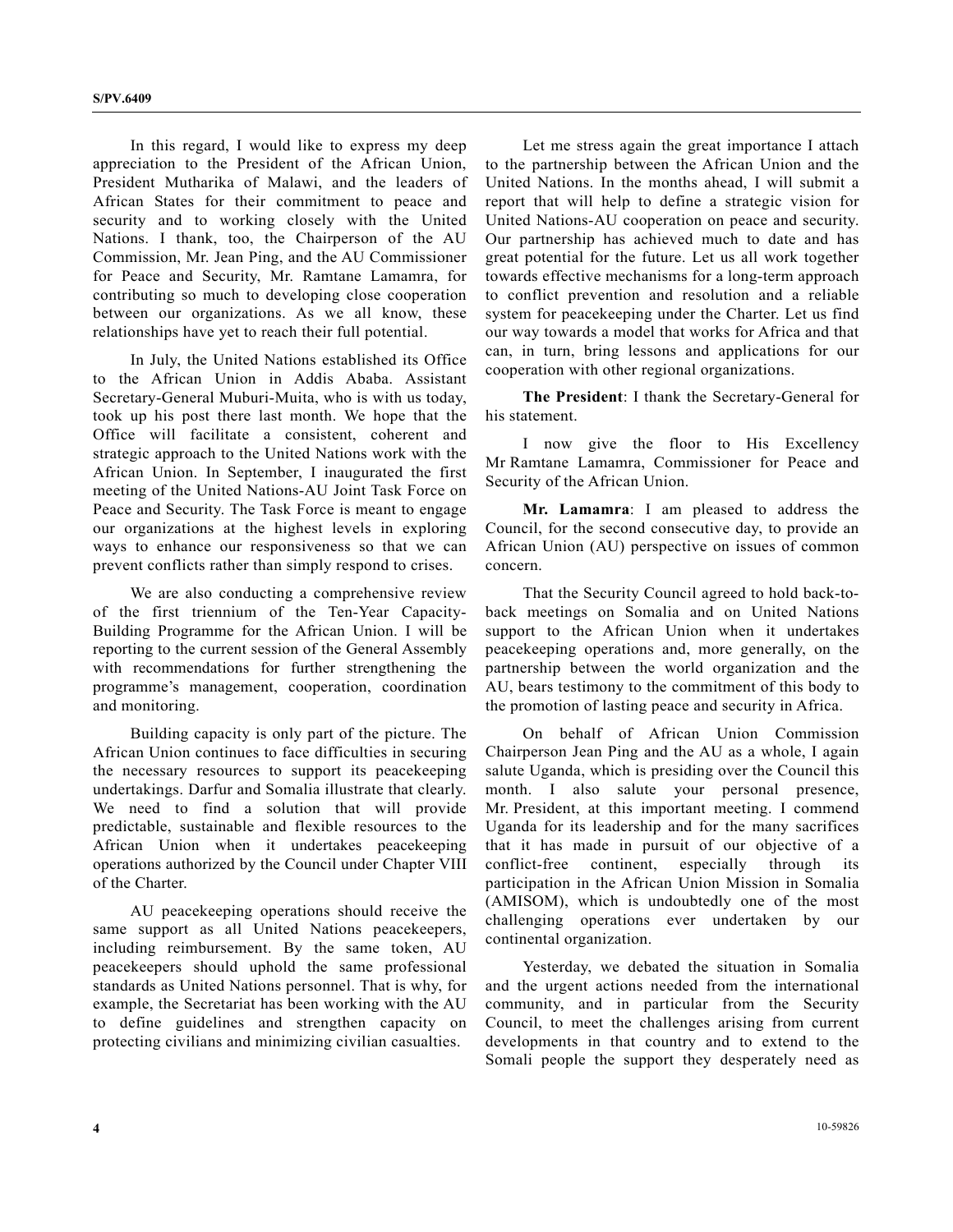In this regard, I would like to express my deep appreciation to the President of the African Union, President Mutharika of Malawi, and the leaders of African States for their commitment to peace and security and to working closely with the United Nations. I thank, too, the Chairperson of the AU Commission, Mr. Jean Ping, and the AU Commissioner for Peace and Security, Mr. Ramtane Lamamra, for contributing so much to developing close cooperation between our organizations. As we all know, these relationships have yet to reach their full potential.

In July, the United Nations established its Office to the African Union in Addis Ababa. Assistant Secretary-General Muburi-Muita, who is with us today, took up his post there last month. We hope that the Office will facilitate a consistent, coherent and strategic approach to the United Nations work with the African Union. In September, I inaugurated the first meeting of the United Nations-AU Joint Task Force on Peace and Security. The Task Force is meant to engage our organizations at the highest levels in exploring ways to enhance our responsiveness so that we can prevent conflicts rather than simply respond to crises.

We are also conducting a comprehensive review of the first triennium of the Ten-Year Capacity-Building Programme for the African Union. I will be reporting to the current session of the General Assembly with recommendations for further strengthening the programme's management, cooperation, coordination and monitoring.

Building capacity is only part of the picture. The African Union continues to face difficulties in securing the necessary resources to support its peacekeeping undertakings. Darfur and Somalia illustrate that clearly. We need to find a solution that will provide predictable, sustainable and flexible resources to the African Union when it undertakes peacekeeping operations authorized by the Council under Chapter VIII of the Charter.

AU peacekeeping operations should receive the same support as all United Nations peacekeepers, including reimbursement. By the same token, AU peacekeepers should uphold the same professional standards as United Nations personnel. That is why, for example, the Secretariat has been working with the AU to define guidelines and strengthen capacity on protecting civilians and minimizing civilian casualties.

Let me stress again the great importance I attach to the partnership between the African Union and the United Nations. In the months ahead, I will submit a report that will help to define a strategic vision for United Nations-AU cooperation on peace and security. Our partnership has achieved much to date and has great potential for the future. Let us all work together towards effective mechanisms for a long-term approach to conflict prevention and resolution and a reliable system for peacekeeping under the Charter. Let us find our way towards a model that works for Africa and that can, in turn, bring lessons and applications for our cooperation with other regional organizations.

**The President**: I thank the Secretary-General for his statement.

I now give the floor to His Excellency Mr Ramtane Lamamra, Commissioner for Peace and Security of the African Union.

**Mr. Lamamra**: I am pleased to address the Council, for the second consecutive day, to provide an African Union (AU) perspective on issues of common concern.

That the Security Council agreed to hold back-to-back meetings on Somalia and on United Nations support to the African Union when it undertakes peacekeeping operations and, more generally, on the partnership between the world organization and the AU, bears testimony to the commitment of this body to the promotion of lasting peace and security in Africa.

On behalf of African Union Commission Chairperson Jean Ping and the AU as a whole, I again salute Uganda, which is presiding over the Council this month. I also salute your personal presence, Mr. President, at this important meeting. I commend Uganda for its leadership and for the many sacrifices that it has made in pursuit of our objective of a conflict-free continent, especially through its participation in the African Union Mission in Somalia (AMISOM), which is undoubtedly one of the most challenging operations ever undertaken by our continental organization.

Yesterday, we debated the situation in Somalia and the urgent actions needed from the international community, and in particular from the Security Council, to meet the challenges arising from current developments in that country and to extend to the Somali people the support they desperately need as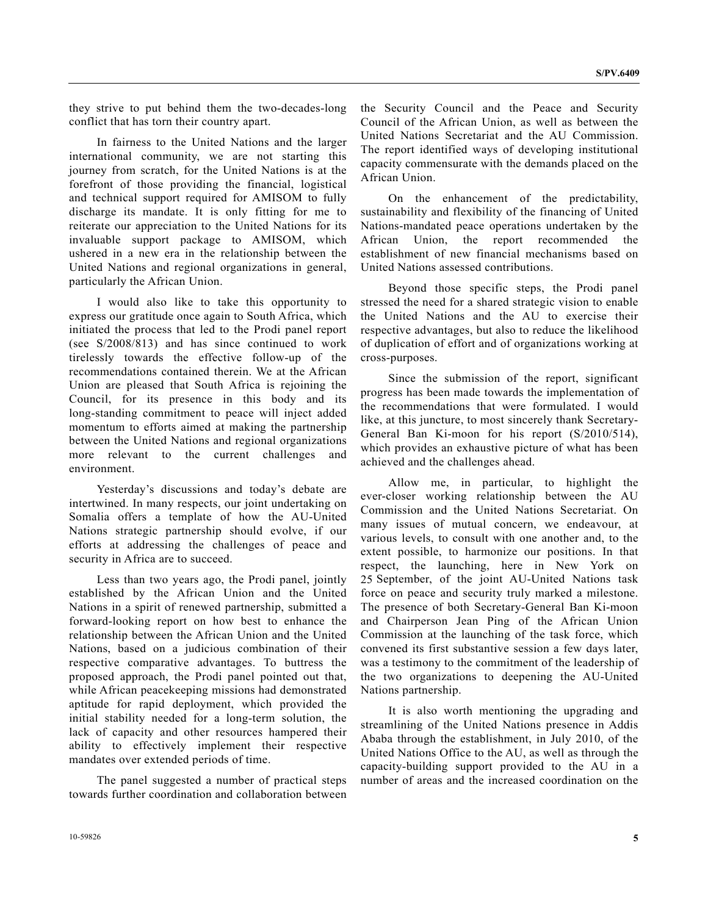they strive to put behind them the two-decades-long conflict that has torn their country apart.

In fairness to the United Nations and the larger international community, we are not starting this journey from scratch, for the United Nations is at the forefront of those providing the financial, logistical and technical support required for AMISOM to fully discharge its mandate. It is only fitting for me to reiterate our appreciation to the United Nations for its invaluable support package to AMISOM, which ushered in a new era in the relationship between the United Nations and regional organizations in general, particularly the African Union.

I would also like to take this opportunity to express our gratitude once again to South Africa, which initiated the process that led to the Prodi panel report (see S/2008/813) and has since continued to work tirelessly towards the effective follow-up of the recommendations contained therein. We at the African Union are pleased that South Africa is rejoining the Council, for its presence in this body and its long-standing commitment to peace will inject added momentum to efforts aimed at making the partnership between the United Nations and regional organizations more relevant to the current challenges and environment.

Yesterday's discussions and today's debate are intertwined. In many respects, our joint undertaking on Somalia offers a template of how the AU-United Nations strategic partnership should evolve, if our efforts at addressing the challenges of peace and security in Africa are to succeed.

Less than two years ago, the Prodi panel, jointly established by the African Union and the United Nations in a spirit of renewed partnership, submitted a forward-looking report on how best to enhance the relationship between the African Union and the United Nations, based on a judicious combination of their respective comparative advantages. To buttress the proposed approach, the Prodi panel pointed out that, while African peacekeeping missions had demonstrated aptitude for rapid deployment, which provided the initial stability needed for a long-term solution, the lack of capacity and other resources hampered their ability to effectively implement their respective mandates over extended periods of time.

The panel suggested a number of practical steps towards further coordination and collaboration between the Security Council and the Peace and Security Council of the African Union, as well as between the United Nations Secretariat and the AU Commission. The report identified ways of developing institutional capacity commensurate with the demands placed on the African Union.

On the enhancement of the predictability, sustainability and flexibility of the financing of United Nations-mandated peace operations undertaken by the African Union, the report recommended the establishment of new financial mechanisms based on United Nations assessed contributions.

Beyond those specific steps, the Prodi panel stressed the need for a shared strategic vision to enable the United Nations and the AU to exercise their respective advantages, but also to reduce the likelihood of duplication of effort and of organizations working at cross-purposes.

Since the submission of the report, significant progress has been made towards the implementation of the recommendations that were formulated. I would like, at this juncture, to most sincerely thank Secretary-General Ban Ki-moon for his report (S/2010/514), which provides an exhaustive picture of what has been achieved and the challenges ahead.

Allow me, in particular, to highlight the ever-closer working relationship between the AU Commission and the United Nations Secretariat. On many issues of mutual concern, we endeavour, at various levels, to consult with one another and, to the extent possible, to harmonize our positions. In that respect, the launching, here in New York on 25 September, of the joint AU-United Nations task force on peace and security truly marked a milestone. The presence of both Secretary-General Ban Ki-moon and Chairperson Jean Ping of the African Union Commission at the launching of the task force, which convened its first substantive session a few days later, was a testimony to the commitment of the leadership of the two organizations to deepening the AU-United Nations partnership.

It is also worth mentioning the upgrading and streamlining of the United Nations presence in Addis Ababa through the establishment, in July 2010, of the United Nations Office to the AU, as well as through the capacity-building support provided to the AU in a number of areas and the increased coordination on the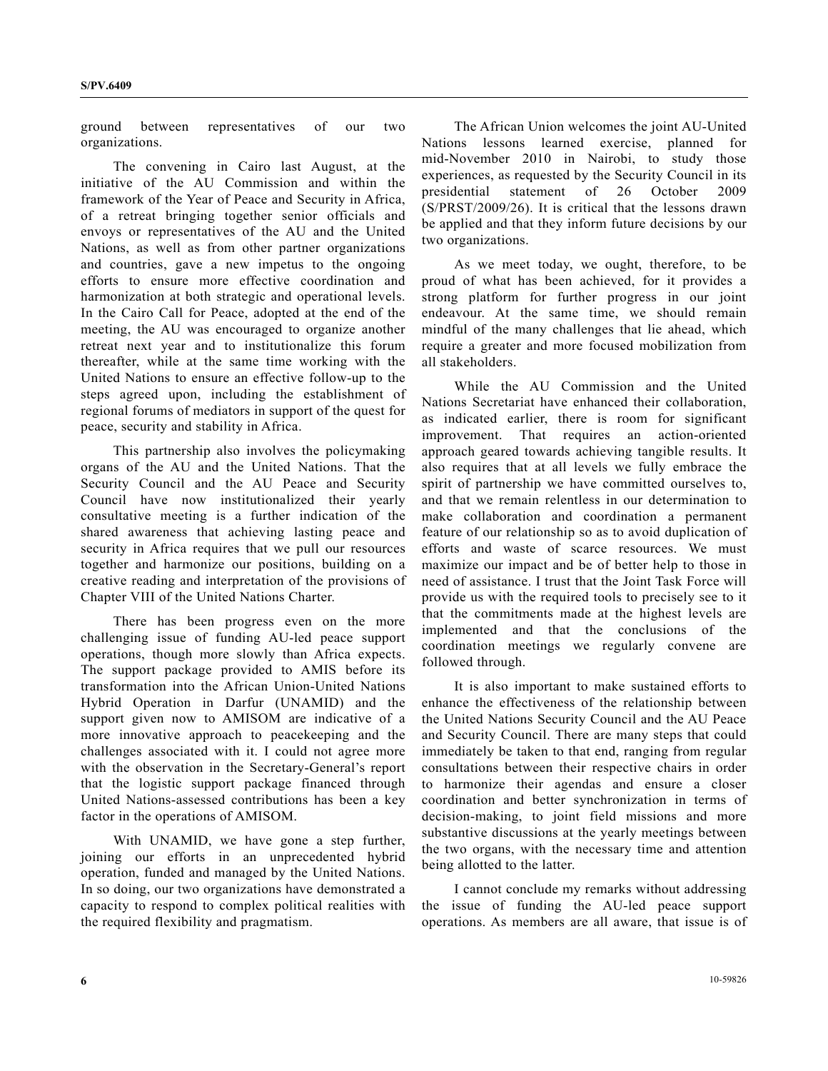ground between representatives of our two organizations.

The convening in Cairo last August, at the initiative of the AU Commission and within the framework of the Year of Peace and Security in Africa, of a retreat bringing together senior officials and envoys or representatives of the AU and the United Nations, as well as from other partner organizations and countries, gave a new impetus to the ongoing efforts to ensure more effective coordination and harmonization at both strategic and operational levels. In the Cairo Call for Peace, adopted at the end of the meeting, the AU was encouraged to organize another retreat next year and to institutionalize this forum thereafter, while at the same time working with the United Nations to ensure an effective follow-up to the steps agreed upon, including the establishment of regional forums of mediators in support of the quest for peace, security and stability in Africa.

This partnership also involves the policymaking organs of the AU and the United Nations. That the Security Council and the AU Peace and Security Council have now institutionalized their yearly consultative meeting is a further indication of the shared awareness that achieving lasting peace and security in Africa requires that we pull our resources together and harmonize our positions, building on a creative reading and interpretation of the provisions of Chapter VIII of the United Nations Charter.

There has been progress even on the more challenging issue of funding AU-led peace support operations, though more slowly than Africa expects. The support package provided to AMIS before its transformation into the African Union-United Nations Hybrid Operation in Darfur (UNAMID) and the support given now to AMISOM are indicative of a more innovative approach to peacekeeping and the challenges associated with it. I could not agree more with the observation in the Secretary-General's report that the logistic support package financed through United Nations-assessed contributions has been a key factor in the operations of AMISOM.

With UNAMID, we have gone a step further, joining our efforts in an unprecedented hybrid operation, funded and managed by the United Nations. In so doing, our two organizations have demonstrated a capacity to respond to complex political realities with the required flexibility and pragmatism.

The African Union welcomes the joint AU-United Nations lessons learned exercise, planned for mid-November 2010 in Nairobi, to study those experiences, as requested by the Security Council in its presidential statement of 26 October 2009 (S/PRST/2009/26). It is critical that the lessons drawn be applied and that they inform future decisions by our two organizations.

As we meet today, we ought, therefore, to be proud of what has been achieved, for it provides a strong platform for further progress in our joint endeavour. At the same time, we should remain mindful of the many challenges that lie ahead, which require a greater and more focused mobilization from all stakeholders.

While the AU Commission and the United Nations Secretariat have enhanced their collaboration, as indicated earlier, there is room for significant improvement. That requires an action-oriented approach geared towards achieving tangible results. It also requires that at all levels we fully embrace the spirit of partnership we have committed ourselves to, and that we remain relentless in our determination to make collaboration and coordination a permanent feature of our relationship so as to avoid duplication of efforts and waste of scarce resources. We must maximize our impact and be of better help to those in need of assistance. I trust that the Joint Task Force will provide us with the required tools to precisely see to it that the commitments made at the highest levels are implemented and that the conclusions of the coordination meetings we regularly convene are followed through.

It is also important to make sustained efforts to enhance the effectiveness of the relationship between the United Nations Security Council and the AU Peace and Security Council. There are many steps that could immediately be taken to that end, ranging from regular consultations between their respective chairs in order to harmonize their agendas and ensure a closer coordination and better synchronization in terms of decision-making, to joint field missions and more substantive discussions at the yearly meetings between the two organs, with the necessary time and attention being allotted to the latter.

I cannot conclude my remarks without addressing the issue of funding the AU-led peace support operations. As members are all aware, that issue is of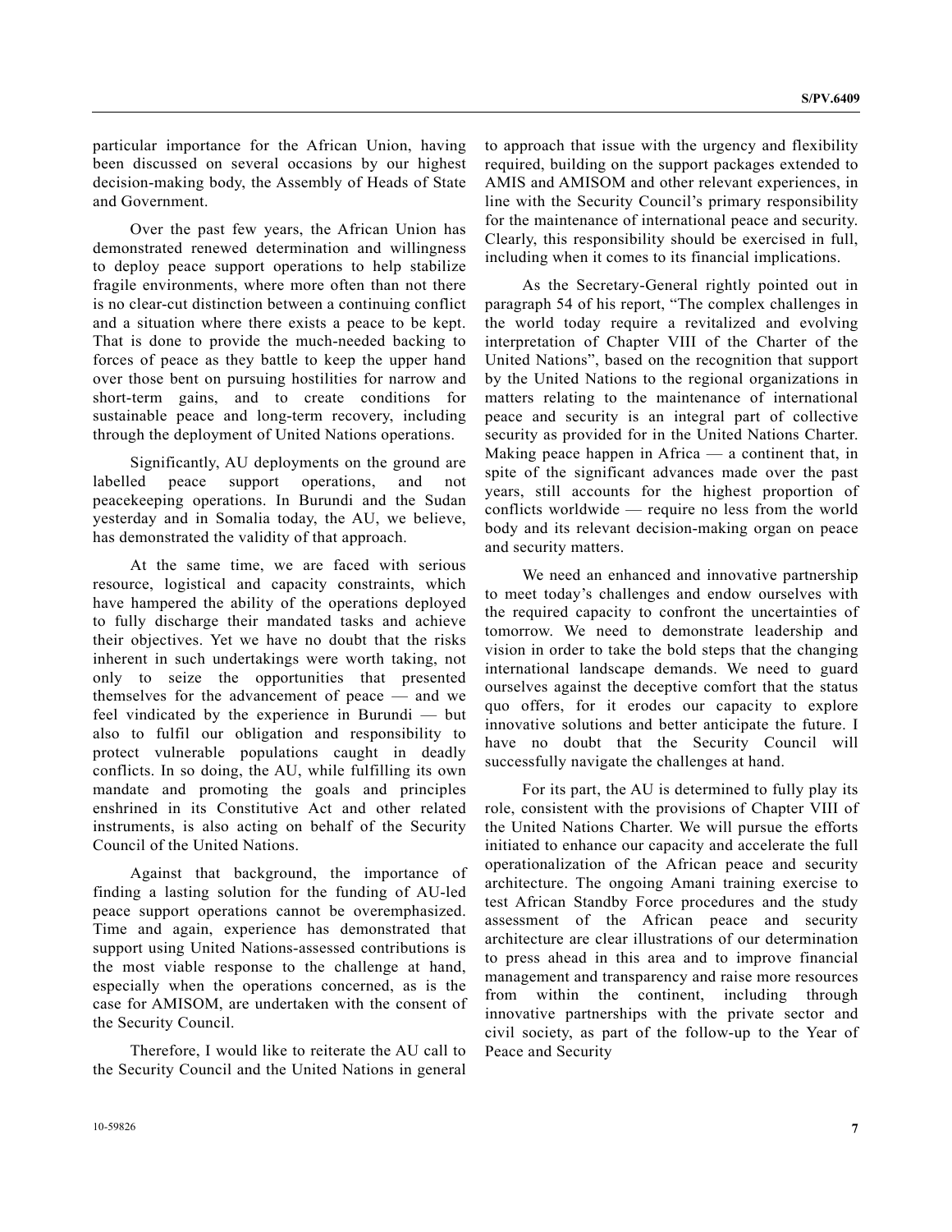particular importance for the African Union, having been discussed on several occasions by our highest decision-making body, the Assembly of Heads of State and Government.

Over the past few years, the African Union has demonstrated renewed determination and willingness to deploy peace support operations to help stabilize fragile environments, where more often than not there is no clear-cut distinction between a continuing conflict and a situation where there exists a peace to be kept. That is done to provide the much-needed backing to forces of peace as they battle to keep the upper hand over those bent on pursuing hostilities for narrow and short-term gains, and to create conditions for sustainable peace and long-term recovery, including through the deployment of United Nations operations.

Significantly, AU deployments on the ground are labelled peace support operations, and not peacekeeping operations. In Burundi and the Sudan yesterday and in Somalia today, the AU, we believe, has demonstrated the validity of that approach.

At the same time, we are faced with serious resource, logistical and capacity constraints, which have hampered the ability of the operations deployed to fully discharge their mandated tasks and achieve their objectives. Yet we have no doubt that the risks inherent in such undertakings were worth taking, not only to seize the opportunities that presented themselves for the advancement of peace — and we feel vindicated by the experience in Burundi — but also to fulfil our obligation and responsibility to protect vulnerable populations caught in deadly conflicts. In so doing, the AU, while fulfilling its own mandate and promoting the goals and principles enshrined in its Constitutive Act and other related instruments, is also acting on behalf of the Security Council of the United Nations.

Against that background, the importance of finding a lasting solution for the funding of AU-led peace support operations cannot be overemphasized. Time and again, experience has demonstrated that support using United Nations-assessed contributions is the most viable response to the challenge at hand, especially when the operations concerned, as is the case for AMISOM, are undertaken with the consent of the Security Council.

Therefore, I would like to reiterate the AU call to the Security Council and the United Nations in general to approach that issue with the urgency and flexibility required, building on the support packages extended to AMIS and AMISOM and other relevant experiences, in line with the Security Council's primary responsibility for the maintenance of international peace and security. Clearly, this responsibility should be exercised in full, including when it comes to its financial implications.

As the Secretary-General rightly pointed out in paragraph 54 of his report, "The complex challenges in the world today require a revitalized and evolving interpretation of Chapter VIII of the Charter of the United Nations", based on the recognition that support by the United Nations to the regional organizations in matters relating to the maintenance of international peace and security is an integral part of collective security as provided for in the United Nations Charter. Making peace happen in Africa — a continent that, in spite of the significant advances made over the past years, still accounts for the highest proportion of conflicts worldwide — require no less from the world body and its relevant decision-making organ on peace and security matters.

We need an enhanced and innovative partnership to meet today's challenges and endow ourselves with the required capacity to confront the uncertainties of tomorrow. We need to demonstrate leadership and vision in order to take the bold steps that the changing international landscape demands. We need to guard ourselves against the deceptive comfort that the status quo offers, for it erodes our capacity to explore innovative solutions and better anticipate the future. I have no doubt that the Security Council will successfully navigate the challenges at hand.

For its part, the AU is determined to fully play its role, consistent with the provisions of Chapter VIII of the United Nations Charter. We will pursue the efforts initiated to enhance our capacity and accelerate the full operationalization of the African peace and security architecture. The ongoing Amani training exercise to test African Standby Force procedures and the study assessment of the African peace and security architecture are clear illustrations of our determination to press ahead in this area and to improve financial management and transparency and raise more resources from within the continent, including through innovative partnerships with the private sector and civil society, as part of the follow-up to the Year of Peace and Security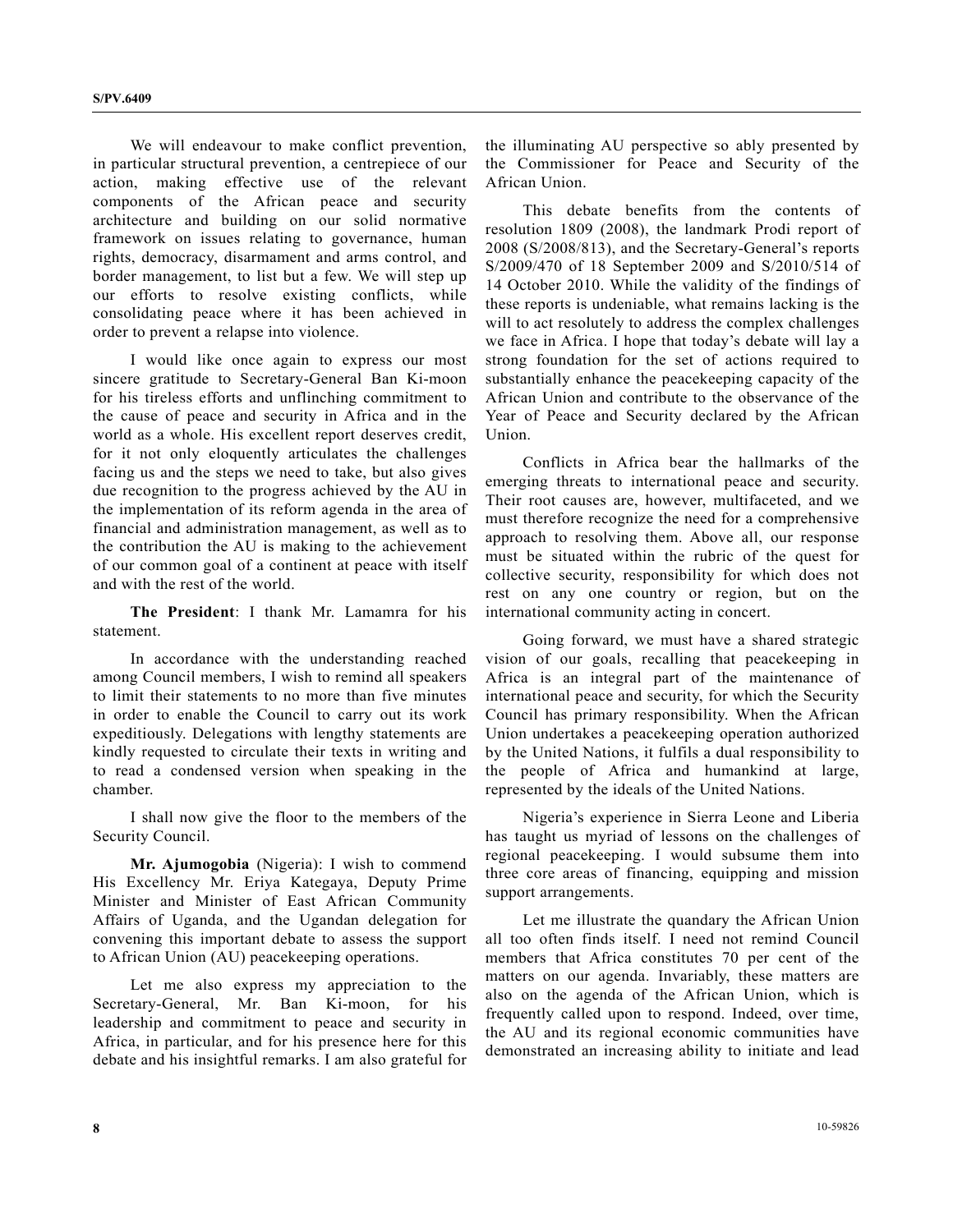We will endeavour to make conflict prevention, in particular structural prevention, a centrepiece of our action, making effective use of the relevant components of the African peace and security architecture and building on our solid normative framework on issues relating to governance, human rights, democracy, disarmament and arms control, and border management, to list but a few. We will step up our efforts to resolve existing conflicts, while consolidating peace where it has been achieved in order to prevent a relapse into violence.

I would like once again to express our most sincere gratitude to Secretary-General Ban Ki-moon for his tireless efforts and unflinching commitment to the cause of peace and security in Africa and in the world as a whole. His excellent report deserves credit, for it not only eloquently articulates the challenges facing us and the steps we need to take, but also gives due recognition to the progress achieved by the AU in the implementation of its reform agenda in the area of financial and administration management, as well as to the contribution the AU is making to the achievement of our common goal of a continent at peace with itself and with the rest of the world.

**The President**: I thank Mr. Lamamra for his statement.

In accordance with the understanding reached among Council members, I wish to remind all speakers to limit their statements to no more than five minutes in order to enable the Council to carry out its work expeditiously. Delegations with lengthy statements are kindly requested to circulate their texts in writing and to read a condensed version when speaking in the chamber.

I shall now give the floor to the members of the Security Council.

**Mr. Ajumogobia** (Nigeria): I wish to commend His Excellency Mr. Eriya Kategaya, Deputy Prime Minister and Minister of East African Community Affairs of Uganda, and the Ugandan delegation for convening this important debate to assess the support to African Union (AU) peacekeeping operations.

Let me also express my appreciation to the Secretary-General, Mr. Ban Ki-moon, for his leadership and commitment to peace and security in Africa, in particular, and for his presence here for this debate and his insightful remarks. I am also grateful for the illuminating AU perspective so ably presented by the Commissioner for Peace and Security of the African Union.

This debate benefits from the contents of resolution 1809 (2008), the landmark Prodi report of 2008 (S/2008/813), and the Secretary-General's reports S/2009/470 of 18 September 2009 and S/2010/514 of 14 October 2010. While the validity of the findings of these reports is undeniable, what remains lacking is the will to act resolutely to address the complex challenges we face in Africa. I hope that today's debate will lay a strong foundation for the set of actions required to substantially enhance the peacekeeping capacity of the African Union and contribute to the observance of the Year of Peace and Security declared by the African Union.

Conflicts in Africa bear the hallmarks of the emerging threats to international peace and security. Their root causes are, however, multifaceted, and we must therefore recognize the need for a comprehensive approach to resolving them. Above all, our response must be situated within the rubric of the quest for collective security, responsibility for which does not rest on any one country or region, but on the international community acting in concert.

Going forward, we must have a shared strategic vision of our goals, recalling that peacekeeping in Africa is an integral part of the maintenance of international peace and security, for which the Security Council has primary responsibility. When the African Union undertakes a peacekeeping operation authorized by the United Nations, it fulfils a dual responsibility to the people of Africa and humankind at large, represented by the ideals of the United Nations.

Nigeria's experience in Sierra Leone and Liberia has taught us myriad of lessons on the challenges of regional peacekeeping. I would subsume them into three core areas of financing, equipping and mission support arrangements.

Let me illustrate the quandary the African Union all too often finds itself. I need not remind Council members that Africa constitutes 70 per cent of the matters on our agenda. Invariably, these matters are also on the agenda of the African Union, which is frequently called upon to respond. Indeed, over time, the AU and its regional economic communities have demonstrated an increasing ability to initiate and lead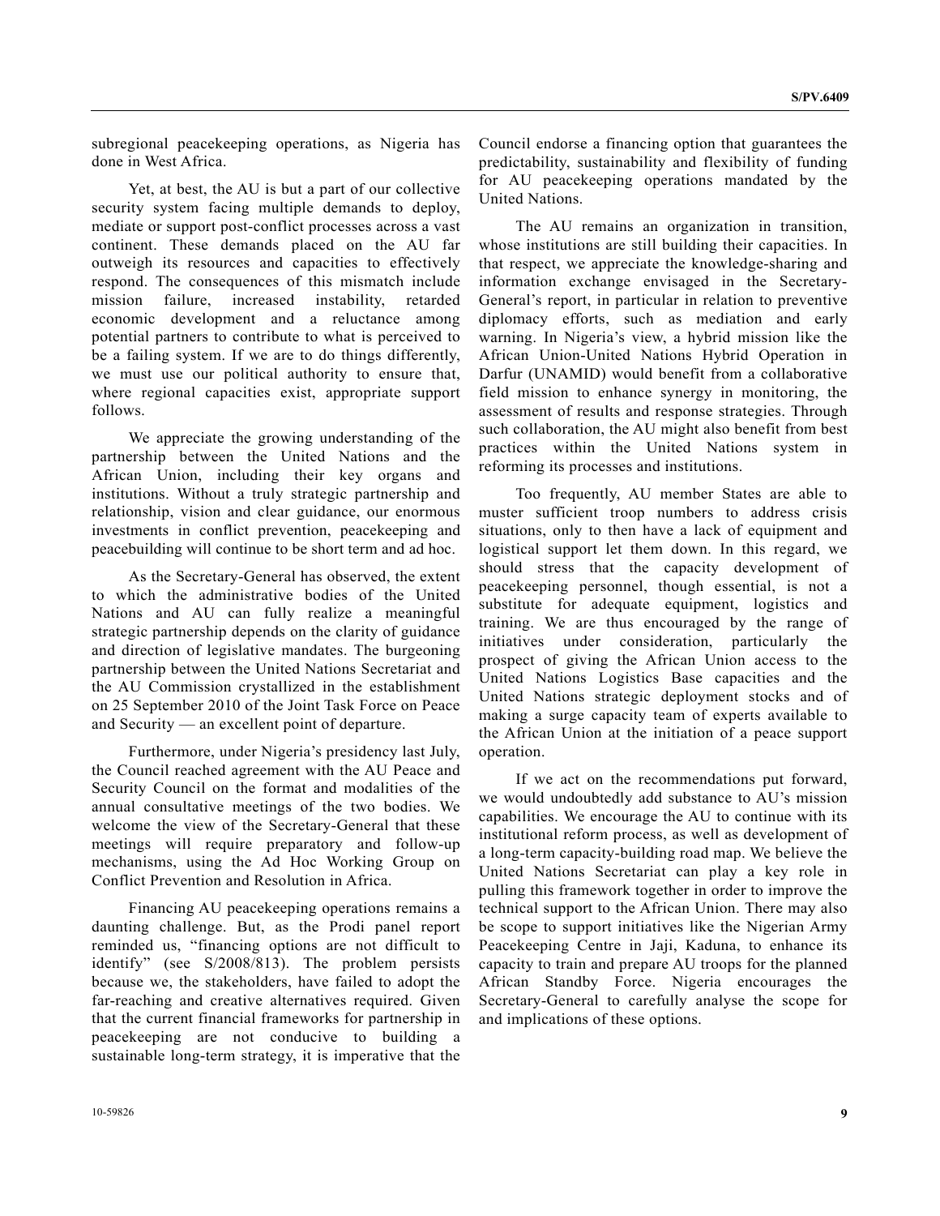subregional peacekeeping operations, as Nigeria has done in West Africa.

Yet, at best, the AU is but a part of our collective security system facing multiple demands to deploy, mediate or support post-conflict processes across a vast continent. These demands placed on the AU far outweigh its resources and capacities to effectively respond. The consequences of this mismatch include mission failure, increased instability, retarded economic development and a reluctance among potential partners to contribute to what is perceived to be a failing system. If we are to do things differently, we must use our political authority to ensure that, where regional capacities exist, appropriate support follows.

We appreciate the growing understanding of the partnership between the United Nations and the African Union, including their key organs and institutions. Without a truly strategic partnership and relationship, vision and clear guidance, our enormous investments in conflict prevention, peacekeeping and peacebuilding will continue to be short term and ad hoc.

As the Secretary-General has observed, the extent to which the administrative bodies of the United Nations and AU can fully realize a meaningful strategic partnership depends on the clarity of guidance and direction of legislative mandates. The burgeoning partnership between the United Nations Secretariat and the AU Commission crystallized in the establishment on 25 September 2010 of the Joint Task Force on Peace and Security — an excellent point of departure.

Furthermore, under Nigeria's presidency last July, the Council reached agreement with the AU Peace and Security Council on the format and modalities of the annual consultative meetings of the two bodies. We welcome the view of the Secretary-General that these meetings will require preparatory and follow-up mechanisms, using the Ad Hoc Working Group on Conflict Prevention and Resolution in Africa.

Financing AU peacekeeping operations remains a daunting challenge. But, as the Prodi panel report reminded us, "financing options are not difficult to identify" (see S/2008/813). The problem persists because we, the stakeholders, have failed to adopt the far-reaching and creative alternatives required. Given that the current financial frameworks for partnership in peacekeeping are not conducive to building a sustainable long-term strategy, it is imperative that the Council endorse a financing option that guarantees the predictability, sustainability and flexibility of funding for AU peacekeeping operations mandated by the United Nations.

The AU remains an organization in transition, whose institutions are still building their capacities. In that respect, we appreciate the knowledge-sharing and information exchange envisaged in the Secretary-General's report, in particular in relation to preventive diplomacy efforts, such as mediation and early warning. In Nigeria's view, a hybrid mission like the African Union-United Nations Hybrid Operation in Darfur (UNAMID) would benefit from a collaborative field mission to enhance synergy in monitoring, the assessment of results and response strategies. Through such collaboration, the AU might also benefit from best practices within the United Nations system in reforming its processes and institutions.

Too frequently, AU member States are able to muster sufficient troop numbers to address crisis situations, only to then have a lack of equipment and logistical support let them down. In this regard, we should stress that the capacity development of peacekeeping personnel, though essential, is not a substitute for adequate equipment, logistics and training. We are thus encouraged by the range of initiatives under consideration, particularly the prospect of giving the African Union access to the United Nations Logistics Base capacities and the United Nations strategic deployment stocks and of making a surge capacity team of experts available to the African Union at the initiation of a peace support operation.

If we act on the recommendations put forward, we would undoubtedly add substance to AU's mission capabilities. We encourage the AU to continue with its institutional reform process, as well as development of a long-term capacity-building road map. We believe the United Nations Secretariat can play a key role in pulling this framework together in order to improve the technical support to the African Union. There may also be scope to support initiatives like the Nigerian Army Peacekeeping Centre in Jaji, Kaduna, to enhance its capacity to train and prepare AU troops for the planned African Standby Force. Nigeria encourages the Secretary-General to carefully analyse the scope for and implications of these options.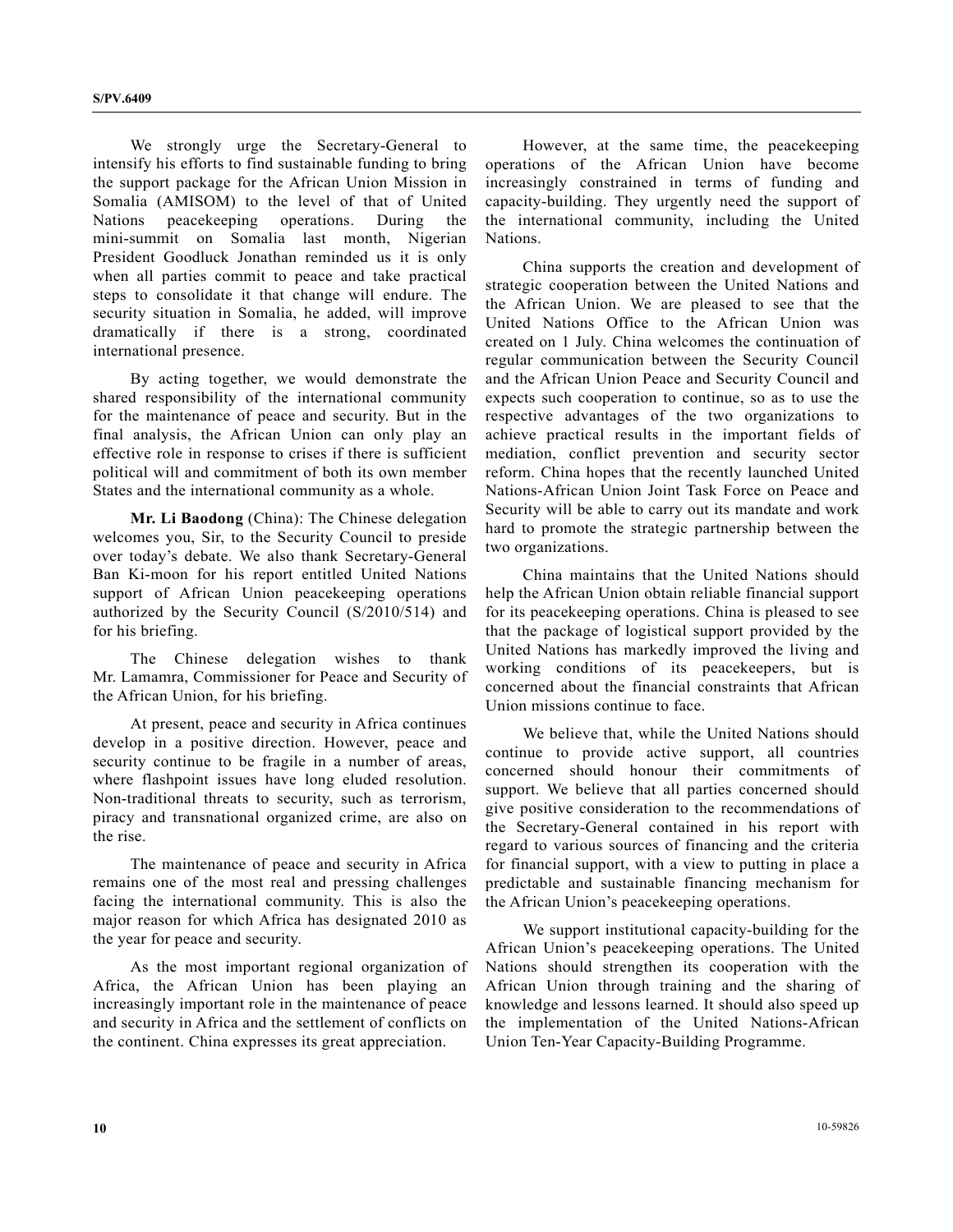We strongly urge the Secretary-General to intensify his efforts to find sustainable funding to bring the support package for the African Union Mission in Somalia (AMISOM) to the level of that of United Nations peacekeeping operations. During the mini-summit on Somalia last month, Nigerian President Goodluck Jonathan reminded us it is only when all parties commit to peace and take practical steps to consolidate it that change will endure. The security situation in Somalia, he added, will improve dramatically if there is a strong, coordinated international presence.

By acting together, we would demonstrate the shared responsibility of the international community for the maintenance of peace and security. But in the final analysis, the African Union can only play an effective role in response to crises if there is sufficient political will and commitment of both its own member States and the international community as a whole.

**Mr. Li Baodong** (China): The Chinese delegation welcomes you, Sir, to the Security Council to preside over today's debate. We also thank Secretary-General Ban Ki-moon for his report entitled United Nations support of African Union peacekeeping operations authorized by the Security Council (S/2010/514) and for his briefing.

The Chinese delegation wishes to thank Mr. Lamamra, Commissioner for Peace and Security of the African Union, for his briefing.

At present, peace and security in Africa continues develop in a positive direction. However, peace and security continue to be fragile in a number of areas, where flashpoint issues have long eluded resolution. Non-traditional threats to security, such as terrorism, piracy and transnational organized crime, are also on the rise.

The maintenance of peace and security in Africa remains one of the most real and pressing challenges facing the international community. This is also the major reason for which Africa has designated 2010 as the year for peace and security.

As the most important regional organization of Africa, the African Union has been playing an increasingly important role in the maintenance of peace and security in Africa and the settlement of conflicts on the continent. China expresses its great appreciation.

However, at the same time, the peacekeeping operations of the African Union have become increasingly constrained in terms of funding and capacity-building. They urgently need the support of the international community, including the United Nations.

China supports the creation and development of strategic cooperation between the United Nations and the African Union. We are pleased to see that the United Nations Office to the African Union was created on 1 July. China welcomes the continuation of regular communication between the Security Council and the African Union Peace and Security Council and expects such cooperation to continue, so as to use the respective advantages of the two organizations to achieve practical results in the important fields of mediation, conflict prevention and security sector reform. China hopes that the recently launched United Nations-African Union Joint Task Force on Peace and Security will be able to carry out its mandate and work hard to promote the strategic partnership between the two organizations.

China maintains that the United Nations should help the African Union obtain reliable financial support for its peacekeeping operations. China is pleased to see that the package of logistical support provided by the United Nations has markedly improved the living and working conditions of its peacekeepers, but is concerned about the financial constraints that African Union missions continue to face.

We believe that, while the United Nations should continue to provide active support, all countries concerned should honour their commitments of support. We believe that all parties concerned should give positive consideration to the recommendations of the Secretary-General contained in his report with regard to various sources of financing and the criteria for financial support, with a view to putting in place a predictable and sustainable financing mechanism for the African Union's peacekeeping operations.

We support institutional capacity-building for the African Union's peacekeeping operations. The United Nations should strengthen its cooperation with the African Union through training and the sharing of knowledge and lessons learned. It should also speed up the implementation of the United Nations-African Union Ten-Year Capacity-Building Programme.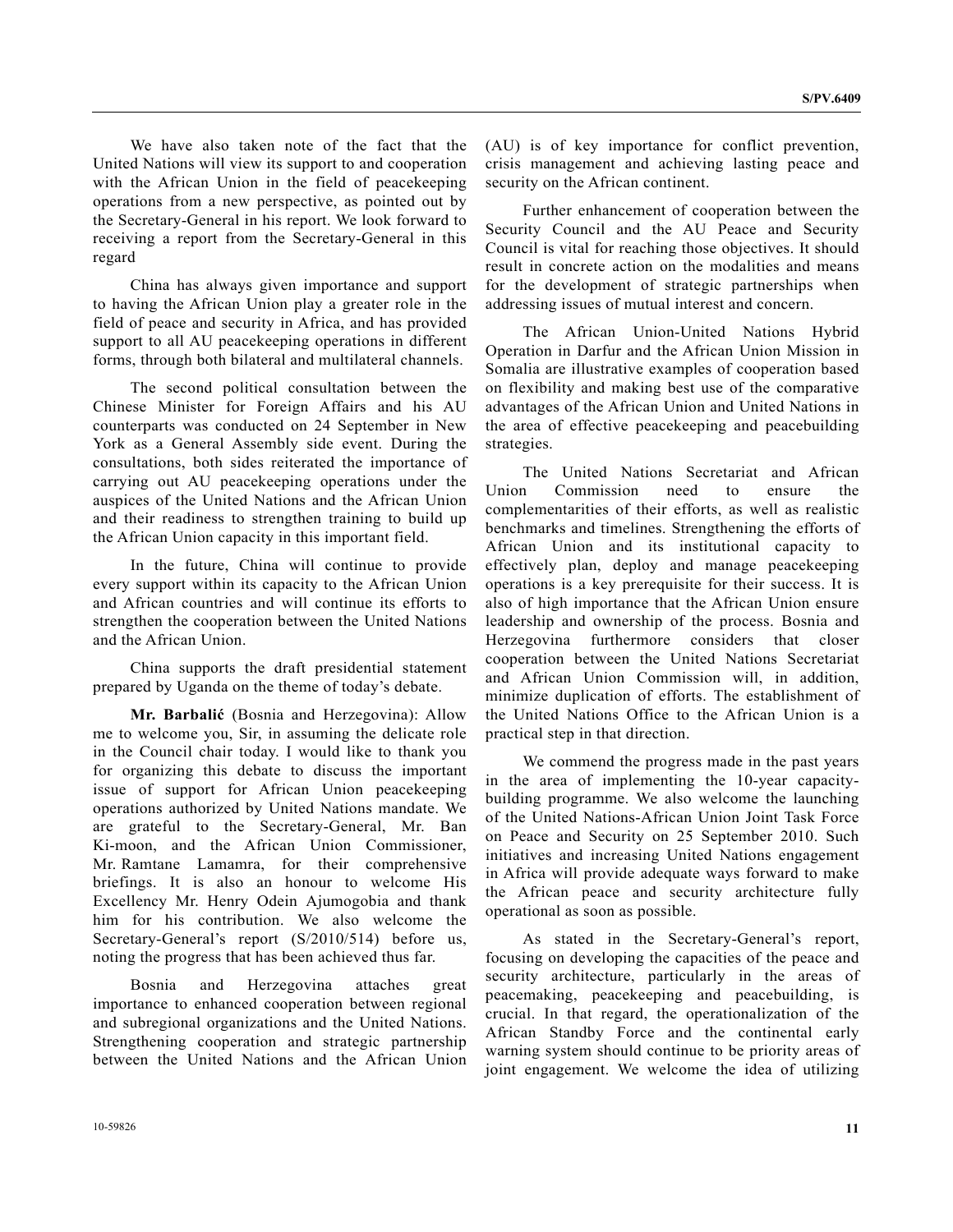We have also taken note of the fact that the United Nations will view its support to and cooperation with the African Union in the field of peacekeeping operations from a new perspective, as pointed out by the Secretary-General in his report. We look forward to receiving a report from the Secretary-General in this regard

China has always given importance and support to having the African Union play a greater role in the field of peace and security in Africa, and has provided support to all AU peacekeeping operations in different forms, through both bilateral and multilateral channels.

The second political consultation between the Chinese Minister for Foreign Affairs and his AU counterparts was conducted on 24 September in New York as a General Assembly side event. During the consultations, both sides reiterated the importance of carrying out AU peacekeeping operations under the auspices of the United Nations and the African Union and their readiness to strengthen training to build up the African Union capacity in this important field.

In the future, China will continue to provide every support within its capacity to the African Union and African countries and will continue its efforts to strengthen the cooperation between the United Nations and the African Union.

China supports the draft presidential statement prepared by Uganda on the theme of today's debate.

**Mr. Barbalić** (Bosnia and Herzegovina): Allow me to welcome you, Sir, in assuming the delicate role in the Council chair today. I would like to thank you for organizing this debate to discuss the important issue of support for African Union peacekeeping operations authorized by United Nations mandate. We are grateful to the Secretary-General, Mr. Ban Ki-moon, and the African Union Commissioner, Mr. Ramtane Lamamra, for their comprehensive briefings. It is also an honour to welcome His Excellency Mr. Henry Odein Ajumogobia and thank him for his contribution. We also welcome the Secretary-General's report (S/2010/514) before us, noting the progress that has been achieved thus far.

Bosnia and Herzegovina attaches great importance to enhanced cooperation between regional and subregional organizations and the United Nations. Strengthening cooperation and strategic partnership between the United Nations and the African Union (AU) is of key importance for conflict prevention, crisis management and achieving lasting peace and security on the African continent.

Further enhancement of cooperation between the Security Council and the AU Peace and Security Council is vital for reaching those objectives. It should result in concrete action on the modalities and means for the development of strategic partnerships when addressing issues of mutual interest and concern.

The African Union-United Nations Hybrid Operation in Darfur and the African Union Mission in Somalia are illustrative examples of cooperation based on flexibility and making best use of the comparative advantages of the African Union and United Nations in the area of effective peacekeeping and peacebuilding strategies.

The United Nations Secretariat and African Union Commission need to ensure the complementarities of their efforts, as well as realistic benchmarks and timelines. Strengthening the efforts of African Union and its institutional capacity to effectively plan, deploy and manage peacekeeping operations is a key prerequisite for their success. It is also of high importance that the African Union ensure leadership and ownership of the process. Bosnia and Herzegovina furthermore considers that closer cooperation between the United Nations Secretariat and African Union Commission will, in addition, minimize duplication of efforts. The establishment of the United Nations Office to the African Union is a practical step in that direction.

We commend the progress made in the past years in the area of implementing the 10-year capacity-building programme. We also welcome the launching of the United Nations-African Union Joint Task Force on Peace and Security on 25 September 2010. Such initiatives and increasing United Nations engagement in Africa will provide adequate ways forward to make the African peace and security architecture fully operational as soon as possible.

As stated in the Secretary-General's report, focusing on developing the capacities of the peace and security architecture, particularly in the areas of peacemaking, peacekeeping and peacebuilding, is crucial. In that regard, the operationalization of the African Standby Force and the continental early warning system should continue to be priority areas of joint engagement. We welcome the idea of utilizing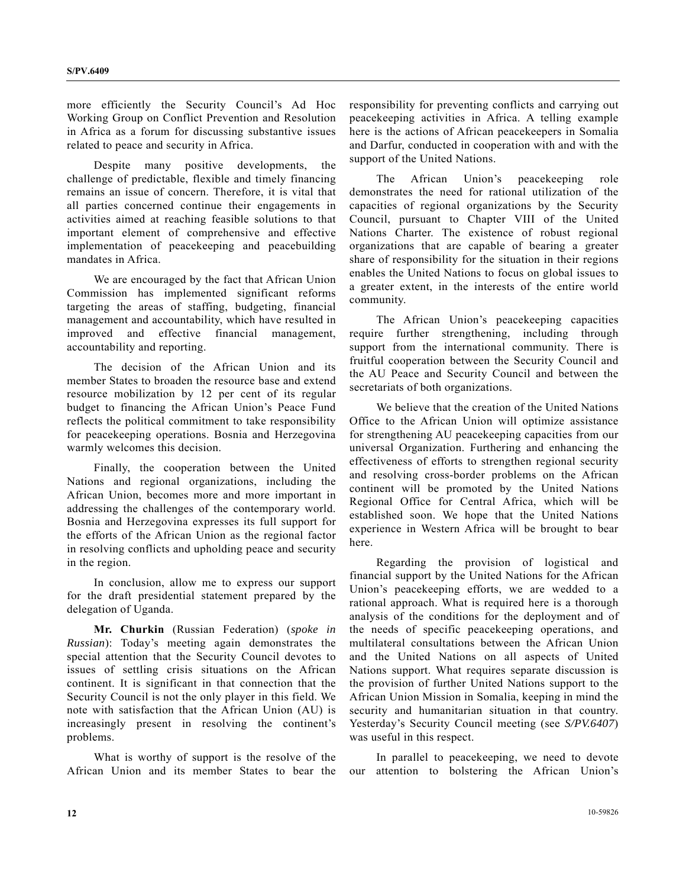more efficiently the Security Council's Ad Hoc Working Group on Conflict Prevention and Resolution in Africa as a forum for discussing substantive issues related to peace and security in Africa.

Despite many positive developments, the challenge of predictable, flexible and timely financing remains an issue of concern. Therefore, it is vital that all parties concerned continue their engagements in activities aimed at reaching feasible solutions to that important element of comprehensive and effective implementation of peacekeeping and peacebuilding mandates in Africa.

We are encouraged by the fact that African Union Commission has implemented significant reforms targeting the areas of staffing, budgeting, financial management and accountability, which have resulted in improved and effective financial management, accountability and reporting.

The decision of the African Union and its member States to broaden the resource base and extend resource mobilization by 12 per cent of its regular budget to financing the African Union's Peace Fund reflects the political commitment to take responsibility for peacekeeping operations. Bosnia and Herzegovina warmly welcomes this decision.

Finally, the cooperation between the United Nations and regional organizations, including the African Union, becomes more and more important in addressing the challenges of the contemporary world. Bosnia and Herzegovina expresses its full support for the efforts of the African Union as the regional factor in resolving conflicts and upholding peace and security in the region.

In conclusion, allow me to express our support for the draft presidential statement prepared by the delegation of Uganda.

**Mr. Churkin** (Russian Federation) (*spoke in Russian*): Today's meeting again demonstrates the special attention that the Security Council devotes to issues of settling crisis situations on the African continent. It is significant in that connection that the Security Council is not the only player in this field. We note with satisfaction that the African Union (AU) is increasingly present in resolving the continent's problems.

What is worthy of support is the resolve of the African Union and its member States to bear the responsibility for preventing conflicts and carrying out peacekeeping activities in Africa. A telling example here is the actions of African peacekeepers in Somalia and Darfur, conducted in cooperation with and with the support of the United Nations.

The African Union's peacekeeping role demonstrates the need for rational utilization of the capacities of regional organizations by the Security Council, pursuant to Chapter VIII of the United Nations Charter. The existence of robust regional organizations that are capable of bearing a greater share of responsibility for the situation in their regions enables the United Nations to focus on global issues to a greater extent, in the interests of the entire world community.

The African Union's peacekeeping capacities require further strengthening, including through support from the international community. There is fruitful cooperation between the Security Council and the AU Peace and Security Council and between the secretariats of both organizations.

We believe that the creation of the United Nations Office to the African Union will optimize assistance for strengthening AU peacekeeping capacities from our universal Organization. Furthering and enhancing the effectiveness of efforts to strengthen regional security and resolving cross-border problems on the African continent will be promoted by the United Nations Regional Office for Central Africa, which will be established soon. We hope that the United Nations experience in Western Africa will be brought to bear here.

Regarding the provision of logistical and financial support by the United Nations for the African Union's peacekeeping efforts, we are wedded to a rational approach. What is required here is a thorough analysis of the conditions for the deployment and of the needs of specific peacekeeping operations, and multilateral consultations between the African Union and the United Nations on all aspects of United Nations support. What requires separate discussion is the provision of further United Nations support to the African Union Mission in Somalia, keeping in mind the security and humanitarian situation in that country. Yesterday's Security Council meeting (see *S/PV.6407*) was useful in this respect.

In parallel to peacekeeping, we need to devote our attention to bolstering the African Union's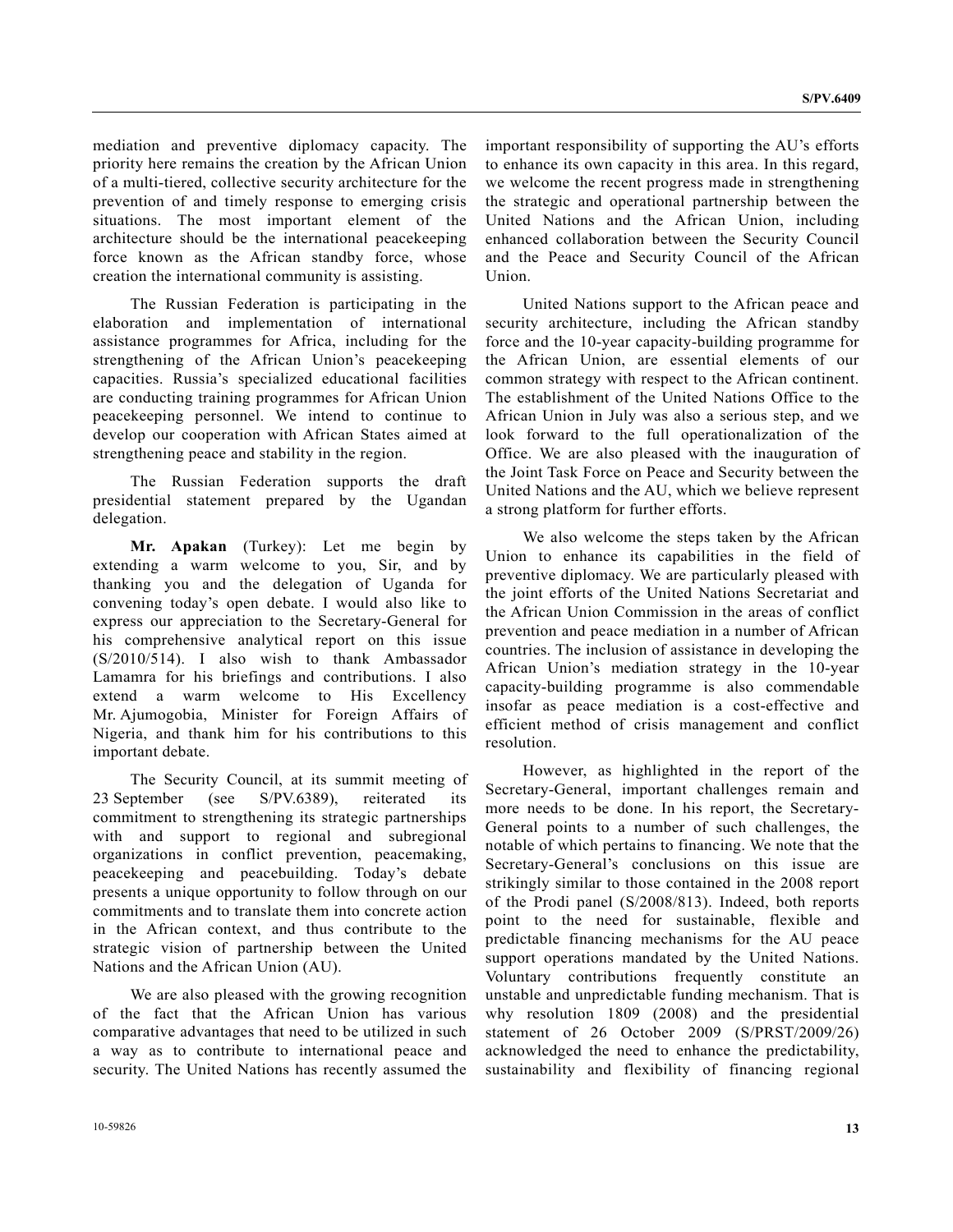mediation and preventive diplomacy capacity. The priority here remains the creation by the African Union of a multi-tiered, collective security architecture for the prevention of and timely response to emerging crisis situations. The most important element of the architecture should be the international peacekeeping force known as the African standby force, whose creation the international community is assisting.

The Russian Federation is participating in the elaboration and implementation of international assistance programmes for Africa, including for the strengthening of the African Union's peacekeeping capacities. Russia's specialized educational facilities are conducting training programmes for African Union peacekeeping personnel. We intend to continue to develop our cooperation with African States aimed at strengthening peace and stability in the region.

The Russian Federation supports the draft presidential statement prepared by the Ugandan delegation.

**Mr. Apakan** (Turkey): Let me begin by extending a warm welcome to you, Sir, and by thanking you and the delegation of Uganda for convening today's open debate. I would also like to express our appreciation to the Secretary-General for his comprehensive analytical report on this issue (S/2010/514). I also wish to thank Ambassador Lamamra for his briefings and contributions. I also extend a warm welcome to His Excellency Mr. Ajumogobia, Minister for Foreign Affairs of Nigeria, and thank him for his contributions to this important debate.

The Security Council, at its summit meeting of 23 September (see S/PV.6389), reiterated its commitment to strengthening its strategic partnerships with and support to regional and subregional organizations in conflict prevention, peacemaking, peacekeeping and peacebuilding. Today's debate presents a unique opportunity to follow through on our commitments and to translate them into concrete action in the African context, and thus contribute to the strategic vision of partnership between the United Nations and the African Union (AU).

We are also pleased with the growing recognition of the fact that the African Union has various comparative advantages that need to be utilized in such a way as to contribute to international peace and security. The United Nations has recently assumed the important responsibility of supporting the AU's efforts to enhance its own capacity in this area. In this regard, we welcome the recent progress made in strengthening the strategic and operational partnership between the United Nations and the African Union, including enhanced collaboration between the Security Council and the Peace and Security Council of the African Union.

United Nations support to the African peace and security architecture, including the African standby force and the 10-year capacity-building programme for the African Union, are essential elements of our common strategy with respect to the African continent. The establishment of the United Nations Office to the African Union in July was also a serious step, and we look forward to the full operationalization of the Office. We are also pleased with the inauguration of the Joint Task Force on Peace and Security between the United Nations and the AU, which we believe represent a strong platform for further efforts.

We also welcome the steps taken by the African Union to enhance its capabilities in the field of preventive diplomacy. We are particularly pleased with the joint efforts of the United Nations Secretariat and the African Union Commission in the areas of conflict prevention and peace mediation in a number of African countries. The inclusion of assistance in developing the African Union's mediation strategy in the 10-year capacity-building programme is also commendable insofar as peace mediation is a cost-effective and efficient method of crisis management and conflict resolution.

However, as highlighted in the report of the Secretary-General, important challenges remain and more needs to be done. In his report, the Secretary-General points to a number of such challenges, the notable of which pertains to financing. We note that the Secretary-General's conclusions on this issue are strikingly similar to those contained in the 2008 report of the Prodi panel (S/2008/813). Indeed, both reports point to the need for sustainable, flexible and predictable financing mechanisms for the AU peace support operations mandated by the United Nations. Voluntary contributions frequently constitute an unstable and unpredictable funding mechanism. That is why resolution 1809 (2008) and the presidential statement of 26 October 2009 (S/PRST/2009/26) acknowledged the need to enhance the predictability, sustainability and flexibility of financing regional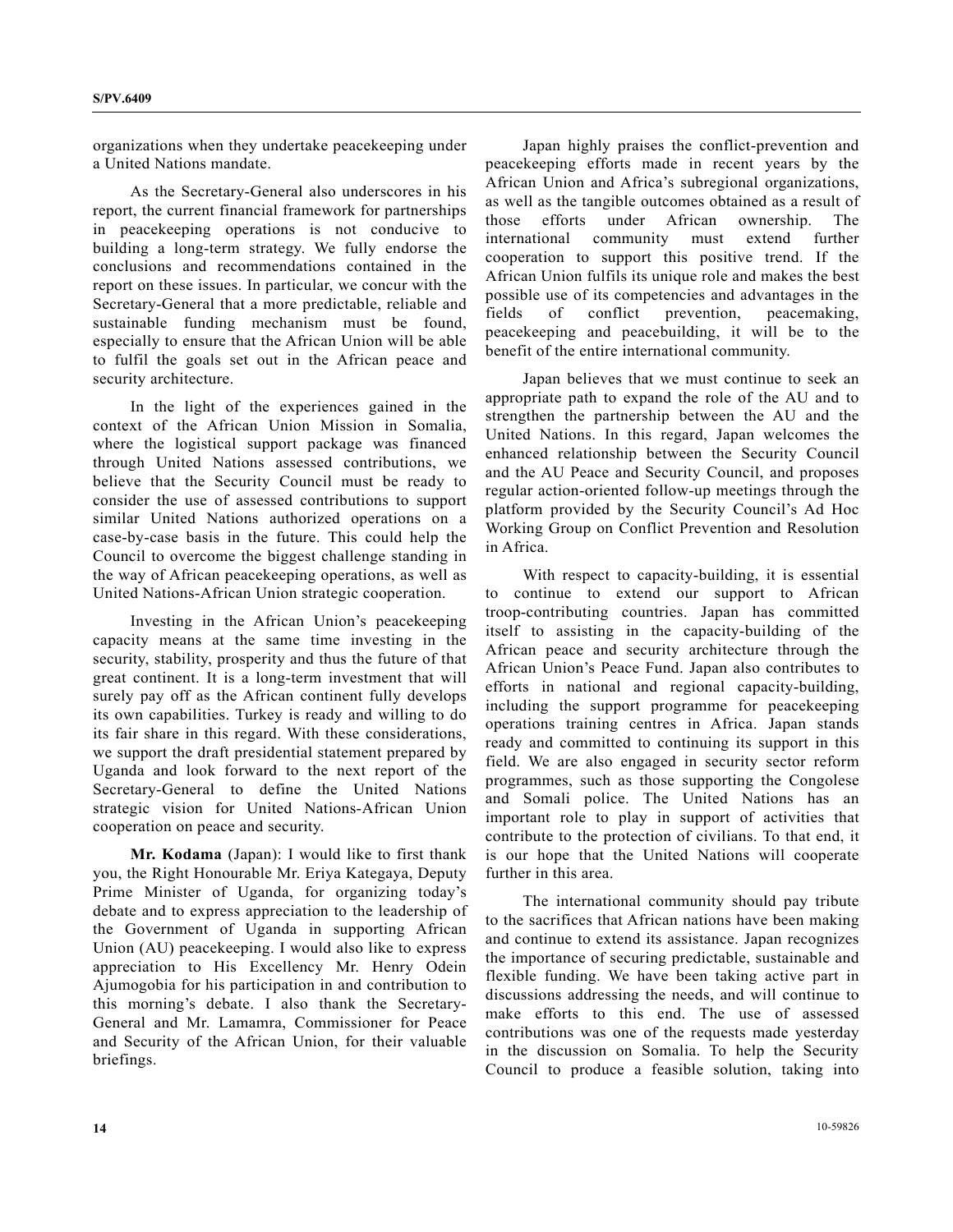organizations when they undertake peacekeeping under a United Nations mandate.

As the Secretary-General also underscores in his report, the current financial framework for partnerships in peacekeeping operations is not conducive to building a long-term strategy. We fully endorse the conclusions and recommendations contained in the report on these issues. In particular, we concur with the Secretary-General that a more predictable, reliable and sustainable funding mechanism must be found, especially to ensure that the African Union will be able to fulfil the goals set out in the African peace and security architecture.

In the light of the experiences gained in the context of the African Union Mission in Somalia, where the logistical support package was financed through United Nations assessed contributions, we believe that the Security Council must be ready to consider the use of assessed contributions to support similar United Nations authorized operations on a case-by-case basis in the future. This could help the Council to overcome the biggest challenge standing in the way of African peacekeeping operations, as well as United Nations-African Union strategic cooperation.

Investing in the African Union's peacekeeping capacity means at the same time investing in the security, stability, prosperity and thus the future of that great continent. It is a long-term investment that will surely pay off as the African continent fully develops its own capabilities. Turkey is ready and willing to do its fair share in this regard. With these considerations, we support the draft presidential statement prepared by Uganda and look forward to the next report of the Secretary-General to define the United Nations strategic vision for United Nations-African Union cooperation on peace and security.

**Mr. Kodama** (Japan): I would like to first thank you, the Right Honourable Mr. Eriya Kategaya, Deputy Prime Minister of Uganda, for organizing today's debate and to express appreciation to the leadership of the Government of Uganda in supporting African Union (AU) peacekeeping. I would also like to express appreciation to His Excellency Mr. Henry Odein Ajumogobia for his participation in and contribution to this morning's debate. I also thank the Secretary-General and Mr. Lamamra, Commissioner for Peace and Security of the African Union, for their valuable briefings.

Japan highly praises the conflict-prevention and peacekeeping efforts made in recent years by the African Union and Africa's subregional organizations, as well as the tangible outcomes obtained as a result of those efforts under African ownership. The international community must extend further cooperation to support this positive trend. If the African Union fulfils its unique role and makes the best possible use of its competencies and advantages in the fields of conflict prevention, peacemaking, peacekeeping and peacebuilding, it will be to the benefit of the entire international community.

Japan believes that we must continue to seek an appropriate path to expand the role of the AU and to strengthen the partnership between the AU and the United Nations. In this regard, Japan welcomes the enhanced relationship between the Security Council and the AU Peace and Security Council, and proposes regular action-oriented follow-up meetings through the platform provided by the Security Council's Ad Hoc Working Group on Conflict Prevention and Resolution in Africa.

With respect to capacity-building, it is essential to continue to extend our support to African troop-contributing countries. Japan has committed itself to assisting in the capacity-building of the African peace and security architecture through the African Union's Peace Fund. Japan also contributes to efforts in national and regional capacity-building, including the support programme for peacekeeping operations training centres in Africa. Japan stands ready and committed to continuing its support in this field. We are also engaged in security sector reform programmes, such as those supporting the Congolese and Somali police. The United Nations has an important role to play in support of activities that contribute to the protection of civilians. To that end, it is our hope that the United Nations will cooperate further in this area.

The international community should pay tribute to the sacrifices that African nations have been making and continue to extend its assistance. Japan recognizes the importance of securing predictable, sustainable and flexible funding. We have been taking active part in discussions addressing the needs, and will continue to make efforts to this end. The use of assessed contributions was one of the requests made yesterday in the discussion on Somalia. To help the Security Council to produce a feasible solution, taking into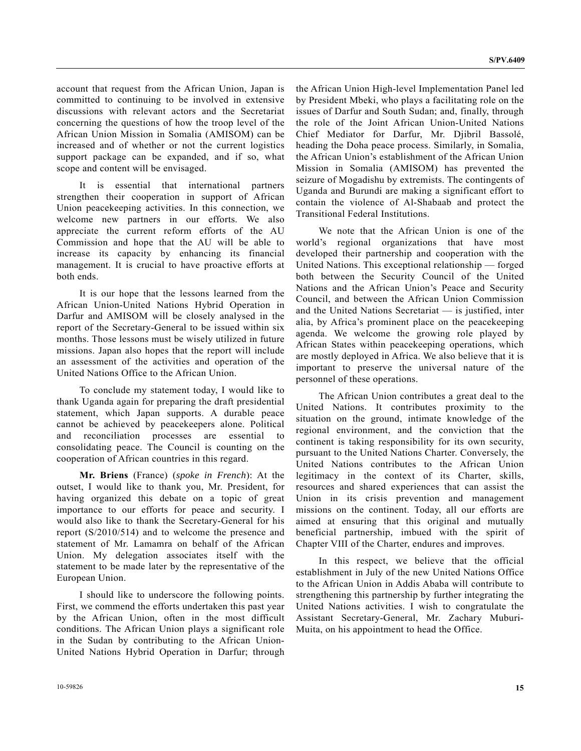account that request from the African Union, Japan is committed to continuing to be involved in extensive discussions with relevant actors and the Secretariat concerning the questions of how the troop level of the African Union Mission in Somalia (AMISOM) can be increased and of whether or not the current logistics support package can be expanded, and if so, what scope and content will be envisaged.

It is essential that international partners strengthen their cooperation in support of African Union peacekeeping activities. In this connection, we welcome new partners in our efforts. We also appreciate the current reform efforts of the AU Commission and hope that the AU will be able to increase its capacity by enhancing its financial management. It is crucial to have proactive efforts at both ends.

It is our hope that the lessons learned from the African Union-United Nations Hybrid Operation in Darfur and AMISOM will be closely analysed in the report of the Secretary-General to be issued within six months. Those lessons must be wisely utilized in future missions. Japan also hopes that the report will include an assessment of the activities and operation of the United Nations Office to the African Union.

To conclude my statement today, I would like to thank Uganda again for preparing the draft presidential statement, which Japan supports. A durable peace cannot be achieved by peacekeepers alone. Political and reconciliation processes are essential to consolidating peace. The Council is counting on the cooperation of African countries in this regard.

**Mr. Briens** (France) (*spoke in French*): At the outset, I would like to thank you, Mr. President, for having organized this debate on a topic of great importance to our efforts for peace and security. I would also like to thank the Secretary-General for his report (S/2010/514) and to welcome the presence and statement of Mr. Lamamra on behalf of the African Union. My delegation associates itself with the statement to be made later by the representative of the European Union.

I should like to underscore the following points. First, we commend the efforts undertaken this past year by the African Union, often in the most difficult conditions. The African Union plays a significant role in the Sudan by contributing to the African Union-United Nations Hybrid Operation in Darfur; through the African Union High-level Implementation Panel led by President Mbeki, who plays a facilitating role on the issues of Darfur and South Sudan; and, finally, through the role of the Joint African Union-United Nations Chief Mediator for Darfur, Mr. Djibril Bassolé, heading the Doha peace process. Similarly, in Somalia, the African Union's establishment of the African Union Mission in Somalia (AMISOM) has prevented the seizure of Mogadishu by extremists. The contingents of Uganda and Burundi are making a significant effort to contain the violence of Al-Shabaab and protect the Transitional Federal Institutions.

We note that the African Union is one of the world's regional organizations that have most developed their partnership and cooperation with the United Nations. This exceptional relationship — forged both between the Security Council of the United Nations and the African Union's Peace and Security Council, and between the African Union Commission and the United Nations Secretariat — is justified, inter alia, by Africa's prominent place on the peacekeeping agenda. We welcome the growing role played by African States within peacekeeping operations, which are mostly deployed in Africa. We also believe that it is important to preserve the universal nature of the personnel of these operations.

The African Union contributes a great deal to the United Nations. It contributes proximity to the situation on the ground, intimate knowledge of the regional environment, and the conviction that the continent is taking responsibility for its own security, pursuant to the United Nations Charter. Conversely, the United Nations contributes to the African Union legitimacy in the context of its Charter, skills, resources and shared experiences that can assist the Union in its crisis prevention and management missions on the continent. Today, all our efforts are aimed at ensuring that this original and mutually beneficial partnership, imbued with the spirit of Chapter VIII of the Charter, endures and improves.

In this respect, we believe that the official establishment in July of the new United Nations Office to the African Union in Addis Ababa will contribute to strengthening this partnership by further integrating the United Nations activities. I wish to congratulate the Assistant Secretary-General, Mr. Zachary Muburi-Muita, on his appointment to head the Office.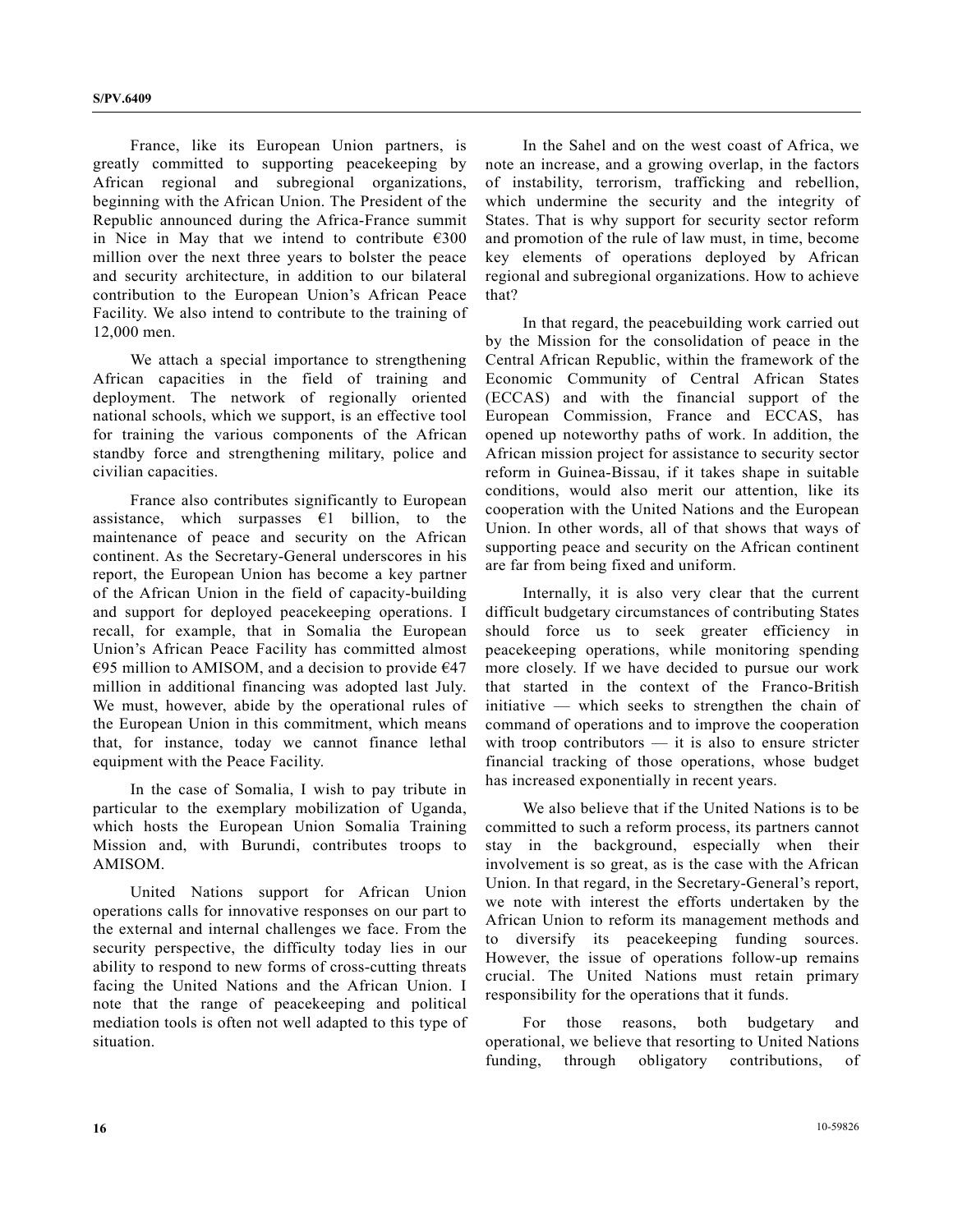France, like its European Union partners, is greatly committed to supporting peacekeeping by African regional and subregional organizations, beginning with the African Union. The President of the Republic announced during the Africa-France summit in Nice in May that we intend to contribute €300 million over the next three years to bolster the peace and security architecture, in addition to our bilateral contribution to the European Union's African Peace Facility. We also intend to contribute to the training of 12,000 men.

We attach a special importance to strengthening African capacities in the field of training and deployment. The network of regionally oriented national schools, which we support, is an effective tool for training the various components of the African standby force and strengthening military, police and civilian capacities.

France also contributes significantly to European assistance, which surpasses €1 billion, to the maintenance of peace and security on the African continent. As the Secretary-General underscores in his report, the European Union has become a key partner of the African Union in the field of capacity-building and support for deployed peacekeeping operations. I recall, for example, that in Somalia the European Union's African Peace Facility has committed almost €95 million to AMISOM, and a decision to provide €47 million in additional financing was adopted last July. We must, however, abide by the operational rules of the European Union in this commitment, which means that, for instance, today we cannot finance lethal equipment with the Peace Facility.

In the case of Somalia, I wish to pay tribute in particular to the exemplary mobilization of Uganda, which hosts the European Union Somalia Training Mission and, with Burundi, contributes troops to AMISOM.

United Nations support for African Union operations calls for innovative responses on our part to the external and internal challenges we face. From the security perspective, the difficulty today lies in our ability to respond to new forms of cross-cutting threats facing the United Nations and the African Union. I note that the range of peacekeeping and political mediation tools is often not well adapted to this type of situation.

In the Sahel and on the west coast of Africa, we note an increase, and a growing overlap, in the factors of instability, terrorism, trafficking and rebellion, which undermine the security and the integrity of States. That is why support for security sector reform and promotion of the rule of law must, in time, become key elements of operations deployed by African regional and subregional organizations. How to achieve that?

In that regard, the peacebuilding work carried out by the Mission for the consolidation of peace in the Central African Republic, within the framework of the Economic Community of Central African States (ECCAS) and with the financial support of the European Commission, France and ECCAS, has opened up noteworthy paths of work. In addition, the African mission project for assistance to security sector reform in Guinea-Bissau, if it takes shape in suitable conditions, would also merit our attention, like its cooperation with the United Nations and the European Union. In other words, all of that shows that ways of supporting peace and security on the African continent are far from being fixed and uniform.

Internally, it is also very clear that the current difficult budgetary circumstances of contributing States should force us to seek greater efficiency in peacekeeping operations, while monitoring spending more closely. If we have decided to pursue our work that started in the context of the Franco-British initiative — which seeks to strengthen the chain of command of operations and to improve the cooperation with troop contributors — it is also to ensure stricter financial tracking of those operations, whose budget has increased exponentially in recent years.

We also believe that if the United Nations is to be committed to such a reform process, its partners cannot stay in the background, especially when their involvement is so great, as is the case with the African Union. In that regard, in the Secretary-General's report, we note with interest the efforts undertaken by the African Union to reform its management methods and to diversify its peacekeeping funding sources. However, the issue of operations follow-up remains crucial. The United Nations must retain primary responsibility for the operations that it funds.

For those reasons, both budgetary and operational, we believe that resorting to United Nations funding, through obligatory contributions, of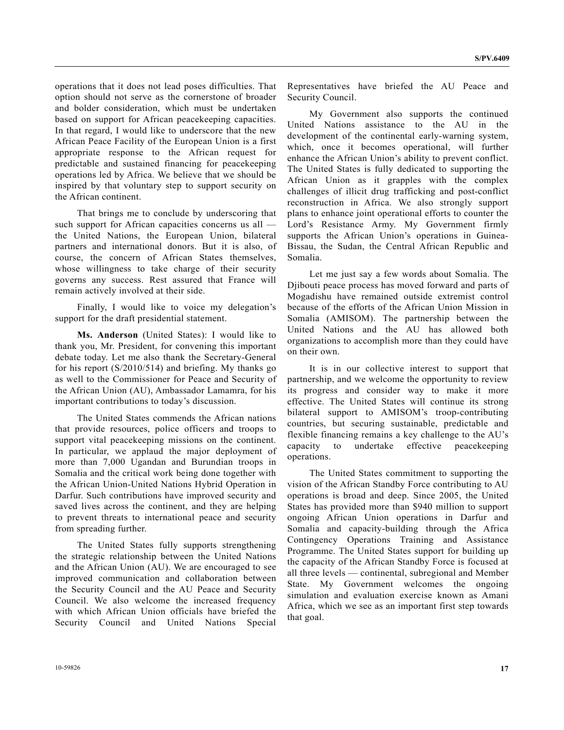operations that it does not lead poses difficulties. That option should not serve as the cornerstone of broader and bolder consideration, which must be undertaken based on support for African peacekeeping capacities. In that regard, I would like to underscore that the new African Peace Facility of the European Union is a first appropriate response to the African request for predictable and sustained financing for peacekeeping operations led by Africa. We believe that we should be inspired by that voluntary step to support security on the African continent.

That brings me to conclude by underscoring that such support for African capacities concerns us all — the United Nations, the European Union, bilateral partners and international donors. But it is also, of course, the concern of African States themselves, whose willingness to take charge of their security governs any success. Rest assured that France will remain actively involved at their side.

Finally, I would like to voice my delegation's support for the draft presidential statement.

**Ms. Anderson** (United States): I would like to thank you, Mr. President, for convening this important debate today. Let me also thank the Secretary-General for his report (S/2010/514) and briefing. My thanks go as well to the Commissioner for Peace and Security of the African Union (AU), Ambassador Lamamra, for his important contributions to today's discussion.

The United States commends the African nations that provide resources, police officers and troops to support vital peacekeeping missions on the continent. In particular, we applaud the major deployment of more than 7,000 Ugandan and Burundian troops in Somalia and the critical work being done together with the African Union-United Nations Hybrid Operation in Darfur. Such contributions have improved security and saved lives across the continent, and they are helping to prevent threats to international peace and security from spreading further.

The United States fully supports strengthening the strategic relationship between the United Nations and the African Union (AU). We are encouraged to see improved communication and collaboration between the Security Council and the AU Peace and Security Council. We also welcome the increased frequency with which African Union officials have briefed the Security Council and United Nations Special Representatives have briefed the AU Peace and Security Council.

My Government also supports the continued United Nations assistance to the AU in the development of the continental early-warning system, which, once it becomes operational, will further enhance the African Union's ability to prevent conflict. The United States is fully dedicated to supporting the African Union as it grapples with the complex challenges of illicit drug trafficking and post-conflict reconstruction in Africa. We also strongly support plans to enhance joint operational efforts to counter the Lord's Resistance Army. My Government firmly supports the African Union's operations in Guinea-Bissau, the Sudan, the Central African Republic and Somalia.

Let me just say a few words about Somalia. The Djibouti peace process has moved forward and parts of Mogadishu have remained outside extremist control because of the efforts of the African Union Mission in Somalia (AMISOM). The partnership between the United Nations and the AU has allowed both organizations to accomplish more than they could have on their own.

It is in our collective interest to support that partnership, and we welcome the opportunity to review its progress and consider way to make it more effective. The United States will continue its strong bilateral support to AMISOM's troop-contributing countries, but securing sustainable, predictable and flexible financing remains a key challenge to the AU's capacity to undertake effective peacekeeping operations.

The United States commitment to supporting the vision of the African Standby Force contributing to AU operations is broad and deep. Since 2005, the United States has provided more than $940 million to support ongoing African Union operations in Darfur and Somalia and capacity-building through the Africa Contingency Operations Training and Assistance Programme. The United States support for building up the capacity of the African Standby Force is focused at all three levels — continental, subregional and Member State. My Government welcomes the ongoing simulation and evaluation exercise known as Amani Africa, which we see as an important first step towards that goal.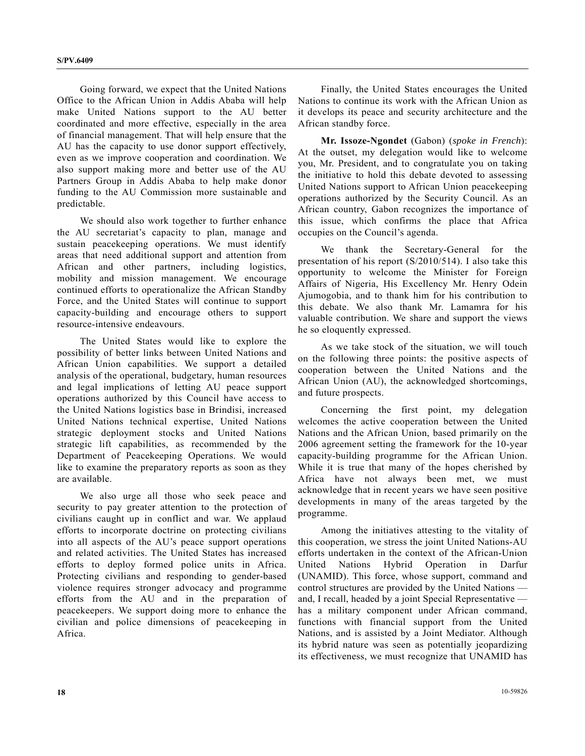Going forward, we expect that the United Nations Office to the African Union in Addis Ababa will help make United Nations support to the AU better coordinated and more effective, especially in the area of financial management. That will help ensure that the AU has the capacity to use donor support effectively, even as we improve cooperation and coordination. We also support making more and better use of the AU Partners Group in Addis Ababa to help make donor funding to the AU Commission more sustainable and predictable.

We should also work together to further enhance the AU secretariat's capacity to plan, manage and sustain peacekeeping operations. We must identify areas that need additional support and attention from African and other partners, including logistics, mobility and mission management. We encourage continued efforts to operationalize the African Standby Force, and the United States will continue to support capacity-building and encourage others to support resource-intensive endeavours.

The United States would like to explore the possibility of better links between United Nations and African Union capabilities. We support a detailed analysis of the operational, budgetary, human resources and legal implications of letting AU peace support operations authorized by this Council have access to the United Nations logistics base in Brindisi, increased United Nations technical expertise, United Nations strategic deployment stocks and United Nations strategic lift capabilities, as recommended by the Department of Peacekeeping Operations. We would like to examine the preparatory reports as soon as they are available.

We also urge all those who seek peace and security to pay greater attention to the protection of civilians caught up in conflict and war. We applaud efforts to incorporate doctrine on protecting civilians into all aspects of the AU's peace support operations and related activities. The United States has increased efforts to deploy formed police units in Africa. Protecting civilians and responding to gender-based violence requires stronger advocacy and programme efforts from the AU and in the preparation of peacekeepers. We support doing more to enhance the civilian and police dimensions of peacekeeping in Africa.

Finally, the United States encourages the United Nations to continue its work with the African Union as it develops its peace and security architecture and the African standby force.

**Mr. Issoze-Ngondet** (Gabon) (*spoke in French*): At the outset, my delegation would like to welcome you, Mr. President, and to congratulate you on taking the initiative to hold this debate devoted to assessing United Nations support to African Union peacekeeping operations authorized by the Security Council. As an African country, Gabon recognizes the importance of this issue, which confirms the place that Africa occupies on the Council's agenda.

We thank the Secretary-General for the presentation of his report (S/2010/514). I also take this opportunity to welcome the Minister for Foreign Affairs of Nigeria, His Excellency Mr. Henry Odein Ajumogobia, and to thank him for his contribution to this debate. We also thank Mr. Lamamra for his valuable contribution. We share and support the views he so eloquently expressed.

As we take stock of the situation, we will touch on the following three points: the positive aspects of cooperation between the United Nations and the African Union (AU), the acknowledged shortcomings, and future prospects.

Concerning the first point, my delegation welcomes the active cooperation between the United Nations and the African Union, based primarily on the 2006 agreement setting the framework for the 10-year capacity-building programme for the African Union. While it is true that many of the hopes cherished by Africa have not always been met, we must acknowledge that in recent years we have seen positive developments in many of the areas targeted by the programme.

Among the initiatives attesting to the vitality of this cooperation, we stress the joint United Nations-AU efforts undertaken in the context of the African-Union United Nations Hybrid Operation in Darfur (UNAMID). This force, whose support, command and control structures are provided by the United Nations — and, I recall, headed by a joint Special Representative — has a military component under African command, functions with financial support from the United Nations, and is assisted by a Joint Mediator. Although its hybrid nature was seen as potentially jeopardizing its effectiveness, we must recognize that UNAMID has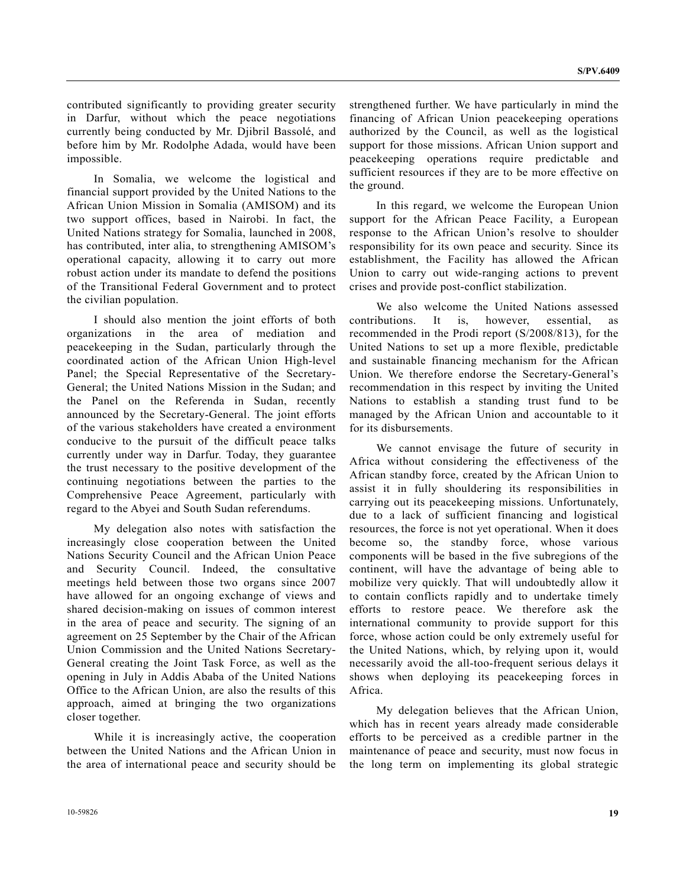contributed significantly to providing greater security in Darfur, without which the peace negotiations currently being conducted by Mr. Djibril Bassolé, and before him by Mr. Rodolphe Adada, would have been impossible.

In Somalia, we welcome the logistical and financial support provided by the United Nations to the African Union Mission in Somalia (AMISOM) and its two support offices, based in Nairobi. In fact, the United Nations strategy for Somalia, launched in 2008, has contributed, inter alia, to strengthening AMISOM's operational capacity, allowing it to carry out more robust action under its mandate to defend the positions of the Transitional Federal Government and to protect the civilian population.

I should also mention the joint efforts of both organizations in the area of mediation and peacekeeping in the Sudan, particularly through the coordinated action of the African Union High-level Panel; the Special Representative of the Secretary-General; the United Nations Mission in the Sudan; and the Panel on the Referenda in Sudan, recently announced by the Secretary-General. The joint efforts of the various stakeholders have created a environment conducive to the pursuit of the difficult peace talks currently under way in Darfur. Today, they guarantee the trust necessary to the positive development of the continuing negotiations between the parties to the Comprehensive Peace Agreement, particularly with regard to the Abyei and South Sudan referendums.

My delegation also notes with satisfaction the increasingly close cooperation between the United Nations Security Council and the African Union Peace and Security Council. Indeed, the consultative meetings held between those two organs since 2007 have allowed for an ongoing exchange of views and shared decision-making on issues of common interest in the area of peace and security. The signing of an agreement on 25 September by the Chair of the African Union Commission and the United Nations Secretary-General creating the Joint Task Force, as well as the opening in July in Addis Ababa of the United Nations Office to the African Union, are also the results of this approach, aimed at bringing the two organizations closer together.

While it is increasingly active, the cooperation between the United Nations and the African Union in the area of international peace and security should be strengthened further. We have particularly in mind the financing of African Union peacekeeping operations authorized by the Council, as well as the logistical support for those missions. African Union support and peacekeeping operations require predictable and sufficient resources if they are to be more effective on the ground.

In this regard, we welcome the European Union support for the African Peace Facility, a European response to the African Union's resolve to shoulder responsibility for its own peace and security. Since its establishment, the Facility has allowed the African Union to carry out wide-ranging actions to prevent crises and provide post-conflict stabilization.

We also welcome the United Nations assessed contributions. It is, however, essential, as recommended in the Prodi report (S/2008/813), for the United Nations to set up a more flexible, predictable and sustainable financing mechanism for the African Union. We therefore endorse the Secretary-General's recommendation in this respect by inviting the United Nations to establish a standing trust fund to be managed by the African Union and accountable to it for its disbursements.

We cannot envisage the future of security in Africa without considering the effectiveness of the African standby force, created by the African Union to assist it in fully shouldering its responsibilities in carrying out its peacekeeping missions. Unfortunately, due to a lack of sufficient financing and logistical resources, the force is not yet operational. When it does become so, the standby force, whose various components will be based in the five subregions of the continent, will have the advantage of being able to mobilize very quickly. That will undoubtedly allow it to contain conflicts rapidly and to undertake timely efforts to restore peace. We therefore ask the international community to provide support for this force, whose action could be only extremely useful for the United Nations, which, by relying upon it, would necessarily avoid the all-too-frequent serious delays it shows when deploying its peacekeeping forces in Africa.

My delegation believes that the African Union, which has in recent years already made considerable efforts to be perceived as a credible partner in the maintenance of peace and security, must now focus in the long term on implementing its global strategic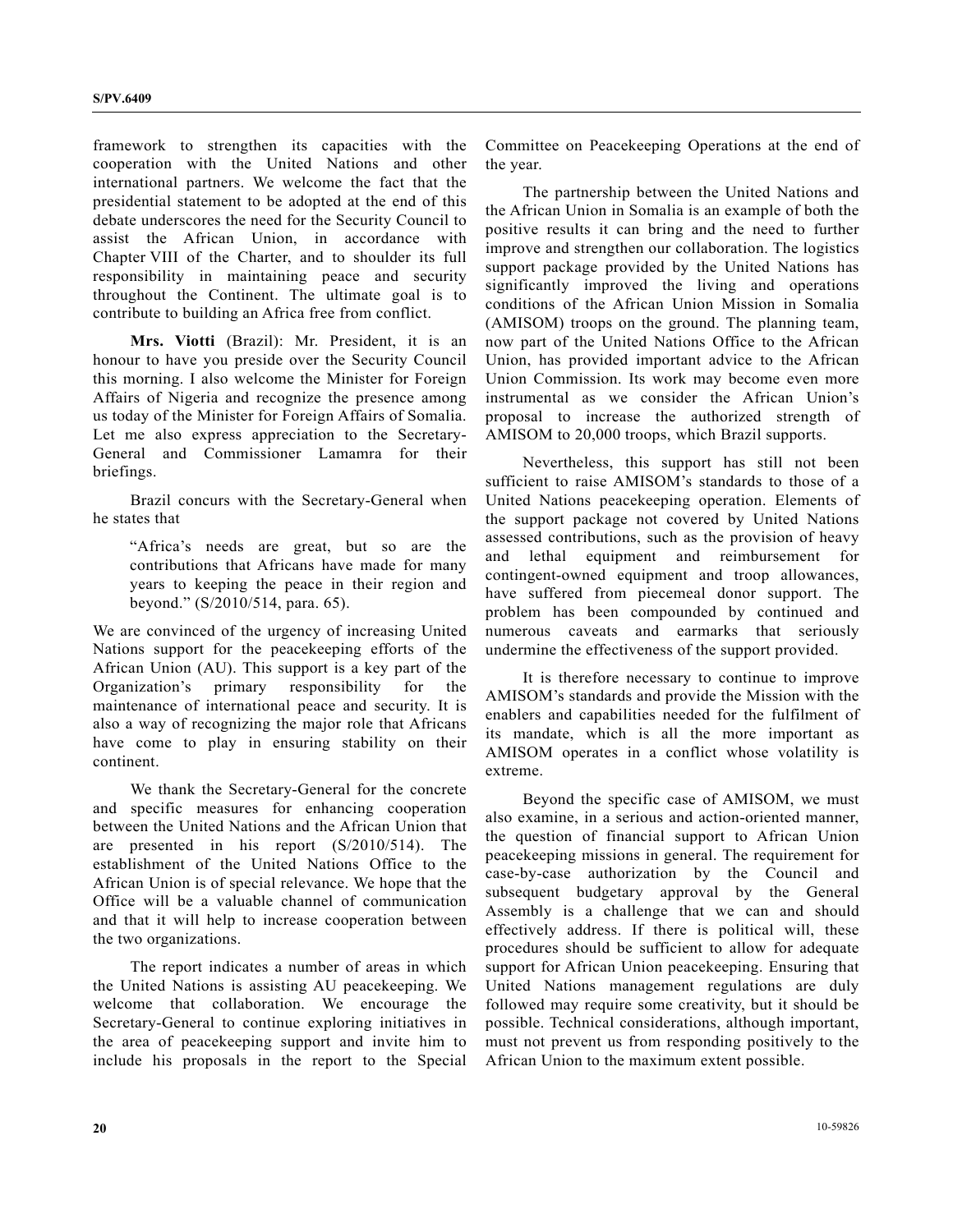framework to strengthen its capacities with the cooperation with the United Nations and other international partners. We welcome the fact that the presidential statement to be adopted at the end of this debate underscores the need for the Security Council to assist the African Union, in accordance with Chapter VIII of the Charter, and to shoulder its full responsibility in maintaining peace and security throughout the Continent. The ultimate goal is to contribute to building an Africa free from conflict.

**Mrs. Viotti** (Brazil): Mr. President, it is an honour to have you preside over the Security Council this morning. I also welcome the Minister for Foreign Affairs of Nigeria and recognize the presence among us today of the Minister for Foreign Affairs of Somalia. Let me also express appreciation to the Secretary-General and Commissioner Lamamra for their briefings.

Brazil concurs with the Secretary-General when he states that

> "Africa's needs are great, but so are the contributions that Africans have made for many years to keeping the peace in their region and beyond." (S/2010/514, para. 65).

We are convinced of the urgency of increasing United Nations support for the peacekeeping efforts of the African Union (AU). This support is a key part of the Organization's primary responsibility for the maintenance of international peace and security. It is also a way of recognizing the major role that Africans have come to play in ensuring stability on their continent.

We thank the Secretary-General for the concrete and specific measures for enhancing cooperation between the United Nations and the African Union that are presented in his report (S/2010/514). The establishment of the United Nations Office to the African Union is of special relevance. We hope that the Office will be a valuable channel of communication and that it will help to increase cooperation between the two organizations.

The report indicates a number of areas in which the United Nations is assisting AU peacekeeping. We welcome that collaboration. We encourage the Secretary-General to continue exploring initiatives in the area of peacekeeping support and invite him to include his proposals in the report to the Special Committee on Peacekeeping Operations at the end of the year.

The partnership between the United Nations and the African Union in Somalia is an example of both the positive results it can bring and the need to further improve and strengthen our collaboration. The logistics support package provided by the United Nations has significantly improved the living and operations conditions of the African Union Mission in Somalia (AMISOM) troops on the ground. The planning team, now part of the United Nations Office to the African Union, has provided important advice to the African Union Commission. Its work may become even more instrumental as we consider the African Union's proposal to increase the authorized strength of AMISOM to 20,000 troops, which Brazil supports.

Nevertheless, this support has still not been sufficient to raise AMISOM's standards to those of a United Nations peacekeeping operation. Elements of the support package not covered by United Nations assessed contributions, such as the provision of heavy and lethal equipment and reimbursement for contingent-owned equipment and troop allowances, have suffered from piecemeal donor support. The problem has been compounded by continued and numerous caveats and earmarks that seriously undermine the effectiveness of the support provided.

It is therefore necessary to continue to improve AMISOM's standards and provide the Mission with the enablers and capabilities needed for the fulfilment of its mandate, which is all the more important as AMISOM operates in a conflict whose volatility is extreme.

Beyond the specific case of AMISOM, we must also examine, in a serious and action-oriented manner, the question of financial support to African Union peacekeeping missions in general. The requirement for case-by-case authorization by the Council and subsequent budgetary approval by the General Assembly is a challenge that we can and should effectively address. If there is political will, these procedures should be sufficient to allow for adequate support for African Union peacekeeping. Ensuring that United Nations management regulations are duly followed may require some creativity, but it should be possible. Technical considerations, although important, must not prevent us from responding positively to the African Union to the maximum extent possible.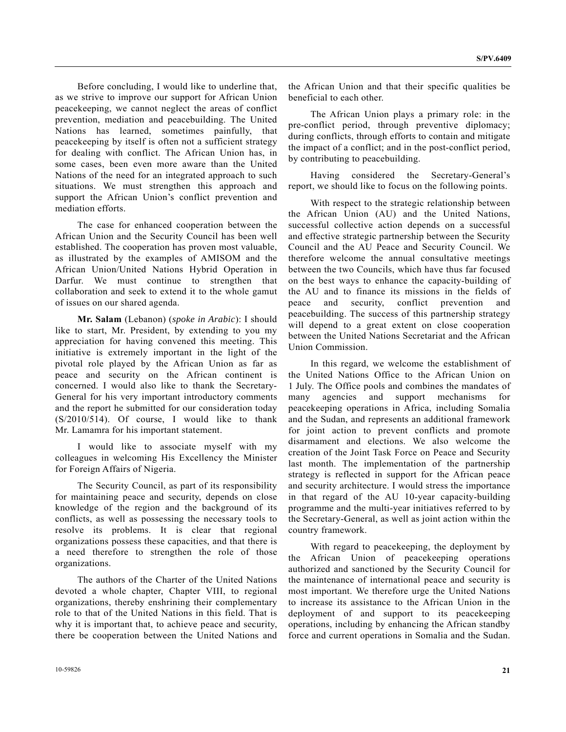Before concluding, I would like to underline that, as we strive to improve our support for African Union peacekeeping, we cannot neglect the areas of conflict prevention, mediation and peacebuilding. The United Nations has learned, sometimes painfully, that peacekeeping by itself is often not a sufficient strategy for dealing with conflict. The African Union has, in some cases, been even more aware than the United Nations of the need for an integrated approach to such situations. We must strengthen this approach and support the African Union's conflict prevention and mediation efforts.

The case for enhanced cooperation between the African Union and the Security Council has been well established. The cooperation has proven most valuable, as illustrated by the examples of AMISOM and the African Union/United Nations Hybrid Operation in Darfur. We must continue to strengthen that collaboration and seek to extend it to the whole gamut of issues on our shared agenda.

**Mr. Salam** (Lebanon) (*spoke in Arabic*): I should like to start, Mr. President, by extending to you my appreciation for having convened this meeting. This initiative is extremely important in the light of the pivotal role played by the African Union as far as peace and security on the African continent is concerned. I would also like to thank the Secretary-General for his very important introductory comments and the report he submitted for our consideration today (S/2010/514). Of course, I would like to thank Mr. Lamamra for his important statement.

I would like to associate myself with my colleagues in welcoming His Excellency the Minister for Foreign Affairs of Nigeria.

The Security Council, as part of its responsibility for maintaining peace and security, depends on close knowledge of the region and the background of its conflicts, as well as possessing the necessary tools to resolve its problems. It is clear that regional organizations possess these capacities, and that there is a need therefore to strengthen the role of those organizations.

The authors of the Charter of the United Nations devoted a whole chapter, Chapter VIII, to regional organizations, thereby enshrining their complementary role to that of the United Nations in this field. That is why it is important that, to achieve peace and security, there be cooperation between the United Nations and the African Union and that their specific qualities be beneficial to each other.

The African Union plays a primary role: in the pre-conflict period, through preventive diplomacy; during conflicts, through efforts to contain and mitigate the impact of a conflict; and in the post-conflict period, by contributing to peacebuilding.

Having considered the Secretary-General's report, we should like to focus on the following points.

With respect to the strategic relationship between the African Union (AU) and the United Nations, successful collective action depends on a successful and effective strategic partnership between the Security Council and the AU Peace and Security Council. We therefore welcome the annual consultative meetings between the two Councils, which have thus far focused on the best ways to enhance the capacity-building of the AU and to finance its missions in the fields of peace and security, conflict prevention and peacebuilding. The success of this partnership strategy will depend to a great extent on close cooperation between the United Nations Secretariat and the African Union Commission.

In this regard, we welcome the establishment of the United Nations Office to the African Union on 1 July. The Office pools and combines the mandates of many agencies and support mechanisms for peacekeeping operations in Africa, including Somalia and the Sudan, and represents an additional framework for joint action to prevent conflicts and promote disarmament and elections. We also welcome the creation of the Joint Task Force on Peace and Security last month. The implementation of the partnership strategy is reflected in support for the African peace and security architecture. I would stress the importance in that regard of the AU 10-year capacity-building programme and the multi-year initiatives referred to by the Secretary-General, as well as joint action within the country framework.

With regard to peacekeeping, the deployment by the African Union of peacekeeping operations authorized and sanctioned by the Security Council for the maintenance of international peace and security is most important. We therefore urge the United Nations to increase its assistance to the African Union in the deployment of and support to its peacekeeping operations, including by enhancing the African standby force and current operations in Somalia and the Sudan.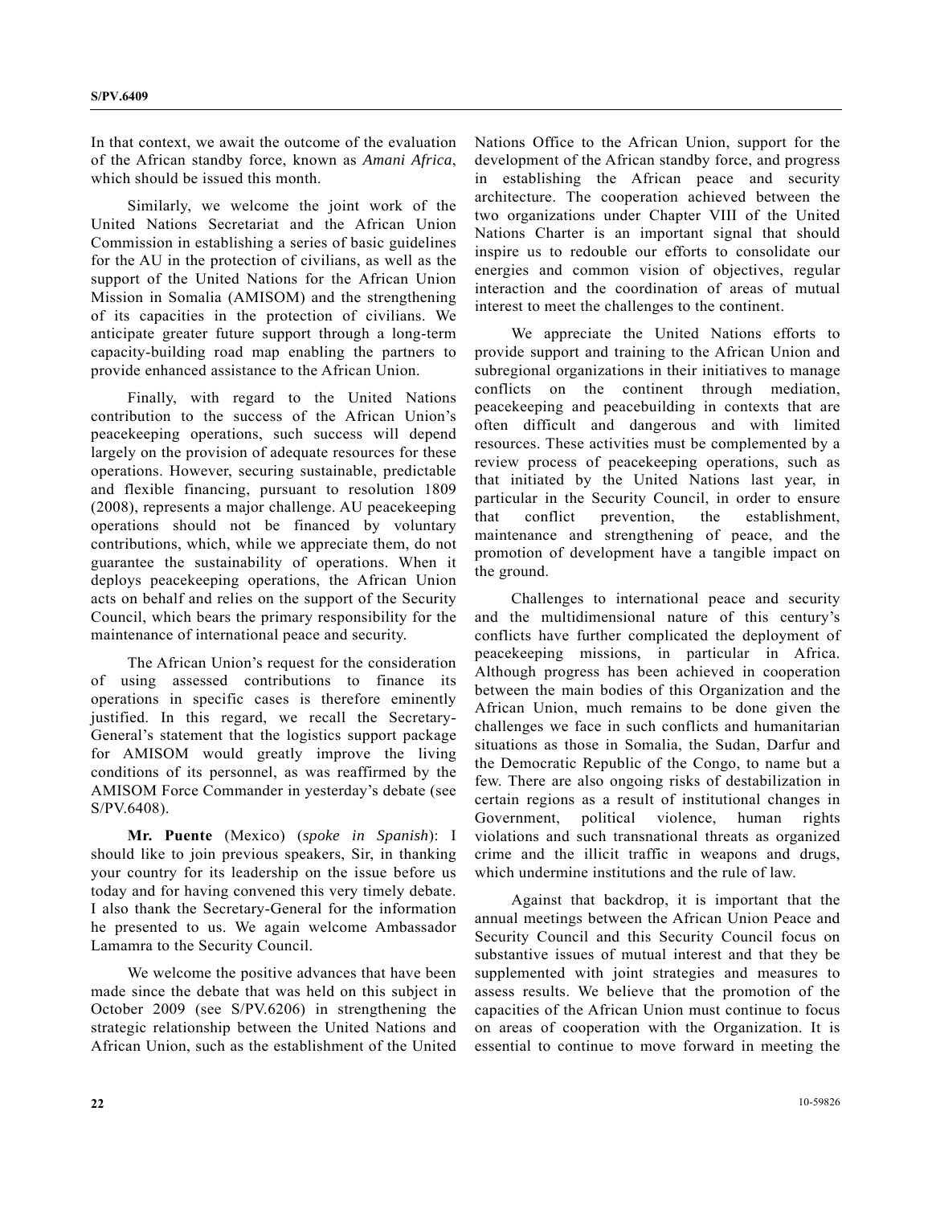In that context, we await the outcome of the evaluation of the African standby force, known as *Amani Africa*, which should be issued this month.

Similarly, we welcome the joint work of the United Nations Secretariat and the African Union Commission in establishing a series of basic guidelines for the AU in the protection of civilians, as well as the support of the United Nations for the African Union Mission in Somalia (AMISOM) and the strengthening of its capacities in the protection of civilians. We anticipate greater future support through a long-term capacity-building road map enabling the partners to provide enhanced assistance to the African Union.

Finally, with regard to the United Nations contribution to the success of the African Union's peacekeeping operations, such success will depend largely on the provision of adequate resources for these operations. However, securing sustainable, predictable and flexible financing, pursuant to resolution 1809 (2008), represents a major challenge. AU peacekeeping operations should not be financed by voluntary contributions, which, while we appreciate them, do not guarantee the sustainability of operations. When it deploys peacekeeping operations, the African Union acts on behalf and relies on the support of the Security Council, which bears the primary responsibility for the maintenance of international peace and security.

The African Union's request for the consideration of using assessed contributions to finance its operations in specific cases is therefore eminently justified. In this regard, we recall the Secretary-General's statement that the logistics support package for AMISOM would greatly improve the living conditions of its personnel, as was reaffirmed by the AMISOM Force Commander in yesterday's debate (see S/PV.6408).

**Mr. Puente** (Mexico) (*spoke in Spanish*): I should like to join previous speakers, Sir, in thanking your country for its leadership on the issue before us today and for having convened this very timely debate. I also thank the Secretary-General for the information he presented to us. We again welcome Ambassador Lamamra to the Security Council.

We welcome the positive advances that have been made since the debate that was held on this subject in October 2009 (see S/PV.6206) in strengthening the strategic relationship between the United Nations and African Union, such as the establishment of the United Nations Office to the African Union, support for the development of the African standby force, and progress in establishing the African peace and security architecture. The cooperation achieved between the two organizations under Chapter VIII of the United Nations Charter is an important signal that should inspire us to redouble our efforts to consolidate our energies and common vision of objectives, regular interaction and the coordination of areas of mutual interest to meet the challenges to the continent.

We appreciate the United Nations efforts to provide support and training to the African Union and subregional organizations in their initiatives to manage conflicts on the continent through mediation, peacekeeping and peacebuilding in contexts that are often difficult and dangerous and with limited resources. These activities must be complemented by a review process of peacekeeping operations, such as that initiated by the United Nations last year, in particular in the Security Council, in order to ensure that conflict prevention, the establishment, maintenance and strengthening of peace, and the promotion of development have a tangible impact on the ground.

Challenges to international peace and security and the multidimensional nature of this century's conflicts have further complicated the deployment of peacekeeping missions, in particular in Africa. Although progress has been achieved in cooperation between the main bodies of this Organization and the African Union, much remains to be done given the challenges we face in such conflicts and humanitarian situations as those in Somalia, the Sudan, Darfur and the Democratic Republic of the Congo, to name but a few. There are also ongoing risks of destabilization in certain regions as a result of institutional changes in Government, political violence, human rights violations and such transnational threats as organized crime and the illicit traffic in weapons and drugs, which undermine institutions and the rule of law.

Against that backdrop, it is important that the annual meetings between the African Union Peace and Security Council and this Security Council focus on substantive issues of mutual interest and that they be supplemented with joint strategies and measures to assess results. We believe that the promotion of the capacities of the African Union must continue to focus on areas of cooperation with the Organization. It is essential to continue to move forward in meeting the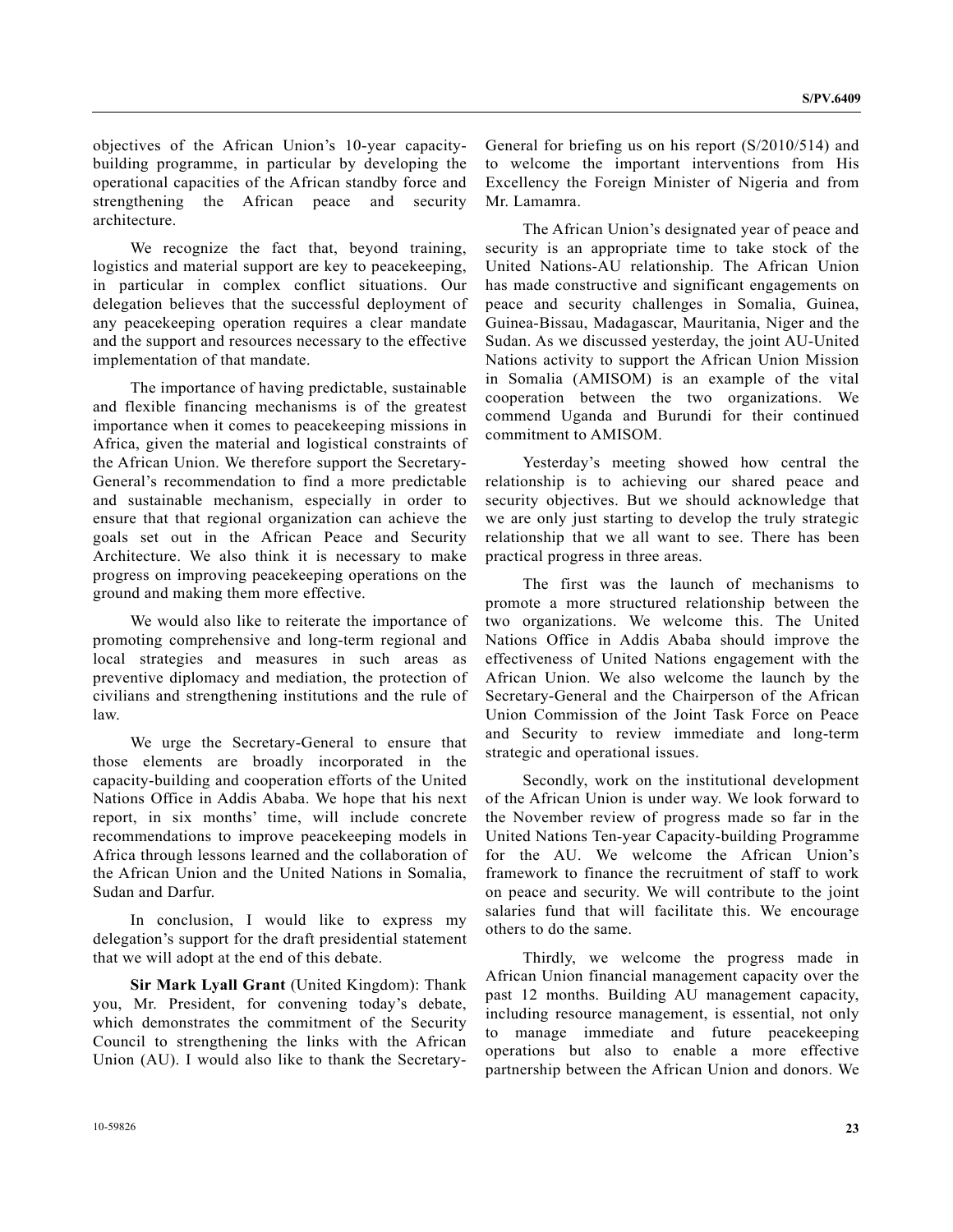objectives of the African Union's 10-year capacity-building programme, in particular by developing the operational capacities of the African standby force and strengthening the African peace and security architecture.

We recognize the fact that, beyond training, logistics and material support are key to peacekeeping, in particular in complex conflict situations. Our delegation believes that the successful deployment of any peacekeeping operation requires a clear mandate and the support and resources necessary to the effective implementation of that mandate.

The importance of having predictable, sustainable and flexible financing mechanisms is of the greatest importance when it comes to peacekeeping missions in Africa, given the material and logistical constraints of the African Union. We therefore support the Secretary-General's recommendation to find a more predictable and sustainable mechanism, especially in order to ensure that that regional organization can achieve the goals set out in the African Peace and Security Architecture. We also think it is necessary to make progress on improving peacekeeping operations on the ground and making them more effective.

We would also like to reiterate the importance of promoting comprehensive and long-term regional and local strategies and measures in such areas as preventive diplomacy and mediation, the protection of civilians and strengthening institutions and the rule of law.

We urge the Secretary-General to ensure that those elements are broadly incorporated in the capacity-building and cooperation efforts of the United Nations Office in Addis Ababa. We hope that his next report, in six months' time, will include concrete recommendations to improve peacekeeping models in Africa through lessons learned and the collaboration of the African Union and the United Nations in Somalia, Sudan and Darfur.

In conclusion, I would like to express my delegation's support for the draft presidential statement that we will adopt at the end of this debate.

**Sir Mark Lyall Grant** (United Kingdom): Thank you, Mr. President, for convening today's debate, which demonstrates the commitment of the Security Council to strengthening the links with the African Union (AU). I would also like to thank the Secretary-General for briefing us on his report (S/2010/514) and to welcome the important interventions from His Excellency the Foreign Minister of Nigeria and from Mr. Lamamra.

The African Union's designated year of peace and security is an appropriate time to take stock of the United Nations-AU relationship. The African Union has made constructive and significant engagements on peace and security challenges in Somalia, Guinea, Guinea-Bissau, Madagascar, Mauritania, Niger and the Sudan. As we discussed yesterday, the joint AU-United Nations activity to support the African Union Mission in Somalia (AMISOM) is an example of the vital cooperation between the two organizations. We commend Uganda and Burundi for their continued commitment to AMISOM.

Yesterday's meeting showed how central the relationship is to achieving our shared peace and security objectives. But we should acknowledge that we are only just starting to develop the truly strategic relationship that we all want to see. There has been practical progress in three areas.

The first was the launch of mechanisms to promote a more structured relationship between the two organizations. We welcome this. The United Nations Office in Addis Ababa should improve the effectiveness of United Nations engagement with the African Union. We also welcome the launch by the Secretary-General and the Chairperson of the African Union Commission of the Joint Task Force on Peace and Security to review immediate and long-term strategic and operational issues.

Secondly, work on the institutional development of the African Union is under way. We look forward to the November review of progress made so far in the United Nations Ten-year Capacity-building Programme for the AU. We welcome the African Union's framework to finance the recruitment of staff to work on peace and security. We will contribute to the joint salaries fund that will facilitate this. We encourage others to do the same.

Thirdly, we welcome the progress made in African Union financial management capacity over the past 12 months. Building AU management capacity, including resource management, is essential, not only to manage immediate and future peacekeeping operations but also to enable a more effective partnership between the African Union and donors. We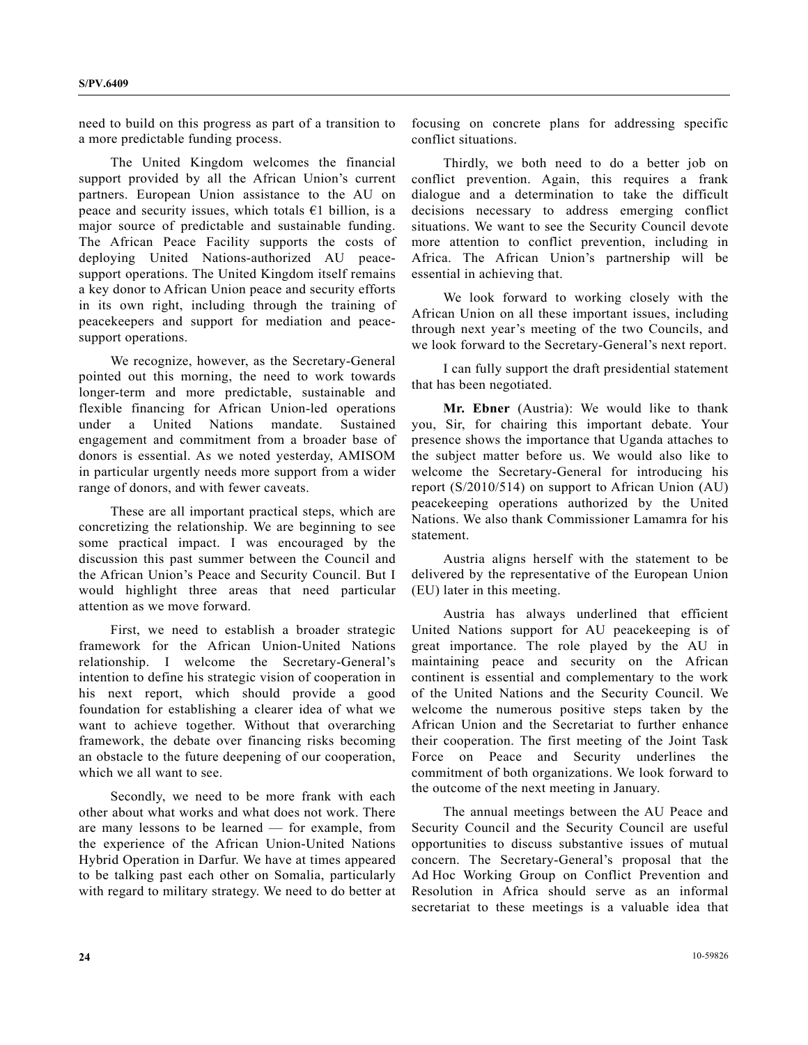need to build on this progress as part of a transition to a more predictable funding process.

The United Kingdom welcomes the financial support provided by all the African Union's current partners. European Union assistance to the AU on peace and security issues, which totals €1 billion, is a major source of predictable and sustainable funding. The African Peace Facility supports the costs of deploying United Nations-authorized AU peace-support operations. The United Kingdom itself remains a key donor to African Union peace and security efforts in its own right, including through the training of peacekeepers and support for mediation and peace-support operations.

We recognize, however, as the Secretary-General pointed out this morning, the need to work towards longer-term and more predictable, sustainable and flexible financing for African Union-led operations under a United Nations mandate. Sustained engagement and commitment from a broader base of donors is essential. As we noted yesterday, AMISOM in particular urgently needs more support from a wider range of donors, and with fewer caveats.

These are all important practical steps, which are concretizing the relationship. We are beginning to see some practical impact. I was encouraged by the discussion this past summer between the Council and the African Union's Peace and Security Council. But I would highlight three areas that need particular attention as we move forward.

First, we need to establish a broader strategic framework for the African Union-United Nations relationship. I welcome the Secretary-General's intention to define his strategic vision of cooperation in his next report, which should provide a good foundation for establishing a clearer idea of what we want to achieve together. Without that overarching framework, the debate over financing risks becoming an obstacle to the future deepening of our cooperation, which we all want to see.

Secondly, we need to be more frank with each other about what works and what does not work. There are many lessons to be learned — for example, from the experience of the African Union-United Nations Hybrid Operation in Darfur. We have at times appeared to be talking past each other on Somalia, particularly with regard to military strategy. We need to do better at focusing on concrete plans for addressing specific conflict situations.

Thirdly, we both need to do a better job on conflict prevention. Again, this requires a frank dialogue and a determination to take the difficult decisions necessary to address emerging conflict situations. We want to see the Security Council devote more attention to conflict prevention, including in Africa. The African Union's partnership will be essential in achieving that.

We look forward to working closely with the African Union on all these important issues, including through next year's meeting of the two Councils, and we look forward to the Secretary-General's next report.

I can fully support the draft presidential statement that has been negotiated.

**Mr. Ebner** (Austria): We would like to thank you, Sir, for chairing this important debate. Your presence shows the importance that Uganda attaches to the subject matter before us. We would also like to welcome the Secretary-General for introducing his report (S/2010/514) on support to African Union (AU) peacekeeping operations authorized by the United Nations. We also thank Commissioner Lamamra for his statement.

Austria aligns herself with the statement to be delivered by the representative of the European Union (EU) later in this meeting.

Austria has always underlined that efficient United Nations support for AU peacekeeping is of great importance. The role played by the AU in maintaining peace and security on the African continent is essential and complementary to the work of the United Nations and the Security Council. We welcome the numerous positive steps taken by the African Union and the Secretariat to further enhance their cooperation. The first meeting of the Joint Task Force on Peace and Security underlines the commitment of both organizations. We look forward to the outcome of the next meeting in January.

The annual meetings between the AU Peace and Security Council and the Security Council are useful opportunities to discuss substantive issues of mutual concern. The Secretary-General's proposal that the Ad Hoc Working Group on Conflict Prevention and Resolution in Africa should serve as an informal secretariat to these meetings is a valuable idea that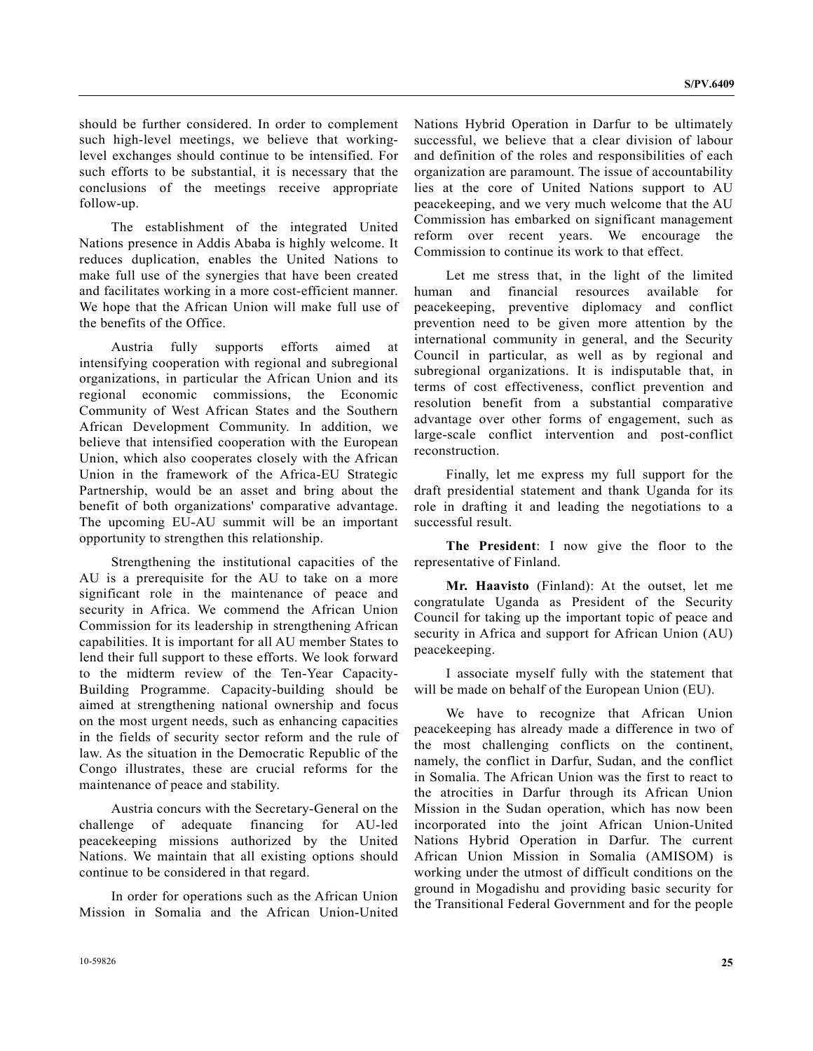should be further considered. In order to complement such high-level meetings, we believe that working-level exchanges should continue to be intensified. For such efforts to be substantial, it is necessary that the conclusions of the meetings receive appropriate follow-up.

The establishment of the integrated United Nations presence in Addis Ababa is highly welcome. It reduces duplication, enables the United Nations to make full use of the synergies that have been created and facilitates working in a more cost-efficient manner. We hope that the African Union will make full use of the benefits of the Office.

Austria fully supports efforts aimed at intensifying cooperation with regional and subregional organizations, in particular the African Union and its regional economic commissions, the Economic Community of West African States and the Southern African Development Community. In addition, we believe that intensified cooperation with the European Union, which also cooperates closely with the African Union in the framework of the Africa-EU Strategic Partnership, would be an asset and bring about the benefit of both organizations' comparative advantage. The upcoming EU-AU summit will be an important opportunity to strengthen this relationship.

Strengthening the institutional capacities of the AU is a prerequisite for the AU to take on a more significant role in the maintenance of peace and security in Africa. We commend the African Union Commission for its leadership in strengthening African capabilities. It is important for all AU member States to lend their full support to these efforts. We look forward to the midterm review of the Ten-Year Capacity-Building Programme. Capacity-building should be aimed at strengthening national ownership and focus on the most urgent needs, such as enhancing capacities in the fields of security sector reform and the rule of law. As the situation in the Democratic Republic of the Congo illustrates, these are crucial reforms for the maintenance of peace and stability.

Austria concurs with the Secretary-General on the challenge of adequate financing for AU-led peacekeeping missions authorized by the United Nations. We maintain that all existing options should continue to be considered in that regard.

In order for operations such as the African Union Mission in Somalia and the African Union-United Nations Hybrid Operation in Darfur to be ultimately successful, we believe that a clear division of labour and definition of the roles and responsibilities of each organization are paramount. The issue of accountability lies at the core of United Nations support to AU peacekeeping, and we very much welcome that the AU Commission has embarked on significant management reform over recent years. We encourage the Commission to continue its work to that effect.

Let me stress that, in the light of the limited human and financial resources available for peacekeeping, preventive diplomacy and conflict prevention need to be given more attention by the international community in general, and the Security Council in particular, as well as by regional and subregional organizations. It is indisputable that, in terms of cost effectiveness, conflict prevention and resolution benefit from a substantial comparative advantage over other forms of engagement, such as large-scale conflict intervention and post-conflict reconstruction.

Finally, let me express my full support for the draft presidential statement and thank Uganda for its role in drafting it and leading the negotiations to a successful result.

**The President**: I now give the floor to the representative of Finland.

**Mr. Haavisto** (Finland): At the outset, let me congratulate Uganda as President of the Security Council for taking up the important topic of peace and security in Africa and support for African Union (AU) peacekeeping.

I associate myself fully with the statement that will be made on behalf of the European Union (EU).

We have to recognize that African Union peacekeeping has already made a difference in two of the most challenging conflicts on the continent, namely, the conflict in Darfur, Sudan, and the conflict in Somalia. The African Union was the first to react to the atrocities in Darfur through its African Union Mission in the Sudan operation, which has now been incorporated into the joint African Union-United Nations Hybrid Operation in Darfur. The current African Union Mission in Somalia (AMISOM) is working under the utmost of difficult conditions on the ground in Mogadishu and providing basic security for the Transitional Federal Government and for the people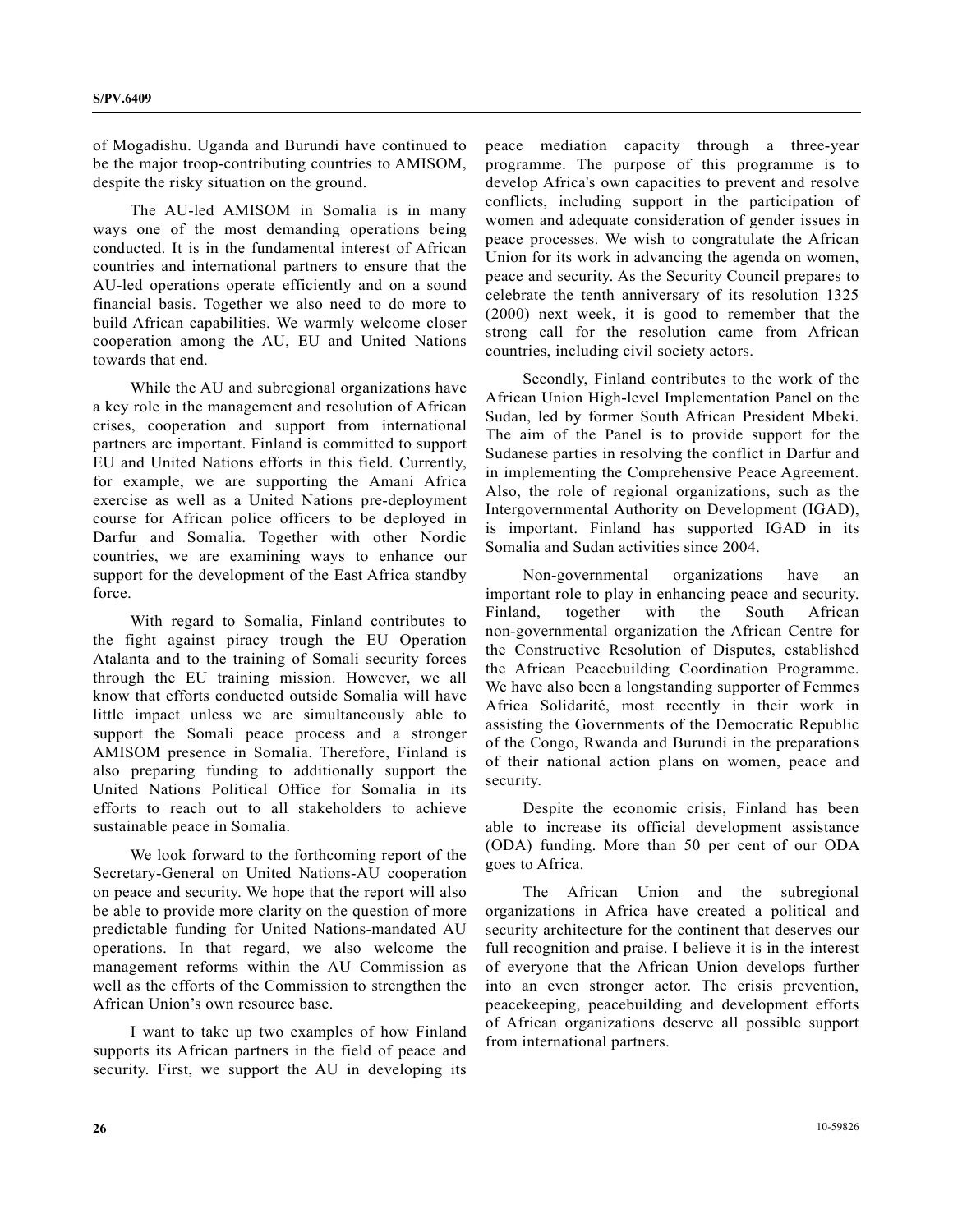of Mogadishu. Uganda and Burundi have continued to be the major troop-contributing countries to AMISOM, despite the risky situation on the ground.

The AU-led AMISOM in Somalia is in many ways one of the most demanding operations being conducted. It is in the fundamental interest of African countries and international partners to ensure that the AU-led operations operate efficiently and on a sound financial basis. Together we also need to do more to build African capabilities. We warmly welcome closer cooperation among the AU, EU and United Nations towards that end.

While the AU and subregional organizations have a key role in the management and resolution of African crises, cooperation and support from international partners are important. Finland is committed to support EU and United Nations efforts in this field. Currently, for example, we are supporting the Amani Africa exercise as well as a United Nations pre-deployment course for African police officers to be deployed in Darfur and Somalia. Together with other Nordic countries, we are examining ways to enhance our support for the development of the East Africa standby force.

With regard to Somalia, Finland contributes to the fight against piracy trough the EU Operation Atalanta and to the training of Somali security forces through the EU training mission. However, we all know that efforts conducted outside Somalia will have little impact unless we are simultaneously able to support the Somali peace process and a stronger AMISOM presence in Somalia. Therefore, Finland is also preparing funding to additionally support the United Nations Political Office for Somalia in its efforts to reach out to all stakeholders to achieve sustainable peace in Somalia.

We look forward to the forthcoming report of the Secretary-General on United Nations-AU cooperation on peace and security. We hope that the report will also be able to provide more clarity on the question of more predictable funding for United Nations-mandated AU operations. In that regard, we also welcome the management reforms within the AU Commission as well as the efforts of the Commission to strengthen the African Union's own resource base.

I want to take up two examples of how Finland supports its African partners in the field of peace and security. First, we support the AU in developing its peace mediation capacity through a three-year programme. The purpose of this programme is to develop Africa's own capacities to prevent and resolve conflicts, including support in the participation of women and adequate consideration of gender issues in peace processes. We wish to congratulate the African Union for its work in advancing the agenda on women, peace and security. As the Security Council prepares to celebrate the tenth anniversary of its resolution 1325 (2000) next week, it is good to remember that the strong call for the resolution came from African countries, including civil society actors.

Secondly, Finland contributes to the work of the African Union High-level Implementation Panel on the Sudan, led by former South African President Mbeki. The aim of the Panel is to provide support for the Sudanese parties in resolving the conflict in Darfur and in implementing the Comprehensive Peace Agreement. Also, the role of regional organizations, such as the Intergovernmental Authority on Development (IGAD), is important. Finland has supported IGAD in its Somalia and Sudan activities since 2004.

Non-governmental organizations have an important role to play in enhancing peace and security. Finland, together with the South African non-governmental organization the African Centre for the Constructive Resolution of Disputes, established the African Peacebuilding Coordination Programme. We have also been a longstanding supporter of Femmes Africa Solidarité, most recently in their work in assisting the Governments of the Democratic Republic of the Congo, Rwanda and Burundi in the preparations of their national action plans on women, peace and security.

Despite the economic crisis, Finland has been able to increase its official development assistance (ODA) funding. More than 50 per cent of our ODA goes to Africa.

The African Union and the subregional organizations in Africa have created a political and security architecture for the continent that deserves our full recognition and praise. I believe it is in the interest of everyone that the African Union develops further into an even stronger actor. The crisis prevention, peacekeeping, peacebuilding and development efforts of African organizations deserve all possible support from international partners.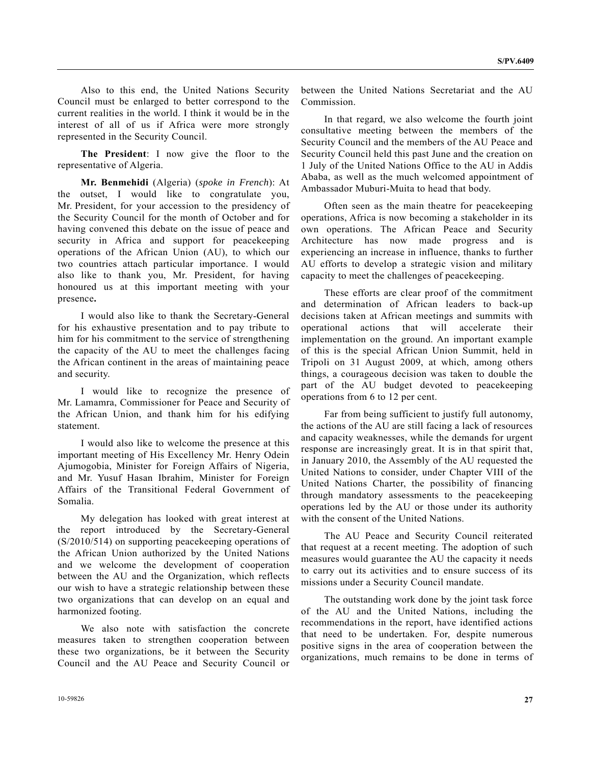Also to this end, the United Nations Security Council must be enlarged to better correspond to the current realities in the world. I think it would be in the interest of all of us if Africa were more strongly represented in the Security Council.

**The President**: I now give the floor to the representative of Algeria.

**Mr. Benmehidi** (Algeria) (*spoke in French*): At the outset, I would like to congratulate you, Mr. President, for your accession to the presidency of the Security Council for the month of October and for having convened this debate on the issue of peace and security in Africa and support for peacekeeping operations of the African Union (AU), to which our two countries attach particular importance. I would also like to thank you, Mr. President, for having honoured us at this important meeting with your presence**.**

I would also like to thank the Secretary-General for his exhaustive presentation and to pay tribute to him for his commitment to the service of strengthening the capacity of the AU to meet the challenges facing the African continent in the areas of maintaining peace and security.

I would like to recognize the presence of Mr. Lamamra, Commissioner for Peace and Security of the African Union, and thank him for his edifying statement.

I would also like to welcome the presence at this important meeting of His Excellency Mr. Henry Odein Ajumogobia, Minister for Foreign Affairs of Nigeria, and Mr. Yusuf Hasan Ibrahim, Minister for Foreign Affairs of the Transitional Federal Government of Somalia.

My delegation has looked with great interest at the report introduced by the Secretary-General (S/2010/514) on supporting peacekeeping operations of the African Union authorized by the United Nations and we welcome the development of cooperation between the AU and the Organization, which reflects our wish to have a strategic relationship between these two organizations that can develop on an equal and harmonized footing.

We also note with satisfaction the concrete measures taken to strengthen cooperation between these two organizations, be it between the Security Council and the AU Peace and Security Council or between the United Nations Secretariat and the AU Commission.

In that regard, we also welcome the fourth joint consultative meeting between the members of the Security Council and the members of the AU Peace and Security Council held this past June and the creation on 1 July of the United Nations Office to the AU in Addis Ababa, as well as the much welcomed appointment of Ambassador Muburi-Muita to head that body.

Often seen as the main theatre for peacekeeping operations, Africa is now becoming a stakeholder in its own operations. The African Peace and Security Architecture has now made progress and is experiencing an increase in influence, thanks to further AU efforts to develop a strategic vision and military capacity to meet the challenges of peacekeeping.

These efforts are clear proof of the commitment and determination of African leaders to back-up decisions taken at African meetings and summits with operational actions that will accelerate their implementation on the ground. An important example of this is the special African Union Summit, held in Tripoli on 31 August 2009, at which, among others things, a courageous decision was taken to double the part of the AU budget devoted to peacekeeping operations from 6 to 12 per cent.

Far from being sufficient to justify full autonomy, the actions of the AU are still facing a lack of resources and capacity weaknesses, while the demands for urgent response are increasingly great. It is in that spirit that, in January 2010, the Assembly of the AU requested the United Nations to consider, under Chapter VIII of the United Nations Charter, the possibility of financing through mandatory assessments to the peacekeeping operations led by the AU or those under its authority with the consent of the United Nations.

The AU Peace and Security Council reiterated that request at a recent meeting. The adoption of such measures would guarantee the AU the capacity it needs to carry out its activities and to ensure success of its missions under a Security Council mandate.

The outstanding work done by the joint task force of the AU and the United Nations, including the recommendations in the report, have identified actions that need to be undertaken. For, despite numerous positive signs in the area of cooperation between the organizations, much remains to be done in terms of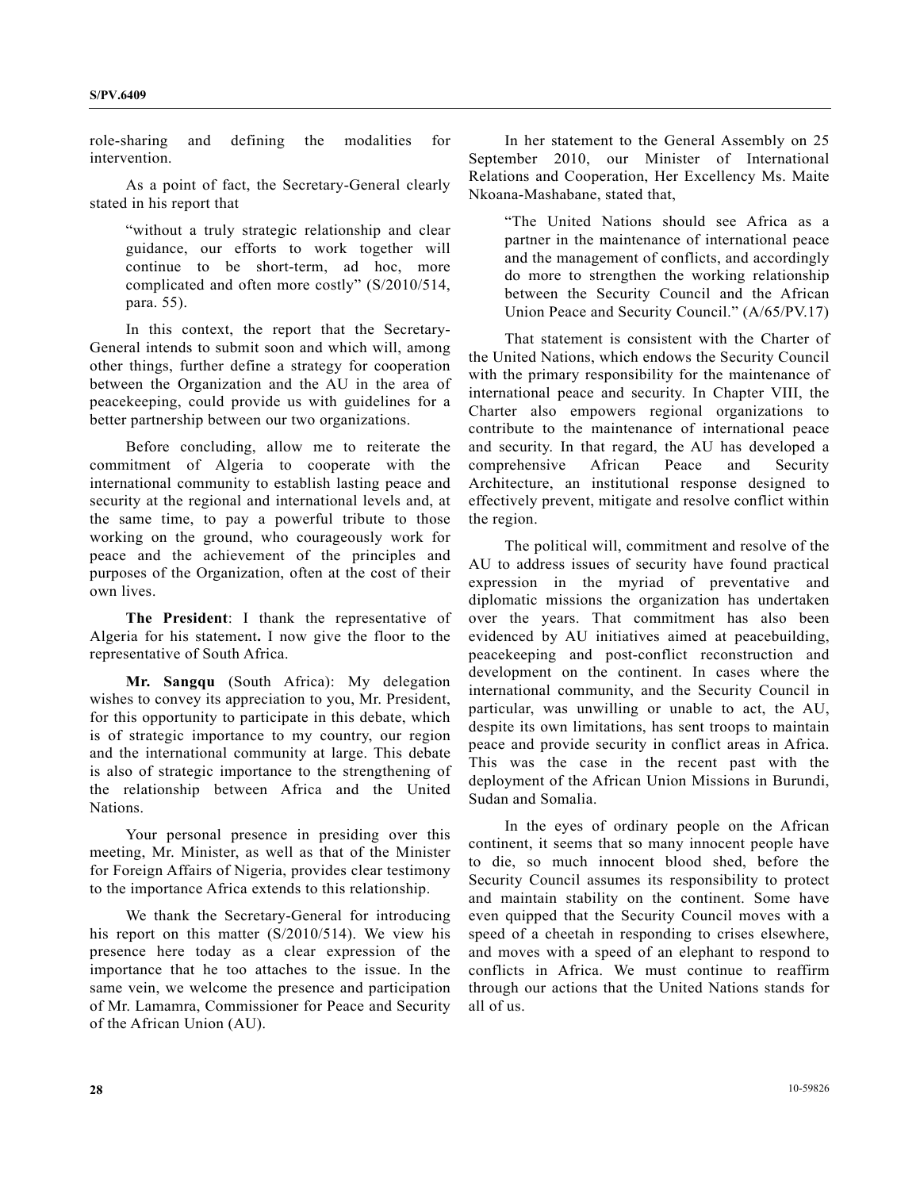role-sharing and defining the modalities for intervention.

As a point of fact, the Secretary-General clearly stated in his report that

> "without a truly strategic relationship and clear guidance, our efforts to work together will continue to be short-term, ad hoc, more complicated and often more costly" (S/2010/514, para. 55).

In this context, the report that the Secretary-General intends to submit soon and which will, among other things, further define a strategy for cooperation between the Organization and the AU in the area of peacekeeping, could provide us with guidelines for a better partnership between our two organizations.

Before concluding, allow me to reiterate the commitment of Algeria to cooperate with the international community to establish lasting peace and security at the regional and international levels and, at the same time, to pay a powerful tribute to those working on the ground, who courageously work for peace and the achievement of the principles and purposes of the Organization, often at the cost of their own lives.

**The President**: I thank the representative of Algeria for his statement**.** I now give the floor to the representative of South Africa.

**Mr. Sangqu** (South Africa): My delegation wishes to convey its appreciation to you, Mr. President, for this opportunity to participate in this debate, which is of strategic importance to my country, our region and the international community at large. This debate is also of strategic importance to the strengthening of the relationship between Africa and the United Nations.

Your personal presence in presiding over this meeting, Mr. Minister, as well as that of the Minister for Foreign Affairs of Nigeria, provides clear testimony to the importance Africa extends to this relationship.

We thank the Secretary-General for introducing his report on this matter (S/2010/514). We view his presence here today as a clear expression of the importance that he too attaches to the issue. In the same vein, we welcome the presence and participation of Mr. Lamamra, Commissioner for Peace and Security of the African Union (AU).

In her statement to the General Assembly on 25 September 2010, our Minister of International Relations and Cooperation, Her Excellency Ms. Maite Nkoana-Mashabane, stated that,

> "The United Nations should see Africa as a partner in the maintenance of international peace and the management of conflicts, and accordingly do more to strengthen the working relationship between the Security Council and the African Union Peace and Security Council." (A/65/PV.17)

That statement is consistent with the Charter of the United Nations, which endows the Security Council with the primary responsibility for the maintenance of international peace and security. In Chapter VIII, the Charter also empowers regional organizations to contribute to the maintenance of international peace and security. In that regard, the AU has developed a comprehensive African Peace and Security Architecture, an institutional response designed to effectively prevent, mitigate and resolve conflict within the region.

The political will, commitment and resolve of the AU to address issues of security have found practical expression in the myriad of preventative and diplomatic missions the organization has undertaken over the years. That commitment has also been evidenced by AU initiatives aimed at peacebuilding, peacekeeping and post-conflict reconstruction and development on the continent. In cases where the international community, and the Security Council in particular, was unwilling or unable to act, the AU, despite its own limitations, has sent troops to maintain peace and provide security in conflict areas in Africa. This was the case in the recent past with the deployment of the African Union Missions in Burundi, Sudan and Somalia.

In the eyes of ordinary people on the African continent, it seems that so many innocent people have to die, so much innocent blood shed, before the Security Council assumes its responsibility to protect and maintain stability on the continent. Some have even quipped that the Security Council moves with a speed of a cheetah in responding to crises elsewhere, and moves with a speed of an elephant to respond to conflicts in Africa. We must continue to reaffirm through our actions that the United Nations stands for all of us.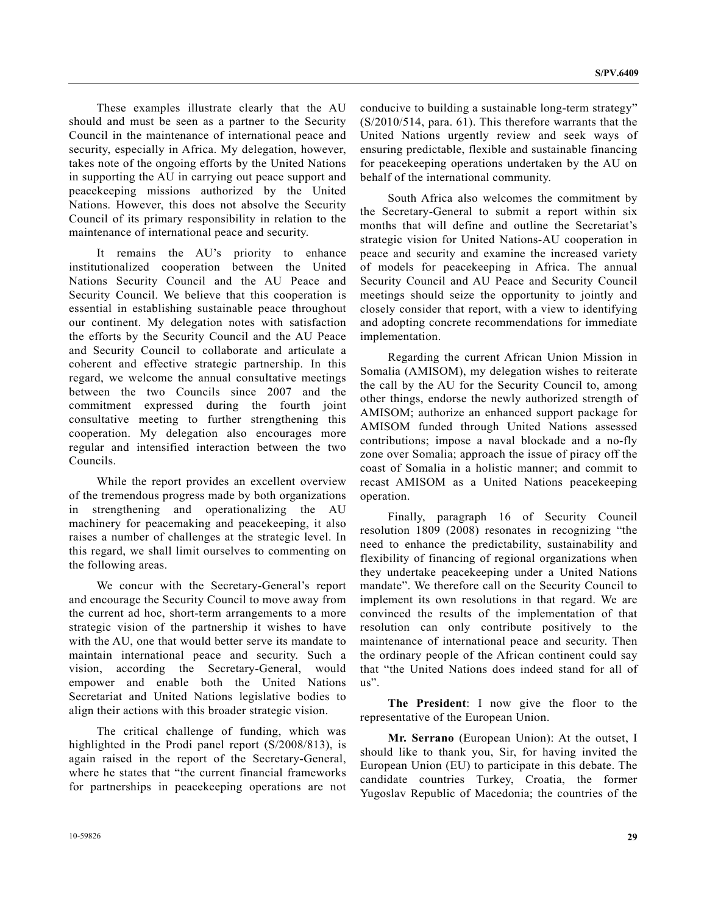These examples illustrate clearly that the AU should and must be seen as a partner to the Security Council in the maintenance of international peace and security, especially in Africa. My delegation, however, takes note of the ongoing efforts by the United Nations in supporting the AU in carrying out peace support and peacekeeping missions authorized by the United Nations. However, this does not absolve the Security Council of its primary responsibility in relation to the maintenance of international peace and security.

It remains the AU's priority to enhance institutionalized cooperation between the United Nations Security Council and the AU Peace and Security Council. We believe that this cooperation is essential in establishing sustainable peace throughout our continent. My delegation notes with satisfaction the efforts by the Security Council and the AU Peace and Security Council to collaborate and articulate a coherent and effective strategic partnership. In this regard, we welcome the annual consultative meetings between the two Councils since 2007 and the commitment expressed during the fourth joint consultative meeting to further strengthening this cooperation. My delegation also encourages more regular and intensified interaction between the two Councils.

While the report provides an excellent overview of the tremendous progress made by both organizations in strengthening and operationalizing the AU machinery for peacemaking and peacekeeping, it also raises a number of challenges at the strategic level. In this regard, we shall limit ourselves to commenting on the following areas.

We concur with the Secretary-General's report and encourage the Security Council to move away from the current ad hoc, short-term arrangements to a more strategic vision of the partnership it wishes to have with the AU, one that would better serve its mandate to maintain international peace and security. Such a vision, according the Secretary-General, would empower and enable both the United Nations Secretariat and United Nations legislative bodies to align their actions with this broader strategic vision.

The critical challenge of funding, which was highlighted in the Prodi panel report (S/2008/813), is again raised in the report of the Secretary-General, where he states that "the current financial frameworks for partnerships in peacekeeping operations are not conducive to building a sustainable long-term strategy" (S/2010/514, para. 61). This therefore warrants that the United Nations urgently review and seek ways of ensuring predictable, flexible and sustainable financing for peacekeeping operations undertaken by the AU on behalf of the international community.

South Africa also welcomes the commitment by the Secretary-General to submit a report within six months that will define and outline the Secretariat's strategic vision for United Nations-AU cooperation in peace and security and examine the increased variety of models for peacekeeping in Africa. The annual Security Council and AU Peace and Security Council meetings should seize the opportunity to jointly and closely consider that report, with a view to identifying and adopting concrete recommendations for immediate implementation.

Regarding the current African Union Mission in Somalia (AMISOM), my delegation wishes to reiterate the call by the AU for the Security Council to, among other things, endorse the newly authorized strength of AMISOM; authorize an enhanced support package for AMISOM funded through United Nations assessed contributions; impose a naval blockade and a no-fly zone over Somalia; approach the issue of piracy off the coast of Somalia in a holistic manner; and commit to recast AMISOM as a United Nations peacekeeping operation.

Finally, paragraph 16 of Security Council resolution 1809 (2008) resonates in recognizing "the need to enhance the predictability, sustainability and flexibility of financing of regional organizations when they undertake peacekeeping under a United Nations mandate". We therefore call on the Security Council to implement its own resolutions in that regard. We are convinced the results of the implementation of that resolution can only contribute positively to the maintenance of international peace and security. Then the ordinary people of the African continent could say that "the United Nations does indeed stand for all of us".

**The President**: I now give the floor to the representative of the European Union.

**Mr. Serrano** (European Union): At the outset, I should like to thank you, Sir, for having invited the European Union (EU) to participate in this debate. The candidate countries Turkey, Croatia, the former Yugoslav Republic of Macedonia; the countries of the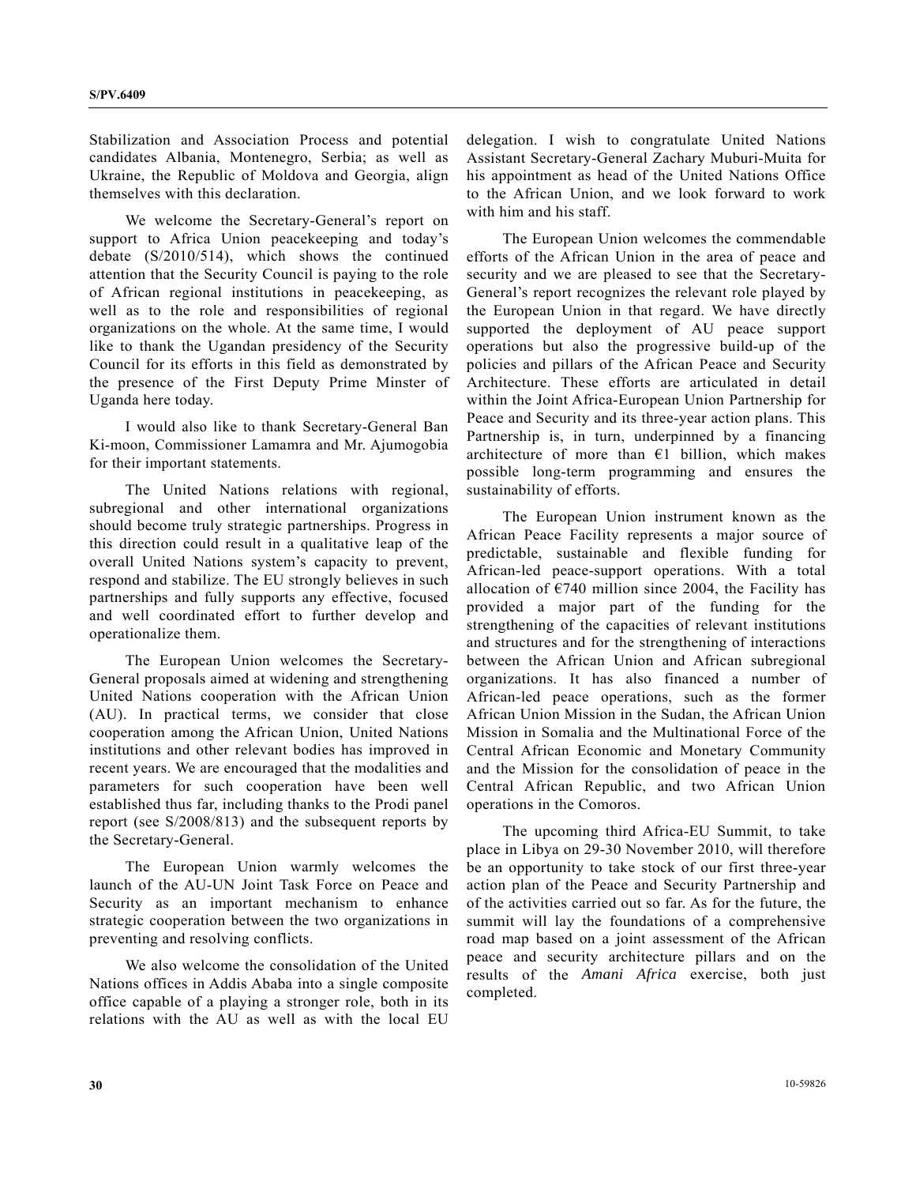Stabilization and Association Process and potential candidates Albania, Montenegro, Serbia; as well as Ukraine, the Republic of Moldova and Georgia, align themselves with this declaration.

We welcome the Secretary-General's report on support to Africa Union peacekeeping and today's debate (S/2010/514), which shows the continued attention that the Security Council is paying to the role of African regional institutions in peacekeeping, as well as to the role and responsibilities of regional organizations on the whole. At the same time, I would like to thank the Ugandan presidency of the Security Council for its efforts in this field as demonstrated by the presence of the First Deputy Prime Minster of Uganda here today.

I would also like to thank Secretary-General Ban Ki-moon, Commissioner Lamamra and Mr. Ajumogobia for their important statements.

The United Nations relations with regional, subregional and other international organizations should become truly strategic partnerships. Progress in this direction could result in a qualitative leap of the overall United Nations system's capacity to prevent, respond and stabilize. The EU strongly believes in such partnerships and fully supports any effective, focused and well coordinated effort to further develop and operationalize them.

The European Union welcomes the Secretary-General proposals aimed at widening and strengthening United Nations cooperation with the African Union (AU). In practical terms, we consider that close cooperation among the African Union, United Nations institutions and other relevant bodies has improved in recent years. We are encouraged that the modalities and parameters for such cooperation have been well established thus far, including thanks to the Prodi panel report (see S/2008/813) and the subsequent reports by the Secretary-General.

The European Union warmly welcomes the launch of the AU-UN Joint Task Force on Peace and Security as an important mechanism to enhance strategic cooperation between the two organizations in preventing and resolving conflicts.

We also welcome the consolidation of the United Nations offices in Addis Ababa into a single composite office capable of a playing a stronger role, both in its relations with the AU as well as with the local EU delegation. I wish to congratulate United Nations Assistant Secretary-General Zachary Muburi-Muita for his appointment as head of the United Nations Office to the African Union, and we look forward to work with him and his staff.

The European Union welcomes the commendable efforts of the African Union in the area of peace and security and we are pleased to see that the Secretary-General's report recognizes the relevant role played by the European Union in that regard. We have directly supported the deployment of AU peace support operations but also the progressive build-up of the policies and pillars of the African Peace and Security Architecture. These efforts are articulated in detail within the Joint Africa-European Union Partnership for Peace and Security and its three-year action plans. This Partnership is, in turn, underpinned by a financing architecture of more than €1 billion, which makes possible long-term programming and ensures the sustainability of efforts.

The European Union instrument known as the African Peace Facility represents a major source of predictable, sustainable and flexible funding for African-led peace-support operations. With a total allocation of €740 million since 2004, the Facility has provided a major part of the funding for the strengthening of the capacities of relevant institutions and structures and for the strengthening of interactions between the African Union and African subregional organizations. It has also financed a number of African-led peace operations, such as the former African Union Mission in the Sudan, the African Union Mission in Somalia and the Multinational Force of the Central African Economic and Monetary Community and the Mission for the consolidation of peace in the Central African Republic, and two African Union operations in the Comoros.

The upcoming third Africa-EU Summit, to take place in Libya on 29-30 November 2010, will therefore be an opportunity to take stock of our first three-year action plan of the Peace and Security Partnership and of the activities carried out so far. As for the future, the summit will lay the foundations of a comprehensive road map based on a joint assessment of the African peace and security architecture pillars and on the results of the *Amani Africa* exercise, both just completed.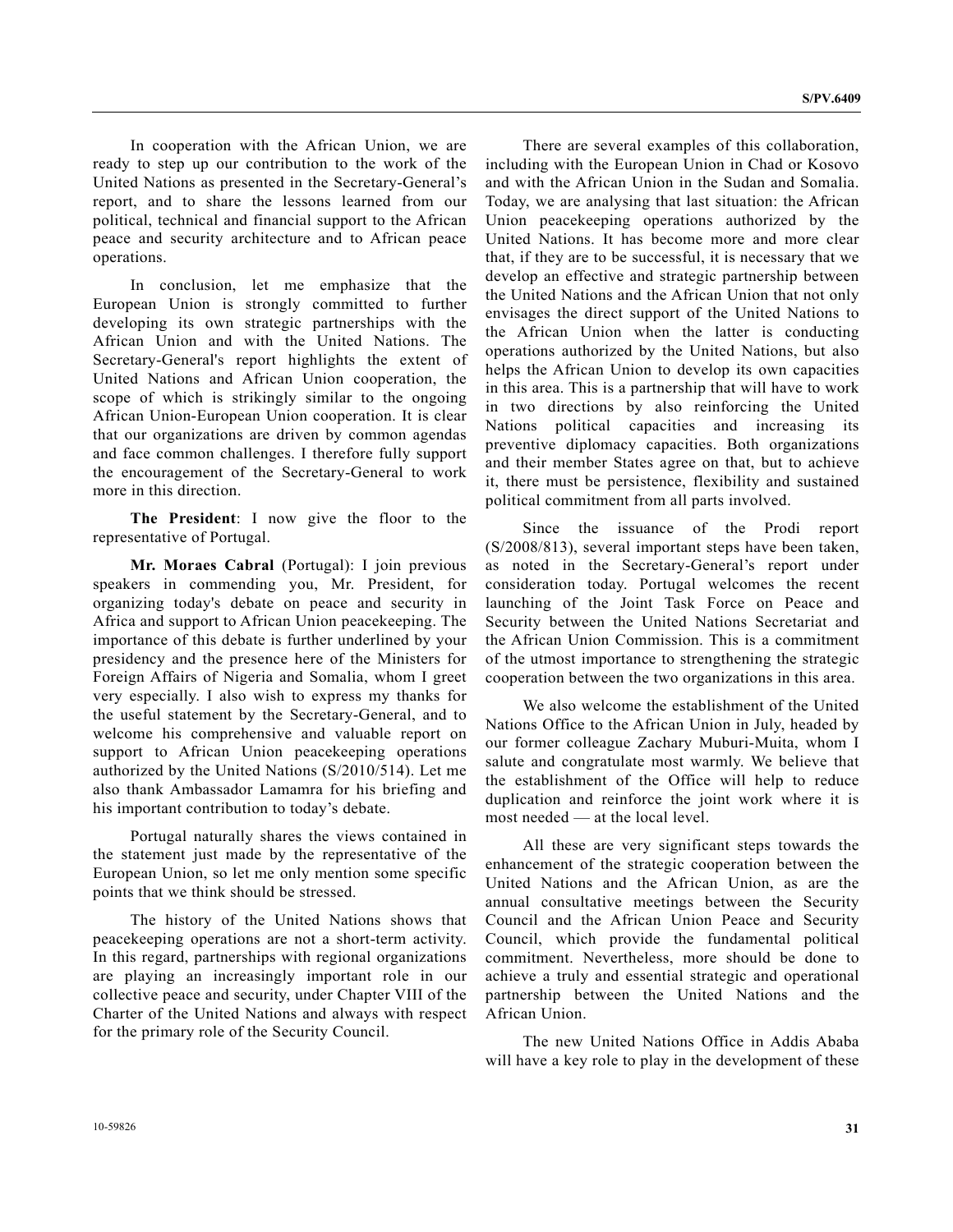In cooperation with the African Union, we are ready to step up our contribution to the work of the United Nations as presented in the Secretary-General's report, and to share the lessons learned from our political, technical and financial support to the African peace and security architecture and to African peace operations.

In conclusion, let me emphasize that the European Union is strongly committed to further developing its own strategic partnerships with the African Union and with the United Nations. The Secretary-General's report highlights the extent of United Nations and African Union cooperation, the scope of which is strikingly similar to the ongoing African Union-European Union cooperation. It is clear that our organizations are driven by common agendas and face common challenges. I therefore fully support the encouragement of the Secretary-General to work more in this direction.

**The President**: I now give the floor to the representative of Portugal.

**Mr. Moraes Cabral** (Portugal): I join previous speakers in commending you, Mr. President, for organizing today's debate on peace and security in Africa and support to African Union peacekeeping. The importance of this debate is further underlined by your presidency and the presence here of the Ministers for Foreign Affairs of Nigeria and Somalia, whom I greet very especially. I also wish to express my thanks for the useful statement by the Secretary-General, and to welcome his comprehensive and valuable report on support to African Union peacekeeping operations authorized by the United Nations (S/2010/514). Let me also thank Ambassador Lamamra for his briefing and his important contribution to today's debate.

Portugal naturally shares the views contained in the statement just made by the representative of the European Union, so let me only mention some specific points that we think should be stressed.

The history of the United Nations shows that peacekeeping operations are not a short-term activity. In this regard, partnerships with regional organizations are playing an increasingly important role in our collective peace and security, under Chapter VIII of the Charter of the United Nations and always with respect for the primary role of the Security Council.

There are several examples of this collaboration, including with the European Union in Chad or Kosovo and with the African Union in the Sudan and Somalia. Today, we are analysing that last situation: the African Union peacekeeping operations authorized by the United Nations. It has become more and more clear that, if they are to be successful, it is necessary that we develop an effective and strategic partnership between the United Nations and the African Union that not only envisages the direct support of the United Nations to the African Union when the latter is conducting operations authorized by the United Nations, but also helps the African Union to develop its own capacities in this area. This is a partnership that will have to work in two directions by also reinforcing the United Nations political capacities and increasing its preventive diplomacy capacities. Both organizations and their member States agree on that, but to achieve it, there must be persistence, flexibility and sustained political commitment from all parts involved.

Since the issuance of the Prodi report (S/2008/813), several important steps have been taken, as noted in the Secretary-General's report under consideration today. Portugal welcomes the recent launching of the Joint Task Force on Peace and Security between the United Nations Secretariat and the African Union Commission. This is a commitment of the utmost importance to strengthening the strategic cooperation between the two organizations in this area.

We also welcome the establishment of the United Nations Office to the African Union in July, headed by our former colleague Zachary Muburi-Muita, whom I salute and congratulate most warmly. We believe that the establishment of the Office will help to reduce duplication and reinforce the joint work where it is most needed — at the local level.

All these are very significant steps towards the enhancement of the strategic cooperation between the United Nations and the African Union, as are the annual consultative meetings between the Security Council and the African Union Peace and Security Council, which provide the fundamental political commitment. Nevertheless, more should be done to achieve a truly and essential strategic and operational partnership between the United Nations and the African Union.

The new United Nations Office in Addis Ababa will have a key role to play in the development of these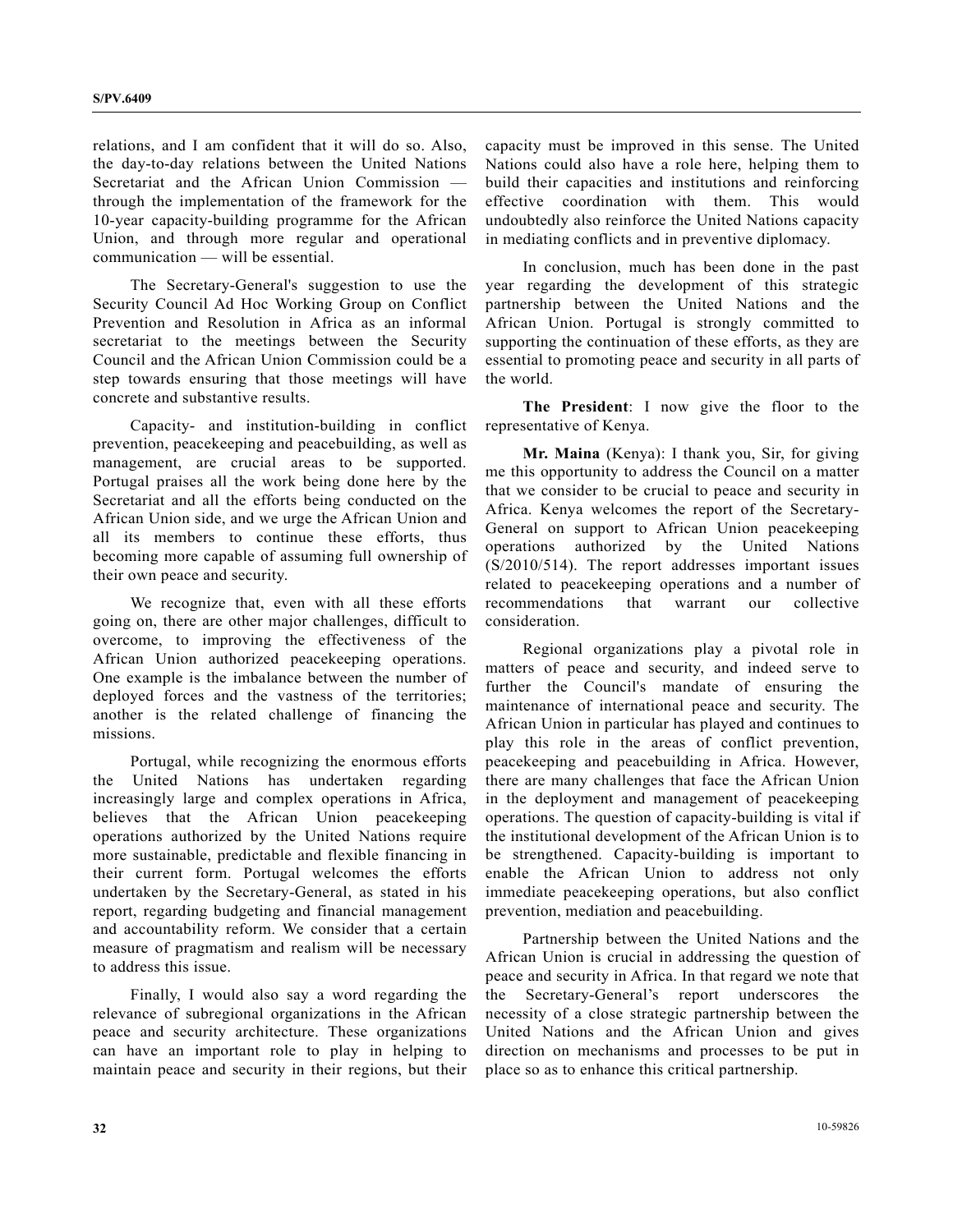relations, and I am confident that it will do so. Also, the day-to-day relations between the United Nations Secretariat and the African Union Commission — through the implementation of the framework for the 10-year capacity-building programme for the African Union, and through more regular and operational communication — will be essential.

The Secretary-General's suggestion to use the Security Council Ad Hoc Working Group on Conflict Prevention and Resolution in Africa as an informal secretariat to the meetings between the Security Council and the African Union Commission could be a step towards ensuring that those meetings will have concrete and substantive results.

Capacity- and institution-building in conflict prevention, peacekeeping and peacebuilding, as well as management, are crucial areas to be supported. Portugal praises all the work being done here by the Secretariat and all the efforts being conducted on the African Union side, and we urge the African Union and all its members to continue these efforts, thus becoming more capable of assuming full ownership of their own peace and security.

We recognize that, even with all these efforts going on, there are other major challenges, difficult to overcome, to improving the effectiveness of the African Union authorized peacekeeping operations. One example is the imbalance between the number of deployed forces and the vastness of the territories; another is the related challenge of financing the missions.

Portugal, while recognizing the enormous efforts the United Nations has undertaken regarding increasingly large and complex operations in Africa, believes that the African Union peacekeeping operations authorized by the United Nations require more sustainable, predictable and flexible financing in their current form. Portugal welcomes the efforts undertaken by the Secretary-General, as stated in his report, regarding budgeting and financial management and accountability reform. We consider that a certain measure of pragmatism and realism will be necessary to address this issue.

Finally, I would also say a word regarding the relevance of subregional organizations in the African peace and security architecture. These organizations can have an important role to play in helping to maintain peace and security in their regions, but their capacity must be improved in this sense. The United Nations could also have a role here, helping them to build their capacities and institutions and reinforcing effective coordination with them. This would undoubtedly also reinforce the United Nations capacity in mediating conflicts and in preventive diplomacy.

In conclusion, much has been done in the past year regarding the development of this strategic partnership between the United Nations and the African Union. Portugal is strongly committed to supporting the continuation of these efforts, as they are essential to promoting peace and security in all parts of the world.

**The President**: I now give the floor to the representative of Kenya.

**Mr. Maina** (Kenya): I thank you, Sir, for giving me this opportunity to address the Council on a matter that we consider to be crucial to peace and security in Africa. Kenya welcomes the report of the Secretary-General on support to African Union peacekeeping operations authorized by the United Nations (S/2010/514). The report addresses important issues related to peacekeeping operations and a number of recommendations that warrant our collective consideration.

Regional organizations play a pivotal role in matters of peace and security, and indeed serve to further the Council's mandate of ensuring the maintenance of international peace and security. The African Union in particular has played and continues to play this role in the areas of conflict prevention, peacekeeping and peacebuilding in Africa. However, there are many challenges that face the African Union in the deployment and management of peacekeeping operations. The question of capacity-building is vital if the institutional development of the African Union is to be strengthened. Capacity-building is important to enable the African Union to address not only immediate peacekeeping operations, but also conflict prevention, mediation and peacebuilding.

Partnership between the United Nations and the African Union is crucial in addressing the question of peace and security in Africa. In that regard we note that the Secretary-General's report underscores the necessity of a close strategic partnership between the United Nations and the African Union and gives direction on mechanisms and processes to be put in place so as to enhance this critical partnership.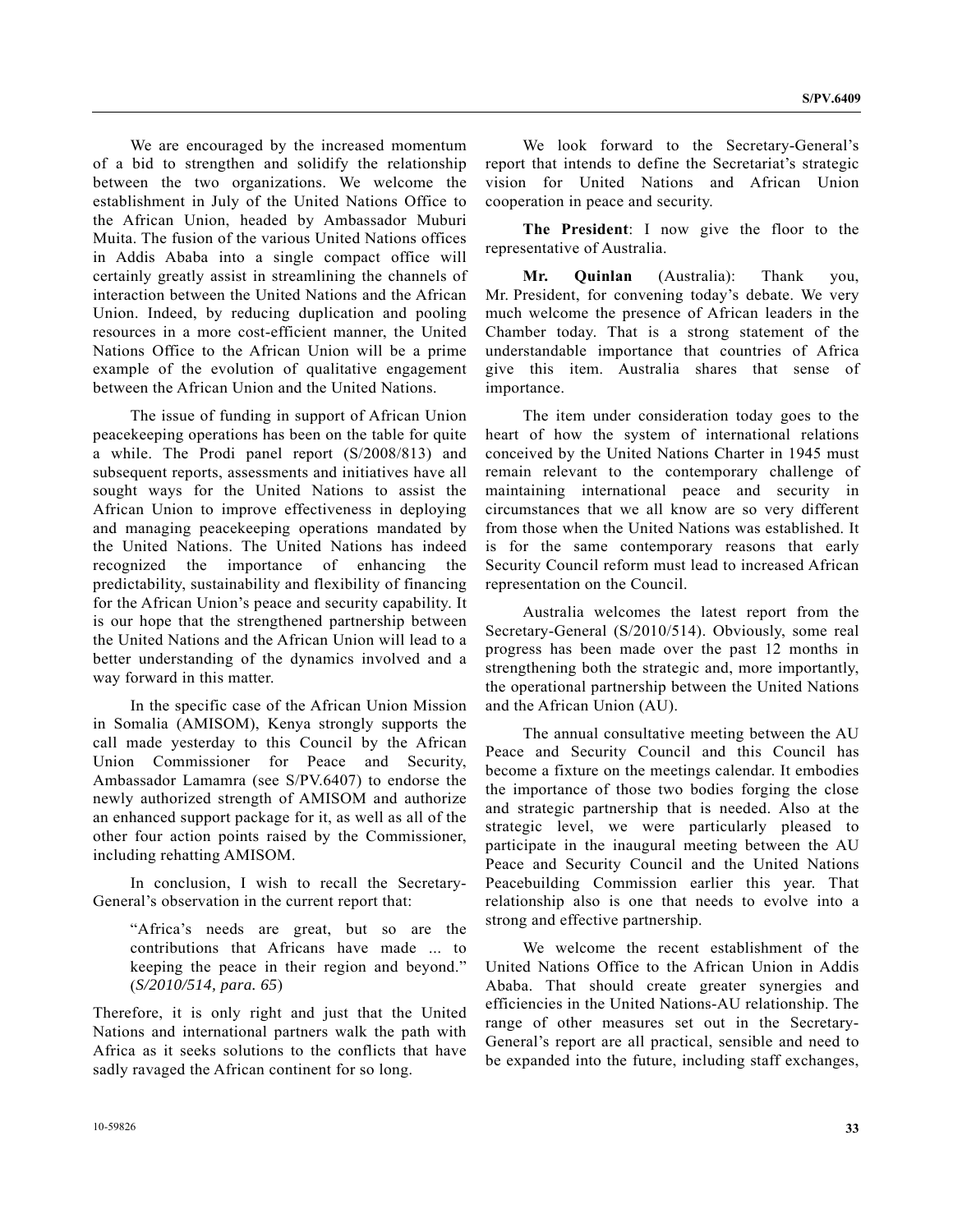We are encouraged by the increased momentum of a bid to strengthen and solidify the relationship between the two organizations. We welcome the establishment in July of the United Nations Office to the African Union, headed by Ambassador Muburi Muita. The fusion of the various United Nations offices in Addis Ababa into a single compact office will certainly greatly assist in streamlining the channels of interaction between the United Nations and the African Union. Indeed, by reducing duplication and pooling resources in a more cost-efficient manner, the United Nations Office to the African Union will be a prime example of the evolution of qualitative engagement between the African Union and the United Nations.

The issue of funding in support of African Union peacekeeping operations has been on the table for quite a while. The Prodi panel report (S/2008/813) and subsequent reports, assessments and initiatives have all sought ways for the United Nations to assist the African Union to improve effectiveness in deploying and managing peacekeeping operations mandated by the United Nations. The United Nations has indeed recognized the importance of enhancing the predictability, sustainability and flexibility of financing for the African Union's peace and security capability. It is our hope that the strengthened partnership between the United Nations and the African Union will lead to a better understanding of the dynamics involved and a way forward in this matter.

In the specific case of the African Union Mission in Somalia (AMISOM), Kenya strongly supports the call made yesterday to this Council by the African Union Commissioner for Peace and Security, Ambassador Lamamra (see S/PV.6407) to endorse the newly authorized strength of AMISOM and authorize an enhanced support package for it, as well as all of the other four action points raised by the Commissioner, including rehatting AMISOM.

In conclusion, I wish to recall the Secretary-General's observation in the current report that:

> "Africa's needs are great, but so are the contributions that Africans have made ... to keeping the peace in their region and beyond." (*S/2010/514, para. 65*)

Therefore, it is only right and just that the United Nations and international partners walk the path with Africa as it seeks solutions to the conflicts that have sadly ravaged the African continent for so long.

We look forward to the Secretary-General's report that intends to define the Secretariat's strategic vision for United Nations and African Union cooperation in peace and security.

**The President**: I now give the floor to the representative of Australia.

**Mr. Quinlan** (Australia): Thank you, Mr. President, for convening today's debate. We very much welcome the presence of African leaders in the Chamber today. That is a strong statement of the understandable importance that countries of Africa give this item. Australia shares that sense of importance.

The item under consideration today goes to the heart of how the system of international relations conceived by the United Nations Charter in 1945 must remain relevant to the contemporary challenge of maintaining international peace and security in circumstances that we all know are so very different from those when the United Nations was established. It is for the same contemporary reasons that early Security Council reform must lead to increased African representation on the Council.

Australia welcomes the latest report from the Secretary-General (S/2010/514). Obviously, some real progress has been made over the past 12 months in strengthening both the strategic and, more importantly, the operational partnership between the United Nations and the African Union (AU).

The annual consultative meeting between the AU Peace and Security Council and this Council has become a fixture on the meetings calendar. It embodies the importance of those two bodies forging the close and strategic partnership that is needed. Also at the strategic level, we were particularly pleased to participate in the inaugural meeting between the AU Peace and Security Council and the United Nations Peacebuilding Commission earlier this year. That relationship also is one that needs to evolve into a strong and effective partnership.

We welcome the recent establishment of the United Nations Office to the African Union in Addis Ababa. That should create greater synergies and efficiencies in the United Nations-AU relationship. The range of other measures set out in the Secretary-General's report are all practical, sensible and need to be expanded into the future, including staff exchanges,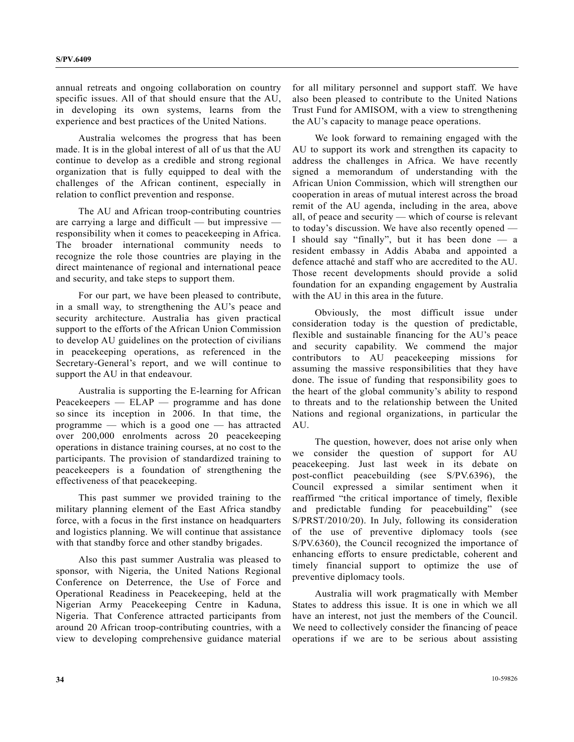annual retreats and ongoing collaboration on country specific issues. All of that should ensure that the AU, in developing its own systems, learns from the experience and best practices of the United Nations.

Australia welcomes the progress that has been made. It is in the global interest of all of us that the AU continue to develop as a credible and strong regional organization that is fully equipped to deal with the challenges of the African continent, especially in relation to conflict prevention and response.

The AU and African troop-contributing countries are carrying a large and difficult — but impressive — responsibility when it comes to peacekeeping in Africa. The broader international community needs to recognize the role those countries are playing in the direct maintenance of regional and international peace and security, and take steps to support them.

For our part, we have been pleased to contribute, in a small way, to strengthening the AU's peace and security architecture. Australia has given practical support to the efforts of the African Union Commission to develop AU guidelines on the protection of civilians in peacekeeping operations, as referenced in the Secretary-General's report, and we will continue to support the AU in that endeavour.

Australia is supporting the E-learning for African Peacekeepers — ELAP — programme and has done so since its inception in 2006. In that time, the programme — which is a good one — has attracted over 200,000 enrolments across 20 peacekeeping operations in distance training courses, at no cost to the participants. The provision of standardized training to peacekeepers is a foundation of strengthening the effectiveness of that peacekeeping.

This past summer we provided training to the military planning element of the East Africa standby force, with a focus in the first instance on headquarters and logistics planning. We will continue that assistance with that standby force and other standby brigades.

Also this past summer Australia was pleased to sponsor, with Nigeria, the United Nations Regional Conference on Deterrence, the Use of Force and Operational Readiness in Peacekeeping, held at the Nigerian Army Peacekeeping Centre in Kaduna, Nigeria. That Conference attracted participants from around 20 African troop-contributing countries, with a view to developing comprehensive guidance material for all military personnel and support staff. We have also been pleased to contribute to the United Nations Trust Fund for AMISOM, with a view to strengthening the AU's capacity to manage peace operations.

We look forward to remaining engaged with the AU to support its work and strengthen its capacity to address the challenges in Africa. We have recently signed a memorandum of understanding with the African Union Commission, which will strengthen our cooperation in areas of mutual interest across the broad remit of the AU agenda, including in the area, above all, of peace and security — which of course is relevant to today's discussion. We have also recently opened — I should say "finally", but it has been done — a resident embassy in Addis Ababa and appointed a defence attaché and staff who are accredited to the AU. Those recent developments should provide a solid foundation for an expanding engagement by Australia with the AU in this area in the future.

Obviously, the most difficult issue under consideration today is the question of predictable, flexible and sustainable financing for the AU's peace and security capability. We commend the major contributors to AU peacekeeping missions for assuming the massive responsibilities that they have done. The issue of funding that responsibility goes to the heart of the global community's ability to respond to threats and to the relationship between the United Nations and regional organizations, in particular the AU.

The question, however, does not arise only when we consider the question of support for AU peacekeeping. Just last week in its debate on post-conflict peacebuilding (see S/PV.6396), the Council expressed a similar sentiment when it reaffirmed "the critical importance of timely, flexible and predictable funding for peacebuilding" (see S/PRST/2010/20). In July, following its consideration of the use of preventive diplomacy tools (see S/PV.6360), the Council recognized the importance of enhancing efforts to ensure predictable, coherent and timely financial support to optimize the use of preventive diplomacy tools.

Australia will work pragmatically with Member States to address this issue. It is one in which we all have an interest, not just the members of the Council. We need to collectively consider the financing of peace operations if we are to be serious about assisting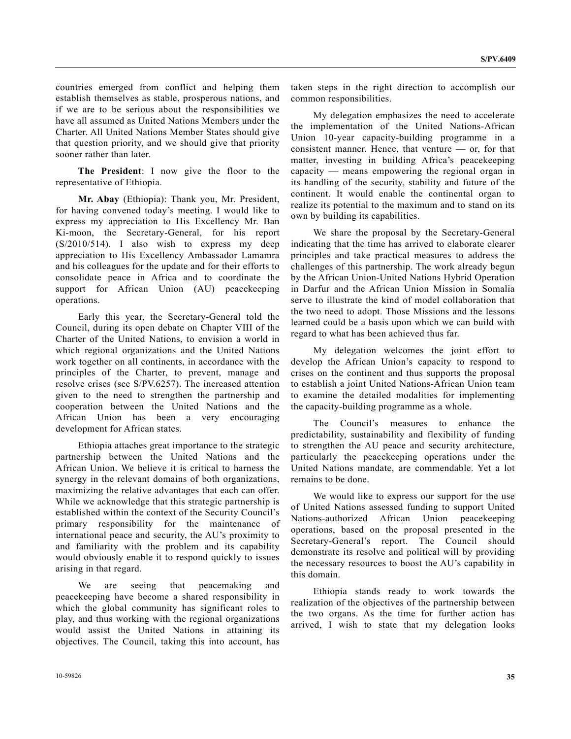countries emerged from conflict and helping them establish themselves as stable, prosperous nations, and if we are to be serious about the responsibilities we have all assumed as United Nations Members under the Charter. All United Nations Member States should give that question priority, and we should give that priority sooner rather than later.

**The President**: I now give the floor to the representative of Ethiopia.

**Mr. Abay** (Ethiopia): Thank you, Mr. President, for having convened today's meeting. I would like to express my appreciation to His Excellency Mr. Ban Ki-moon, the Secretary-General, for his report (S/2010/514). I also wish to express my deep appreciation to His Excellency Ambassador Lamamra and his colleagues for the update and for their efforts to consolidate peace in Africa and to coordinate the support for African Union (AU) peacekeeping operations.

Early this year, the Secretary-General told the Council, during its open debate on Chapter VIII of the Charter of the United Nations, to envision a world in which regional organizations and the United Nations work together on all continents, in accordance with the principles of the Charter, to prevent, manage and resolve crises (see S/PV.6257). The increased attention given to the need to strengthen the partnership and cooperation between the United Nations and the African Union has been a very encouraging development for African states.

Ethiopia attaches great importance to the strategic partnership between the United Nations and the African Union. We believe it is critical to harness the synergy in the relevant domains of both organizations, maximizing the relative advantages that each can offer. While we acknowledge that this strategic partnership is established within the context of the Security Council's primary responsibility for the maintenance of international peace and security, the AU's proximity to and familiarity with the problem and its capability would obviously enable it to respond quickly to issues arising in that regard.

We are seeing that peacemaking and peacekeeping have become a shared responsibility in which the global community has significant roles to play, and thus working with the regional organizations would assist the United Nations in attaining its objectives. The Council, taking this into account, has taken steps in the right direction to accomplish our common responsibilities.

My delegation emphasizes the need to accelerate the implementation of the United Nations-African Union 10-year capacity-building programme in a consistent manner. Hence, that venture — or, for that matter, investing in building Africa's peacekeeping capacity — means empowering the regional organ in its handling of the security, stability and future of the continent. It would enable the continental organ to realize its potential to the maximum and to stand on its own by building its capabilities.

We share the proposal by the Secretary-General indicating that the time has arrived to elaborate clearer principles and take practical measures to address the challenges of this partnership. The work already begun by the African Union-United Nations Hybrid Operation in Darfur and the African Union Mission in Somalia serve to illustrate the kind of model collaboration that the two need to adopt. Those Missions and the lessons learned could be a basis upon which we can build with regard to what has been achieved thus far.

My delegation welcomes the joint effort to develop the African Union's capacity to respond to crises on the continent and thus supports the proposal to establish a joint United Nations-African Union team to examine the detailed modalities for implementing the capacity-building programme as a whole.

The Council's measures to enhance the predictability, sustainability and flexibility of funding to strengthen the AU peace and security architecture, particularly the peacekeeping operations under the United Nations mandate, are commendable. Yet a lot remains to be done.

We would like to express our support for the use of United Nations assessed funding to support United Nations-authorized African Union peacekeeping operations, based on the proposal presented in the Secretary-General's report. The Council should demonstrate its resolve and political will by providing the necessary resources to boost the AU's capability in this domain.

Ethiopia stands ready to work towards the realization of the objectives of the partnership between the two organs. As the time for further action has arrived, I wish to state that my delegation looks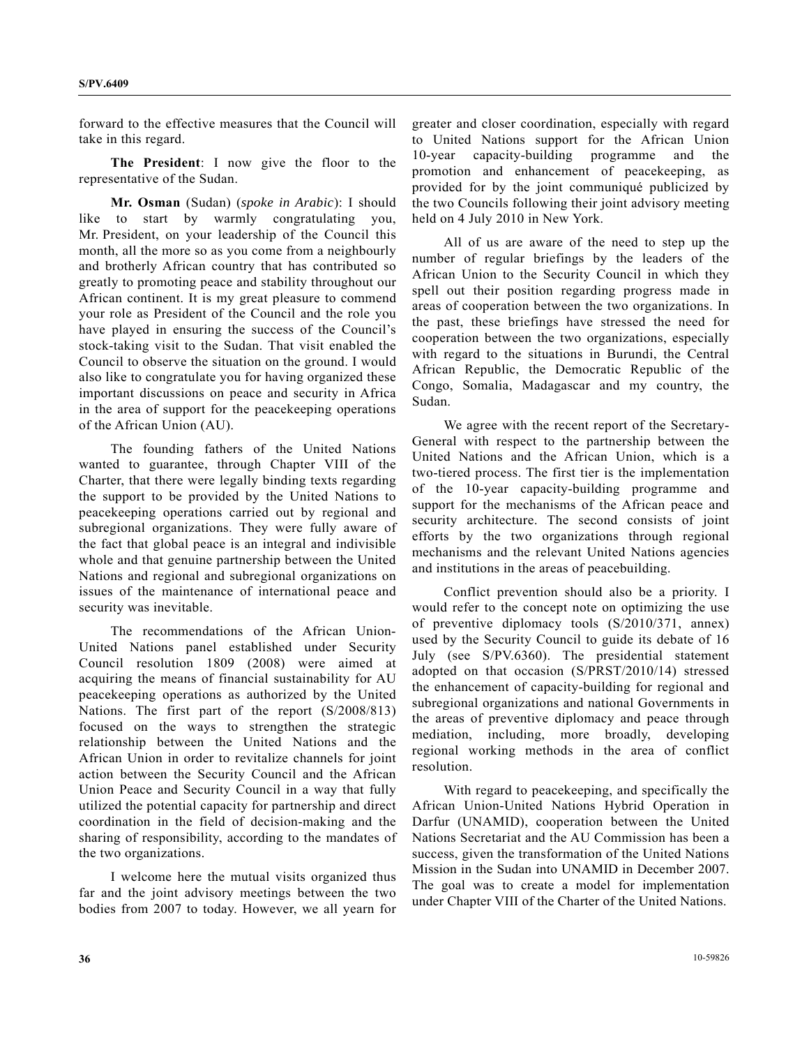forward to the effective measures that the Council will take in this regard.

**The President**: I now give the floor to the representative of the Sudan.

**Mr. Osman** (Sudan) (*spoke in Arabic*): I should like to start by warmly congratulating you, Mr. President, on your leadership of the Council this month, all the more so as you come from a neighbourly and brotherly African country that has contributed so greatly to promoting peace and stability throughout our African continent. It is my great pleasure to commend your role as President of the Council and the role you have played in ensuring the success of the Council's stock-taking visit to the Sudan. That visit enabled the Council to observe the situation on the ground. I would also like to congratulate you for having organized these important discussions on peace and security in Africa in the area of support for the peacekeeping operations of the African Union (AU).

The founding fathers of the United Nations wanted to guarantee, through Chapter VIII of the Charter, that there were legally binding texts regarding the support to be provided by the United Nations to peacekeeping operations carried out by regional and subregional organizations. They were fully aware of the fact that global peace is an integral and indivisible whole and that genuine partnership between the United Nations and regional and subregional organizations on issues of the maintenance of international peace and security was inevitable.

The recommendations of the African Union-United Nations panel established under Security Council resolution 1809 (2008) were aimed at acquiring the means of financial sustainability for AU peacekeeping operations as authorized by the United Nations. The first part of the report (S/2008/813) focused on the ways to strengthen the strategic relationship between the United Nations and the African Union in order to revitalize channels for joint action between the Security Council and the African Union Peace and Security Council in a way that fully utilized the potential capacity for partnership and direct coordination in the field of decision-making and the sharing of responsibility, according to the mandates of the two organizations.

I welcome here the mutual visits organized thus far and the joint advisory meetings between the two bodies from 2007 to today. However, we all yearn for greater and closer coordination, especially with regard to United Nations support for the African Union 10-year capacity-building programme and the promotion and enhancement of peacekeeping, as provided for by the joint communiqué publicized by the two Councils following their joint advisory meeting held on 4 July 2010 in New York.

All of us are aware of the need to step up the number of regular briefings by the leaders of the African Union to the Security Council in which they spell out their position regarding progress made in areas of cooperation between the two organizations. In the past, these briefings have stressed the need for cooperation between the two organizations, especially with regard to the situations in Burundi, the Central African Republic, the Democratic Republic of the Congo, Somalia, Madagascar and my country, the Sudan.

We agree with the recent report of the Secretary-General with respect to the partnership between the United Nations and the African Union, which is a two-tiered process. The first tier is the implementation of the 10-year capacity-building programme and support for the mechanisms of the African peace and security architecture. The second consists of joint efforts by the two organizations through regional mechanisms and the relevant United Nations agencies and institutions in the areas of peacebuilding.

Conflict prevention should also be a priority. I would refer to the concept note on optimizing the use of preventive diplomacy tools (S/2010/371, annex) used by the Security Council to guide its debate of 16 July (see S/PV.6360). The presidential statement adopted on that occasion (S/PRST/2010/14) stressed the enhancement of capacity-building for regional and subregional organizations and national Governments in the areas of preventive diplomacy and peace through mediation, including, more broadly, developing regional working methods in the area of conflict resolution.

With regard to peacekeeping, and specifically the African Union-United Nations Hybrid Operation in Darfur (UNAMID), cooperation between the United Nations Secretariat and the AU Commission has been a success, given the transformation of the United Nations Mission in the Sudan into UNAMID in December 2007. The goal was to create a model for implementation under Chapter VIII of the Charter of the United Nations.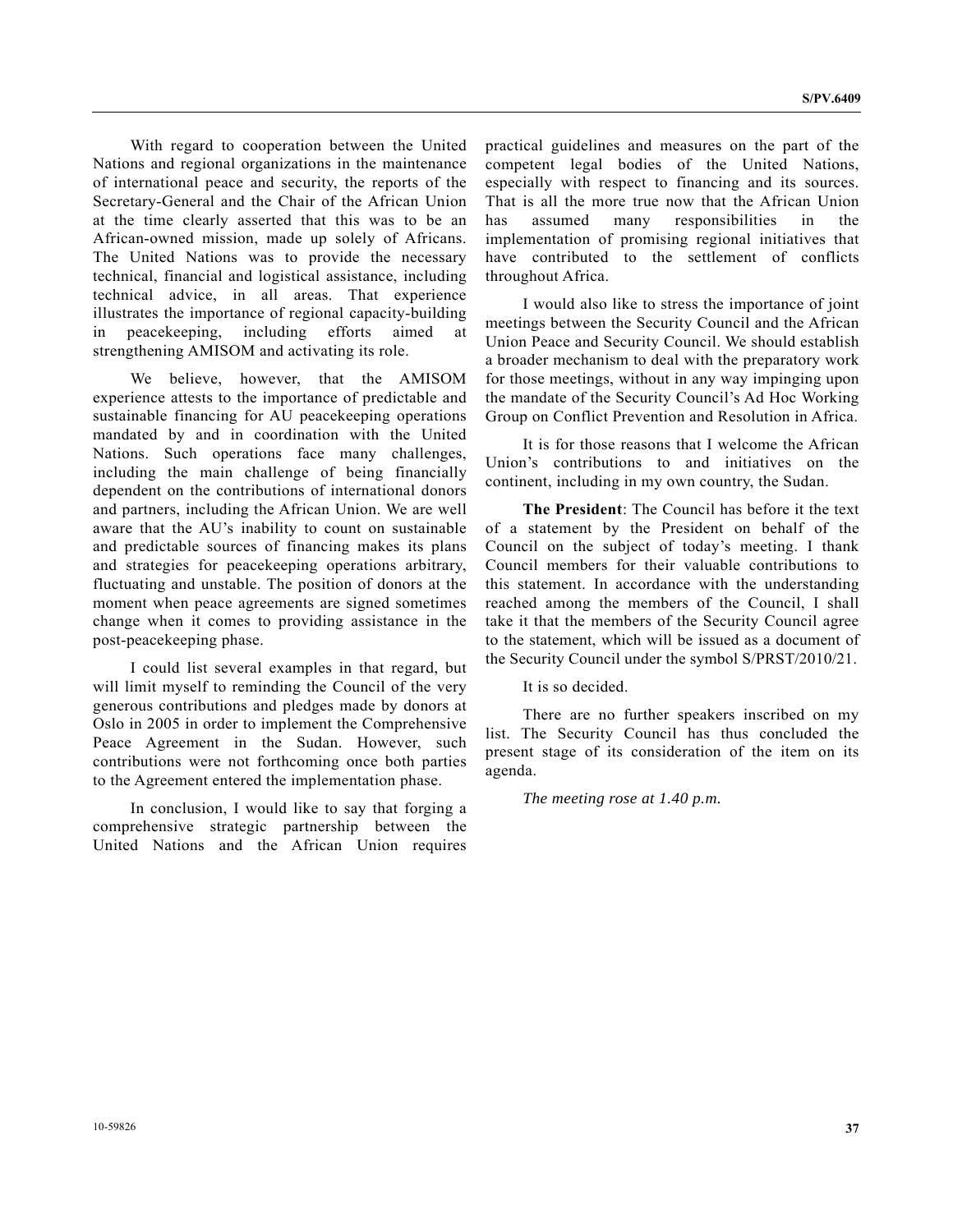With regard to cooperation between the United Nations and regional organizations in the maintenance of international peace and security, the reports of the Secretary-General and the Chair of the African Union at the time clearly asserted that this was to be an African-owned mission, made up solely of Africans. The United Nations was to provide the necessary technical, financial and logistical assistance, including technical advice, in all areas. That experience illustrates the importance of regional capacity-building in peacekeeping, including efforts aimed at strengthening AMISOM and activating its role.

We believe, however, that the AMISOM experience attests to the importance of predictable and sustainable financing for AU peacekeeping operations mandated by and in coordination with the United Nations. Such operations face many challenges, including the main challenge of being financially dependent on the contributions of international donors and partners, including the African Union. We are well aware that the AU's inability to count on sustainable and predictable sources of financing makes its plans and strategies for peacekeeping operations arbitrary, fluctuating and unstable. The position of donors at the moment when peace agreements are signed sometimes change when it comes to providing assistance in the post-peacekeeping phase.

I could list several examples in that regard, but will limit myself to reminding the Council of the very generous contributions and pledges made by donors at Oslo in 2005 in order to implement the Comprehensive Peace Agreement in the Sudan. However, such contributions were not forthcoming once both parties to the Agreement entered the implementation phase.

In conclusion, I would like to say that forging a comprehensive strategic partnership between the United Nations and the African Union requires practical guidelines and measures on the part of the competent legal bodies of the United Nations, especially with respect to financing and its sources. That is all the more true now that the African Union has assumed many responsibilities in the implementation of promising regional initiatives that have contributed to the settlement of conflicts throughout Africa.

I would also like to stress the importance of joint meetings between the Security Council and the African Union Peace and Security Council. We should establish a broader mechanism to deal with the preparatory work for those meetings, without in any way impinging upon the mandate of the Security Council's Ad Hoc Working Group on Conflict Prevention and Resolution in Africa.

It is for those reasons that I welcome the African Union's contributions to and initiatives on the continent, including in my own country, the Sudan.

**The President**: The Council has before it the text of a statement by the President on behalf of the Council on the subject of today's meeting. I thank Council members for their valuable contributions to this statement. In accordance with the understanding reached among the members of the Security Council, I shall take it that the members of the Security Council agree to the statement, which will be issued as a document of the Security Council under the symbol S/PRST/2010/21.

It is so decided.

There are no further speakers inscribed on my list. The Security Council has thus concluded the present stage of its consideration of the item on its agenda.

*The meeting rose at 1.40 p.m.*